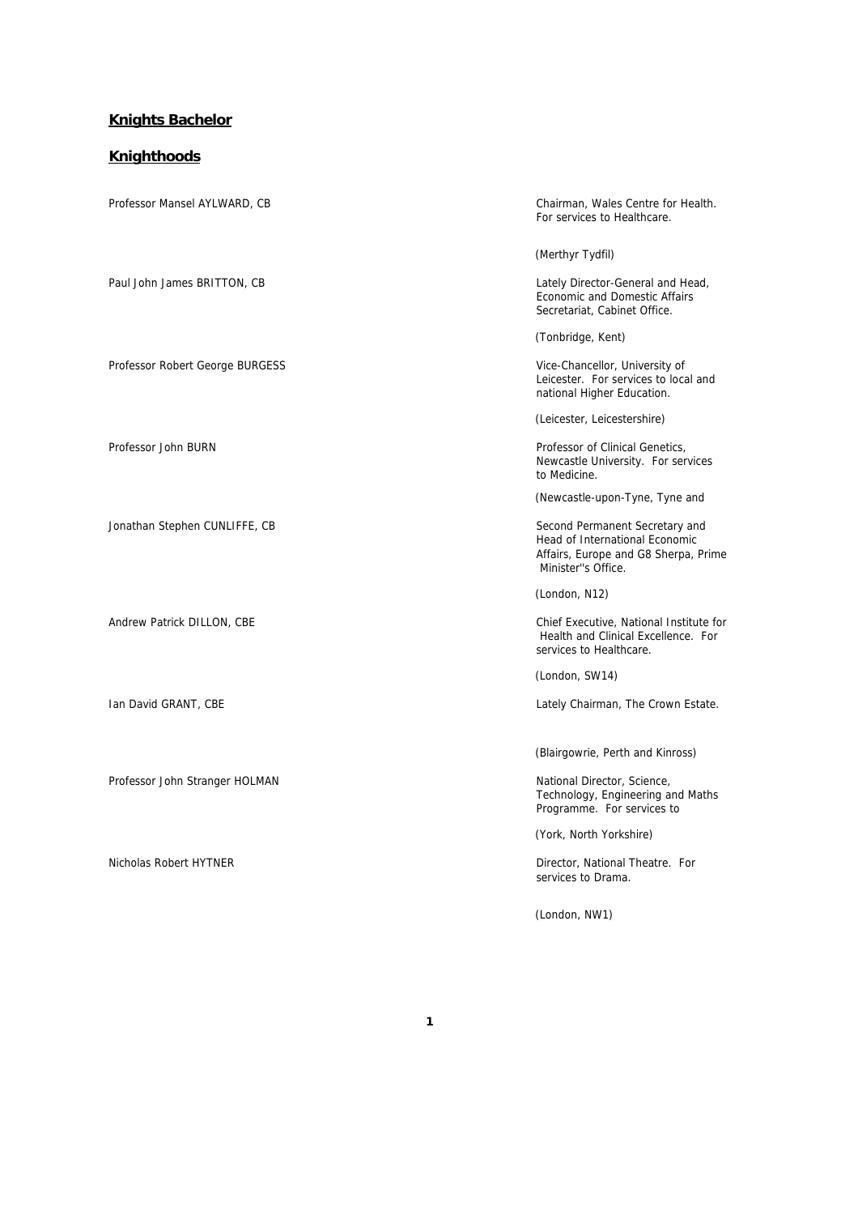## Knights Bachelor

## Knighthoods

| | |
|---|---|
| Professor Mansel AYLWARD, CB | Chairman, Wales Centre for Health. For services to Healthcare.<br><br>(Merthyr Tydfil) |
| Paul John James BRITTON, CB | Lately Director-General and Head, Economic and Domestic Affairs Secretariat, Cabinet Office.<br><br>(Tonbridge, Kent) |
| Professor Robert George BURGESS | Vice-Chancellor, University of Leicester. For services to local and national Higher Education.<br><br>(Leicester, Leicestershire) |
| Professor John BURN | Professor of Clinical Genetics, Newcastle University. For services to Medicine.<br><br>(Newcastle-upon-Tyne, Tyne and |
| Jonathan Stephen CUNLIFFE, CB | Second Permanent Secretary and Head of International Economic Affairs, Europe and G8 Sherpa, Prime Minister''s Office.<br><br>(London, N12) |
| Andrew Patrick DILLON, CBE | Chief Executive, National Institute for Health and Clinical Excellence. For services to Healthcare.<br><br>(London, SW14) |
| Ian David GRANT, CBE | Lately Chairman, The Crown Estate.<br><br>(Blairgowrie, Perth and Kinross) |
| Professor John Stranger HOLMAN | National Director, Science, Technology, Engineering and Maths Programme. For services to<br><br>(York, North Yorkshire) |
| Nicholas Robert HYTNER | Director, National Theatre. For services to Drama.<br><br>(London, NW1) |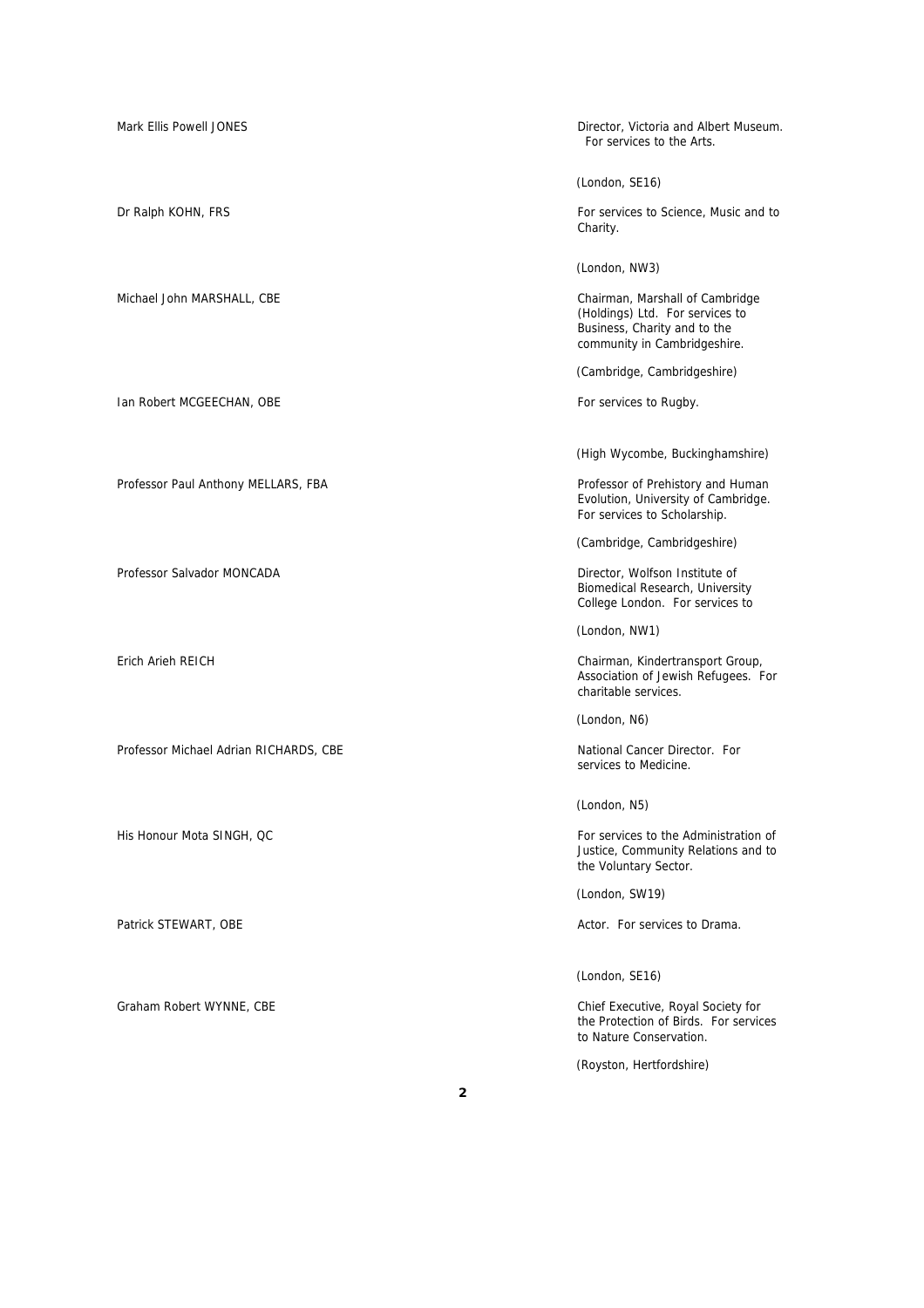| | |
|---|---|
| Mark Ellis Powell JONES | Director, Victoria and Albert Museum. For services to the Arts.<br><br>(London, SE16) |
| Dr Ralph KOHN, FRS | For services to Science, Music and to Charity.<br><br>(London, NW3) |
| Michael John MARSHALL, CBE | Chairman, Marshall of Cambridge (Holdings) Ltd. For services to Business, Charity and to the community in Cambridgeshire.<br><br>(Cambridge, Cambridgeshire) |
| Ian Robert MCGEECHAN, OBE | For services to Rugby.<br><br>(High Wycombe, Buckinghamshire) |
| Professor Paul Anthony MELLARS, FBA | Professor of Prehistory and Human Evolution, University of Cambridge. For services to Scholarship.<br><br>(Cambridge, Cambridgeshire) |
| Professor Salvador MONCADA | Director, Wolfson Institute of Biomedical Research, University College London. For services to<br><br>(London, NW1) |
| Erich Arieh REICH | Chairman, Kindertransport Group, Association of Jewish Refugees. For charitable services.<br><br>(London, N6) |
| Professor Michael Adrian RICHARDS, CBE | National Cancer Director. For services to Medicine.<br><br>(London, N5) |
| His Honour Mota SINGH, QC | For services to the Administration of Justice, Community Relations and to the Voluntary Sector.<br><br>(London, SW19) |
| Patrick STEWART, OBE | Actor. For services to Drama.<br><br>(London, SE16) |
| Graham Robert WYNNE, CBE | Chief Executive, Royal Society for the Protection of Birds. For services to Nature Conservation.<br><br>(Royston, Hertfordshire) |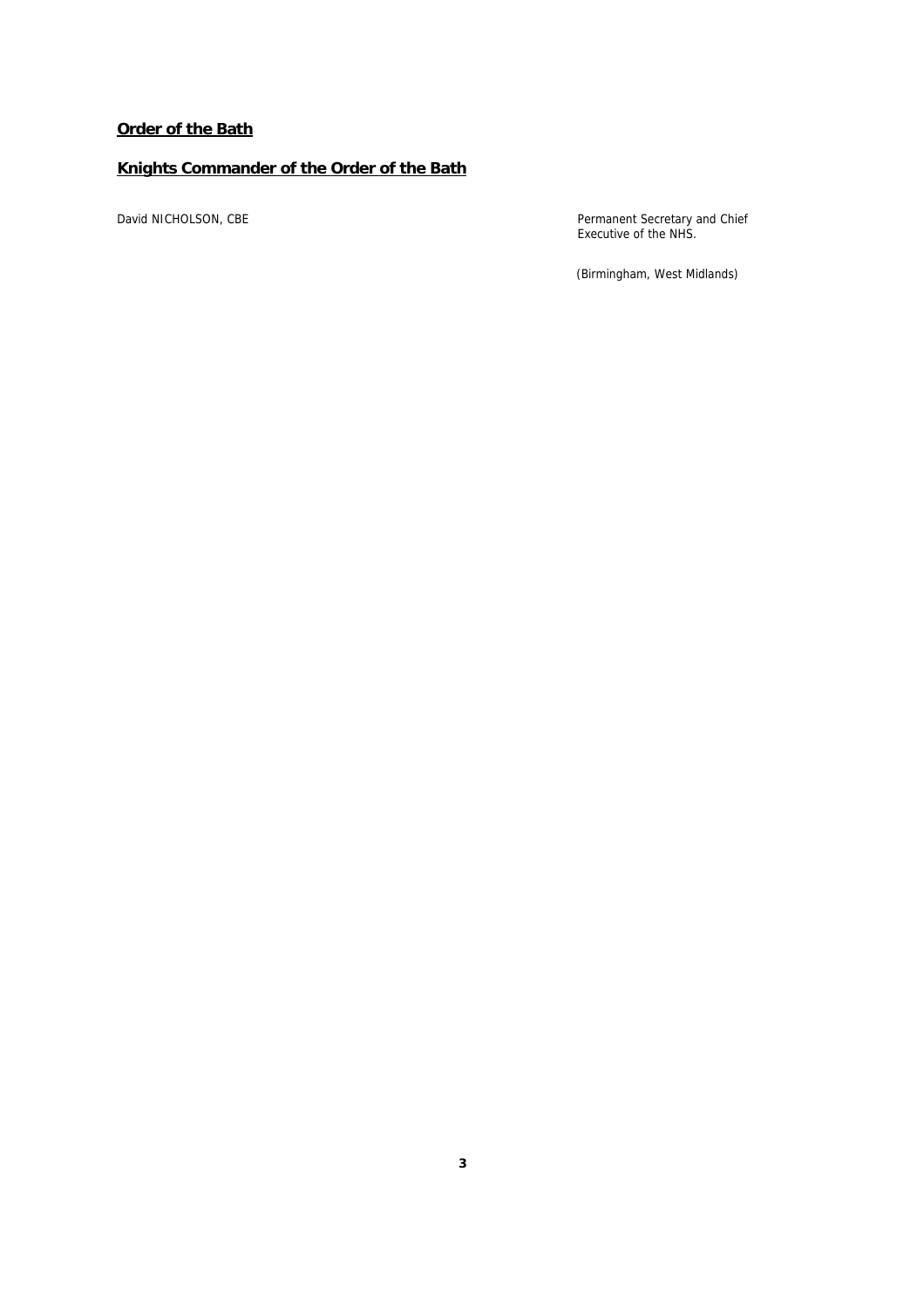## **Order of the Bath**

### **Knights Commander of the Order of the Bath**

David NICHOLSON, CBE — Permanent Secretary and Chief Executive of the NHS.

(Birmingham, West Midlands)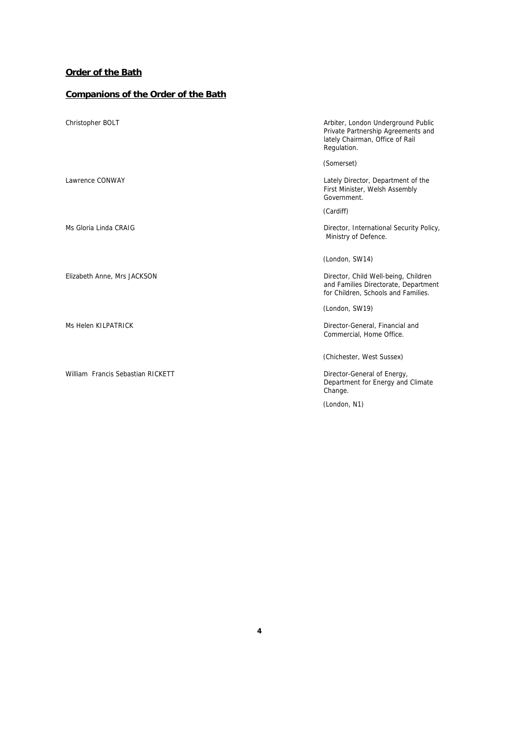## Order of the Bath

## Companions of the Order of the Bath

| | |
|---|---|
| Christopher BOLT | Arbiter, London Underground Public Private Partnership Agreements and lately Chairman, Office of Rail Regulation.<br><br>(Somerset) |
| Lawrence CONWAY | Lately Director, Department of the First Minister, Welsh Assembly Government.<br><br>(Cardiff) |
| Ms Gloria Linda CRAIG | Director, International Security Policy, Ministry of Defence.<br><br>(London, SW14) |
| Elizabeth Anne, Mrs JACKSON | Director, Child Well-being, Children and Families Directorate, Department for Children, Schools and Families.<br><br>(London, SW19) |
| Ms Helen KILPATRICK | Director-General, Financial and Commercial, Home Office.<br><br>(Chichester, West Sussex) |
| William Francis Sebastian RICKETT | Director-General of Energy, Department for Energy and Climate Change.<br><br>(London, N1) |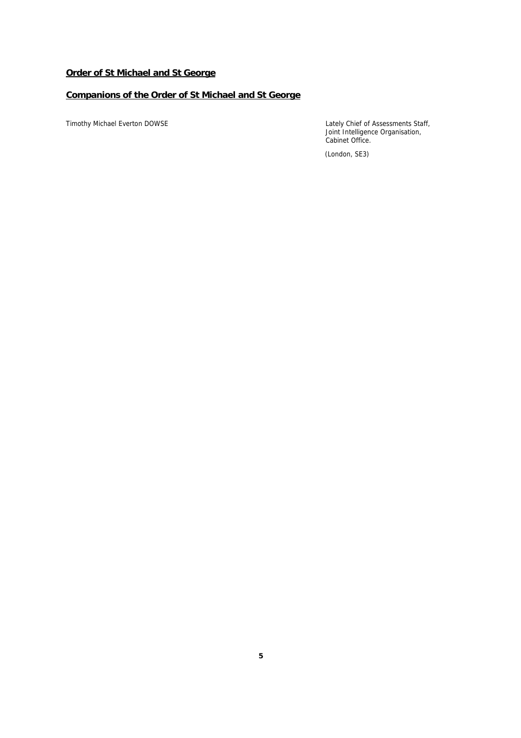**Order of St Michael and St George**

**Companions of the Order of St Michael and St George**

Timothy Michael Everton DOWSE

Lately Chief of Assessments Staff, Joint Intelligence Organisation, Cabinet Office.

(London, SE3)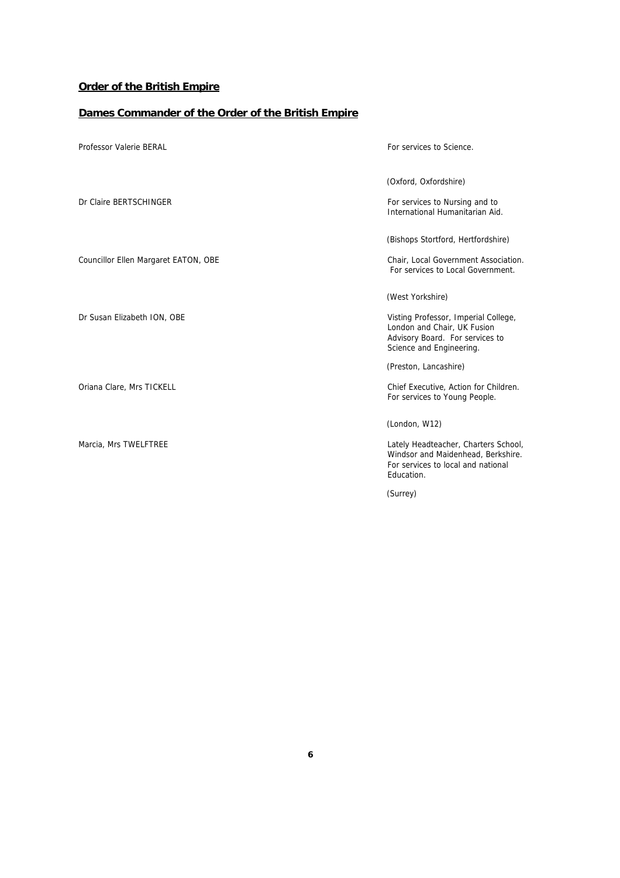## Order of the British Empire

### Dames Commander of the Order of the British Empire

| | |
|---|---|
| Professor Valerie BERAL | For services to Science.<br><br>(Oxford, Oxfordshire) |
| Dr Claire BERTSCHINGER | For services to Nursing and to International Humanitarian Aid.<br><br>(Bishops Stortford, Hertfordshire) |
| Councillor Ellen Margaret EATON, OBE | Chair, Local Government Association. For services to Local Government.<br><br>(West Yorkshire) |
| Dr Susan Elizabeth ION, OBE | Visting Professor, Imperial College, London and Chair, UK Fusion Advisory Board. For services to Science and Engineering.<br><br>(Preston, Lancashire) |
| Oriana Clare, Mrs TICKELL | Chief Executive, Action for Children. For services to Young People.<br><br>(London, W12) |
| Marcia, Mrs TWELFTREE | Lately Headteacher, Charters School, Windsor and Maidenhead, Berkshire. For services to local and national Education.<br><br>(Surrey) |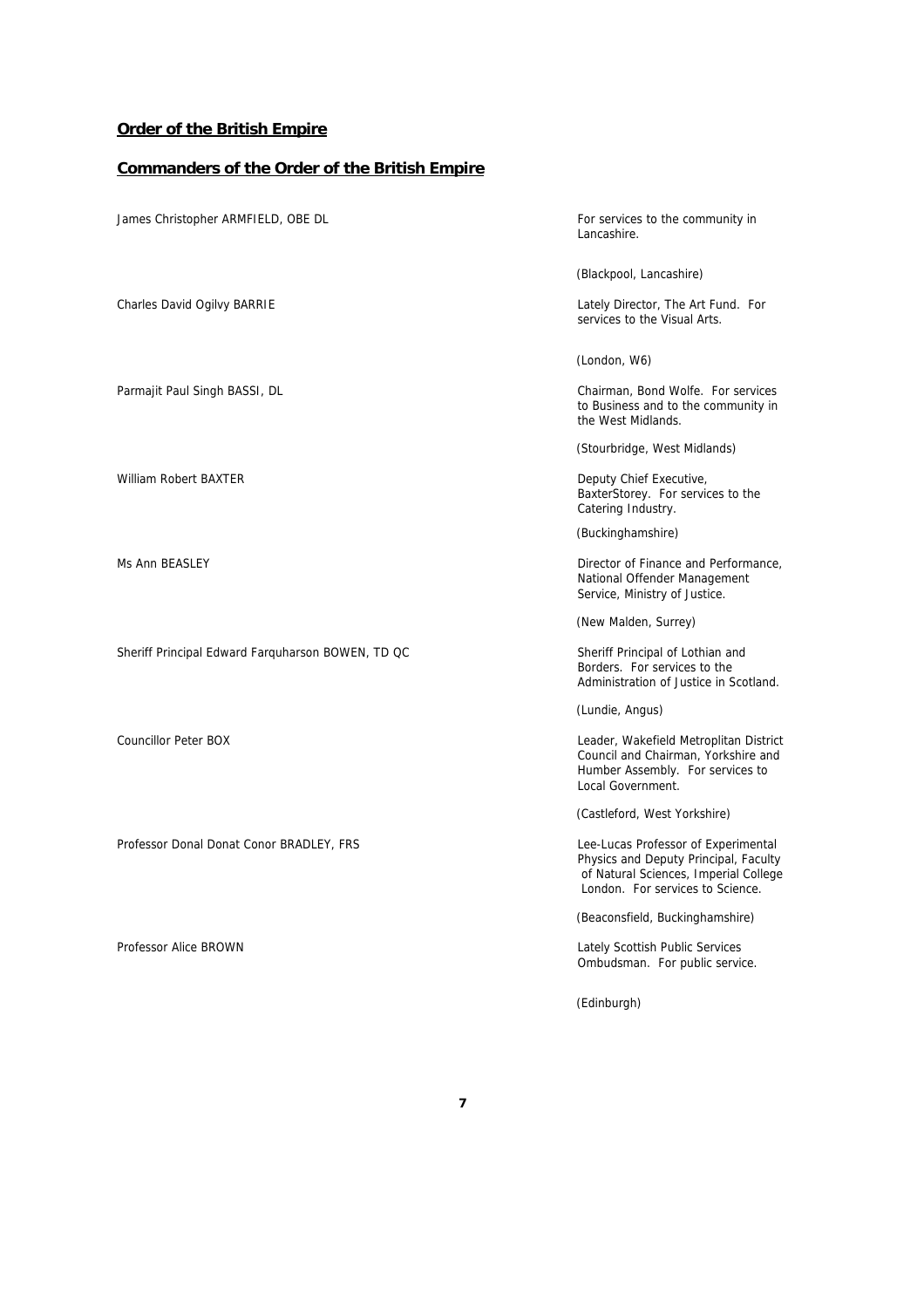## Order of the British Empire

## Commanders of the Order of the British Empire

| | |
|---|---|
| James Christopher ARMFIELD, OBE DL | For services to the community in Lancashire.<br><br>(Blackpool, Lancashire) |
| Charles David Ogilvy BARRIE | Lately Director, The Art Fund. For services to the Visual Arts.<br><br>(London, W6) |
| Parmajit Paul Singh BASSI, DL | Chairman, Bond Wolfe. For services to Business and to the community in the West Midlands.<br><br>(Stourbridge, West Midlands) |
| William Robert BAXTER | Deputy Chief Executive, BaxterStorey. For services to the Catering Industry.<br><br>(Buckinghamshire) |
| Ms Ann BEASLEY | Director of Finance and Performance, National Offender Management Service, Ministry of Justice.<br><br>(New Malden, Surrey) |
| Sheriff Principal Edward Farquharson BOWEN, TD QC | Sheriff Principal of Lothian and Borders. For services to the Administration of Justice in Scotland.<br><br>(Lundie, Angus) |
| Councillor Peter BOX | Leader, Wakefield Metroplitan District Council and Chairman, Yorkshire and Humber Assembly. For services to Local Government.<br><br>(Castleford, West Yorkshire) |
| Professor Donal Donat Conor BRADLEY, FRS | Lee-Lucas Professor of Experimental Physics and Deputy Principal, Faculty of Natural Sciences, Imperial College London. For services to Science.<br><br>(Beaconsfield, Buckinghamshire) |
| Professor Alice BROWN | Lately Scottish Public Services Ombudsman. For public service.<br><br>(Edinburgh) |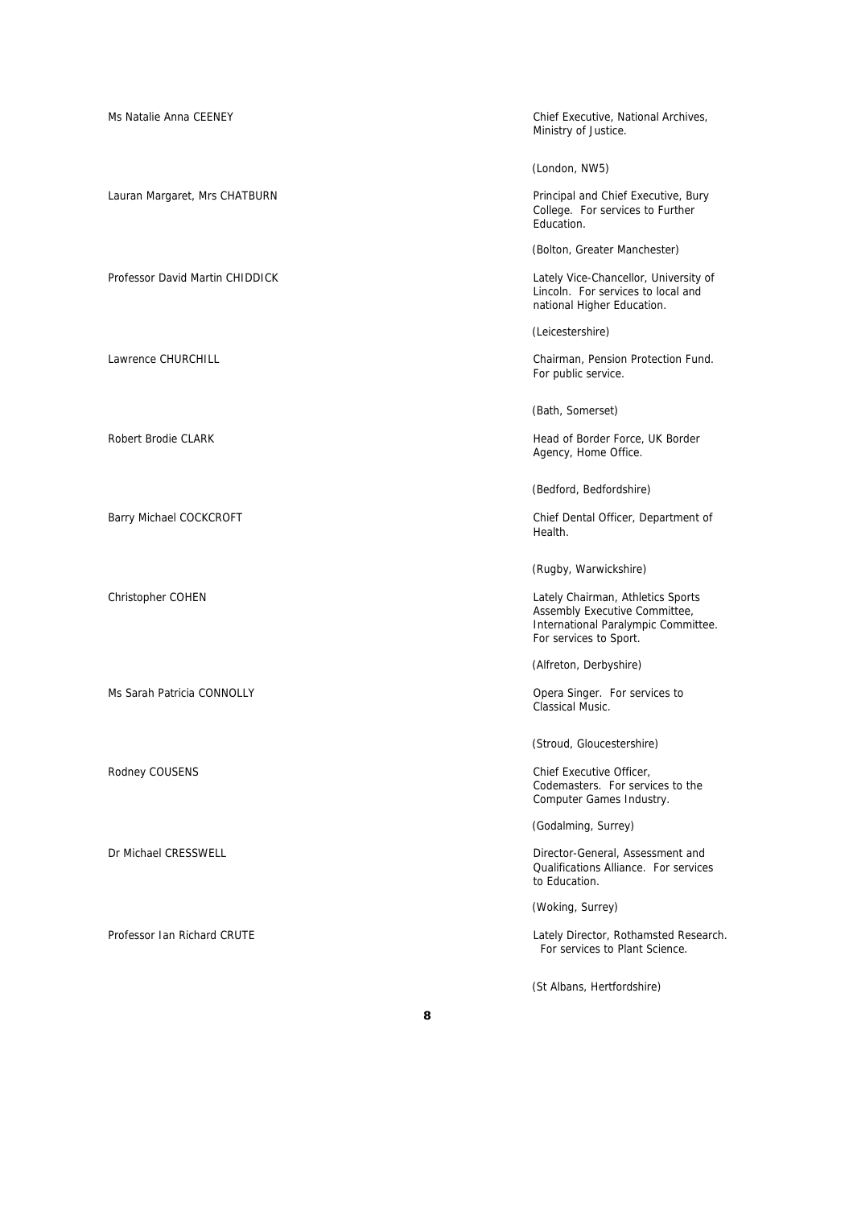| | |
|---|---|
| Ms Natalie Anna CEENEY | Chief Executive, National Archives, Ministry of Justice.<br><br>(London, NW5) |
| Lauran Margaret, Mrs CHATBURN | Principal and Chief Executive, Bury College. For services to Further Education.<br><br>(Bolton, Greater Manchester) |
| Professor David Martin CHIDDICK | Lately Vice-Chancellor, University of Lincoln. For services to local and national Higher Education.<br><br>(Leicestershire) |
| Lawrence CHURCHILL | Chairman, Pension Protection Fund. For public service.<br><br>(Bath, Somerset) |
| Robert Brodie CLARK | Head of Border Force, UK Border Agency, Home Office.<br><br>(Bedford, Bedfordshire) |
| Barry Michael COCKCROFT | Chief Dental Officer, Department of Health.<br><br>(Rugby, Warwickshire) |
| Christopher COHEN | Lately Chairman, Athletics Sports Assembly Executive Committee, International Paralympic Committee. For services to Sport.<br><br>(Alfreton, Derbyshire) |
| Ms Sarah Patricia CONNOLLY | Opera Singer. For services to Classical Music.<br><br>(Stroud, Gloucestershire) |
| Rodney COUSENS | Chief Executive Officer, Codemasters. For services to the Computer Games Industry.<br><br>(Godalming, Surrey) |
| Dr Michael CRESSWELL | Director-General, Assessment and Qualifications Alliance. For services to Education.<br><br>(Woking, Surrey) |
| Professor Ian Richard CRUTE | Lately Director, Rothamsted Research. For services to Plant Science.<br><br>(St Albans, Hertfordshire) |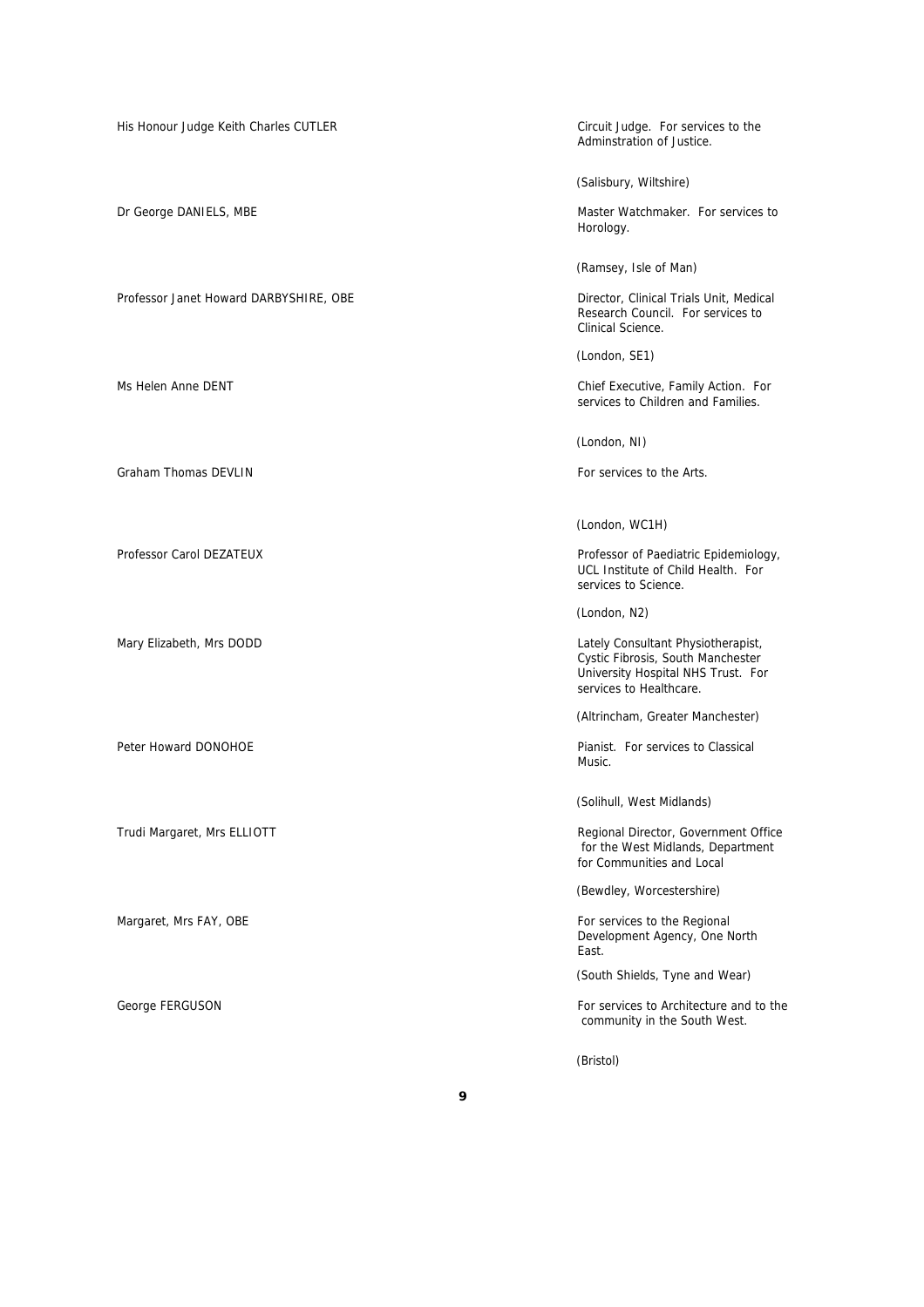His Honour Judge Keith Charles CUTLER

Circuit Judge. For services to the Adminstration of Justice.

(Salisbury, Wiltshire)

Dr George DANIELS, MBE

Master Watchmaker. For services to Horology.

(Ramsey, Isle of Man)

Professor Janet Howard DARBYSHIRE, OBE

Director, Clinical Trials Unit, Medical Research Council. For services to Clinical Science.

(London, SE1)

Ms Helen Anne DENT

Chief Executive, Family Action. For services to Children and Families.

(London, NI)

Graham Thomas DEVLIN

For services to the Arts.

(London, WC1H)

Professor Carol DEZATEUX

Professor of Paediatric Epidemiology, UCL Institute of Child Health. For services to Science.

(London, N2)

Mary Elizabeth, Mrs DODD

Lately Consultant Physiotherapist, Cystic Fibrosis, South Manchester University Hospital NHS Trust. For services to Healthcare.

(Altrincham, Greater Manchester)

Peter Howard DONOHOE

Pianist. For services to Classical Music.

(Solihull, West Midlands)

Trudi Margaret, Mrs ELLIOTT

Regional Director, Government Office for the West Midlands, Department for Communities and Local

(Bewdley, Worcestershire)

Margaret, Mrs FAY, OBE

For services to the Regional Development Agency, One North East.

(South Shields, Tyne and Wear)

George FERGUSON

For services to Architecture and to the community in the South West.

(Bristol)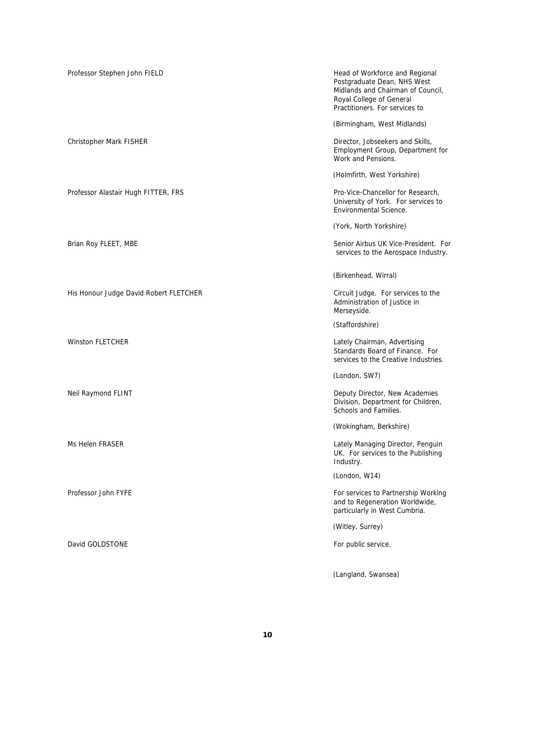Professor Stephen John FIELD

Head of Workforce and Regional Postgraduate Dean, NHS West Midlands and Chairman of Council, Royal College of General Practitioners. For services to

(Birmingham, West Midlands)

Christopher Mark FISHER

Director, Jobseekers and Skills, Employment Group, Department for Work and Pensions.

(Holmfirth, West Yorkshire)

Professor Alastair Hugh FITTER, FRS

Pro-Vice-Chancellor for Research, University of York. For services to Environmental Science.

(York, North Yorkshire)

Brian Roy FLEET, MBE

Senior Airbus UK Vice-President. For services to the Aerospace Industry.

(Birkenhead, Wirral)

His Honour Judge David Robert FLETCHER

Circuit Judge. For services to the Administration of Justice in Merseyside.

(Staffordshire)

Winston FLETCHER

Lately Chairman, Advertising Standards Board of Finance. For services to the Creative Industries.

(London, SW7)

Neil Raymond FLINT

Deputy Director, New Academies Division, Department for Children, Schools and Families.

(Wokingham, Berkshire)

Ms Helen FRASER

Lately Managing Director, Penguin UK. For services to the Publishing Industry.

(London, W14)

Professor John FYFE

For services to Partnership Working and to Regeneration Worldwide, particularly in West Cumbria.

(Witley, Surrey)

David GOLDSTONE

For public service.

(Langland, Swansea)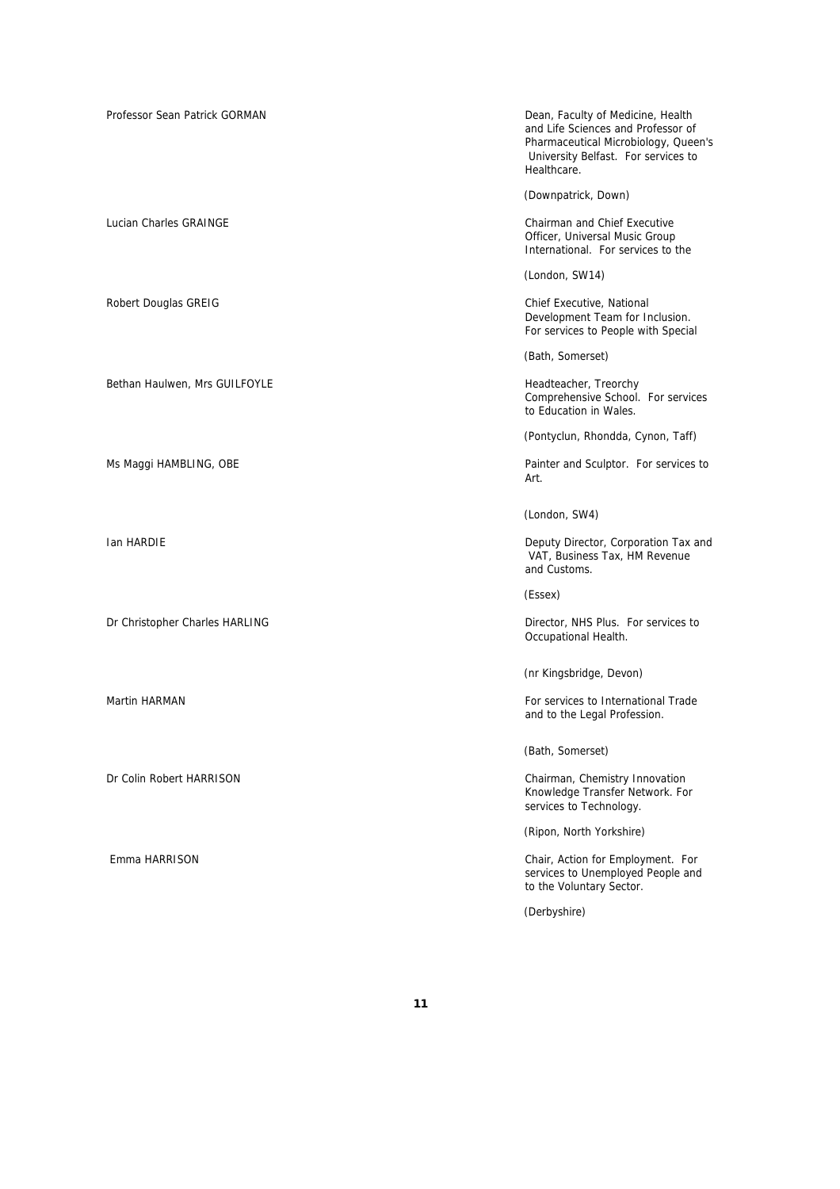| | |
|---|---|
| Professor Sean Patrick GORMAN | Dean, Faculty of Medicine, Health and Life Sciences and Professor of Pharmaceutical Microbiology, Queen's University Belfast. For services to Healthcare.<br><br>(Downpatrick, Down) |
| Lucian Charles GRAINGE | Chairman and Chief Executive Officer, Universal Music Group International. For services to the<br><br>(London, SW14) |
| Robert Douglas GREIG | Chief Executive, National Development Team for Inclusion. For services to People with Special<br><br>(Bath, Somerset) |
| Bethan Haulwen, Mrs GUILFOYLE | Headteacher, Treorchy Comprehensive School. For services to Education in Wales.<br><br>(Pontyclun, Rhondda, Cynon, Taff) |
| Ms Maggi HAMBLING, OBE | Painter and Sculptor. For services to Art.<br><br>(London, SW4) |
| Ian HARDIE | Deputy Director, Corporation Tax and VAT, Business Tax, HM Revenue and Customs.<br><br>(Essex) |
| Dr Christopher Charles HARLING | Director, NHS Plus. For services to Occupational Health.<br><br>(nr Kingsbridge, Devon) |
| Martin HARMAN | For services to International Trade and to the Legal Profession.<br><br>(Bath, Somerset) |
| Dr Colin Robert HARRISON | Chairman, Chemistry Innovation Knowledge Transfer Network. For services to Technology.<br><br>(Ripon, North Yorkshire) |
| Emma HARRISON | Chair, Action for Employment. For services to Unemployed People and to the Voluntary Sector.<br><br>(Derbyshire) |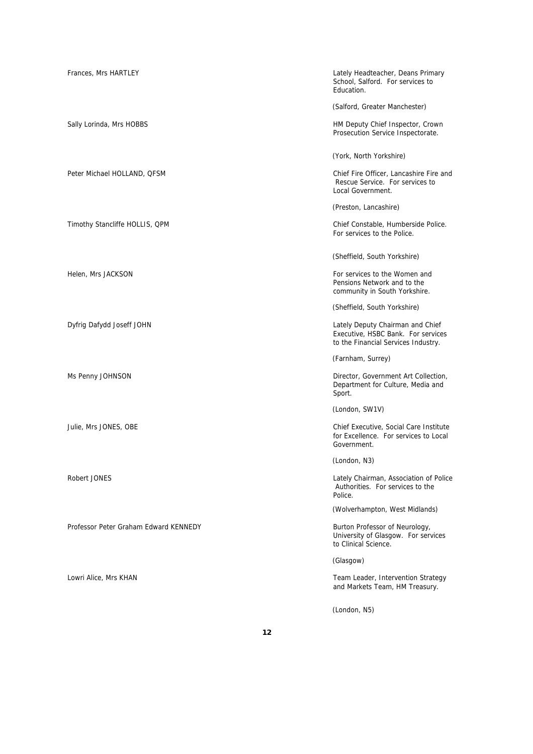Frances, Mrs HARTLEY

Lately Headteacher, Deans Primary School, Salford. For services to Education.

(Salford, Greater Manchester)

Sally Lorinda, Mrs HOBBS

HM Deputy Chief Inspector, Crown Prosecution Service Inspectorate.

(York, North Yorkshire)

Peter Michael HOLLAND, QFSM

Chief Fire Officer, Lancashire Fire and Rescue Service. For services to Local Government.

(Preston, Lancashire)

Timothy Stancliffe HOLLIS, QPM

Chief Constable, Humberside Police. For services to the Police.

(Sheffield, South Yorkshire)

Helen, Mrs JACKSON

For services to the Women and Pensions Network and to the community in South Yorkshire.

(Sheffield, South Yorkshire)

Dyfrig Dafydd Joseff JOHN

Lately Deputy Chairman and Chief Executive, HSBC Bank. For services to the Financial Services Industry.

(Farnham, Surrey)

Ms Penny JOHNSON

Director, Government Art Collection, Department for Culture, Media and Sport.

(London, SW1V)

Julie, Mrs JONES, OBE

Chief Executive, Social Care Institute for Excellence. For services to Local Government.

(London, N3)

Robert JONES

Lately Chairman, Association of Police Authorities. For services to the Police.

(Wolverhampton, West Midlands)

Professor Peter Graham Edward KENNEDY

Burton Professor of Neurology, University of Glasgow. For services to Clinical Science.

(Glasgow)

Lowri Alice, Mrs KHAN

Team Leader, Intervention Strategy and Markets Team, HM Treasury.

(London, N5)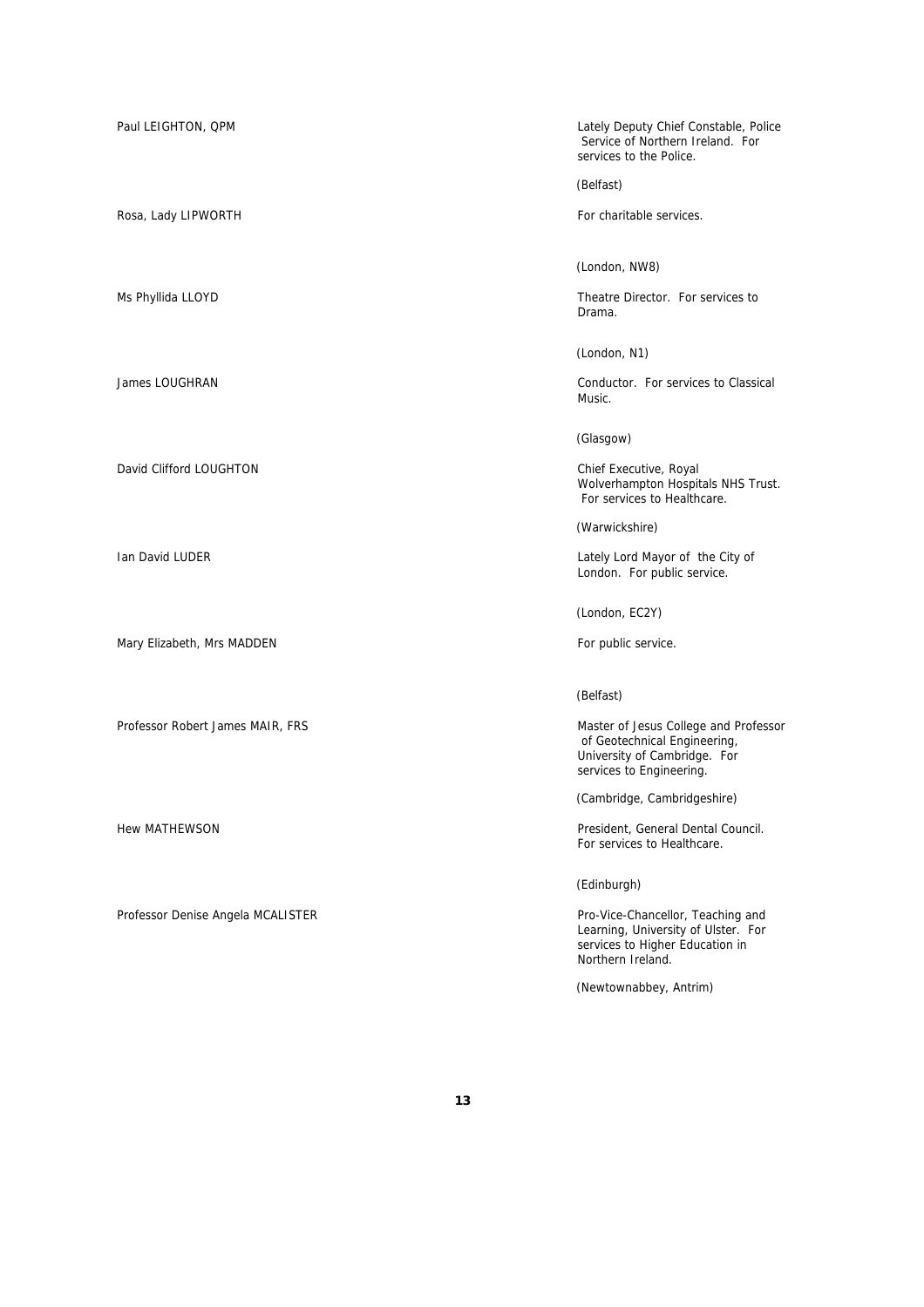| | |
|---|---|
| Paul LEIGHTON, QPM | Lately Deputy Chief Constable, Police Service of Northern Ireland. For services to the Police.<br><br>(Belfast) |
| Rosa, Lady LIPWORTH | For charitable services.<br><br>(London, NW8) |
| Ms Phyllida LLOYD | Theatre Director. For services to Drama.<br><br>(London, N1) |
| James LOUGHRAN | Conductor. For services to Classical Music.<br><br>(Glasgow) |
| David Clifford LOUGHTON | Chief Executive, Royal Wolverhampton Hospitals NHS Trust. For services to Healthcare.<br><br>(Warwickshire) |
| Ian David LUDER | Lately Lord Mayor of the City of London. For public service.<br><br>(London, EC2Y) |
| Mary Elizabeth, Mrs MADDEN | For public service.<br><br>(Belfast) |
| Professor Robert James MAIR, FRS | Master of Jesus College and Professor of Geotechnical Engineering, University of Cambridge. For services to Engineering.<br><br>(Cambridge, Cambridgeshire) |
| Hew MATHEWSON | President, General Dental Council. For services to Healthcare.<br><br>(Edinburgh) |
| Professor Denise Angela MCALISTER | Pro-Vice-Chancellor, Teaching and Learning, University of Ulster. For services to Higher Education in Northern Ireland.<br><br>(Newtownabbey, Antrim) |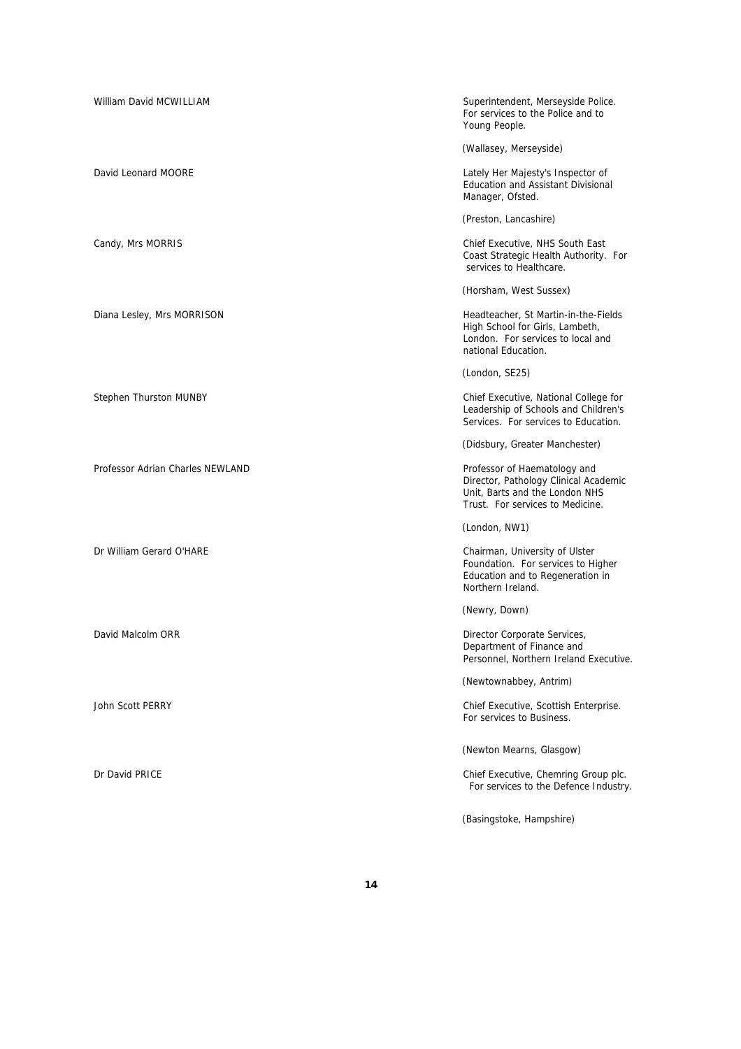| | |
|---|---|
| William David MCWILLIAM | Superintendent, Merseyside Police. For services to the Police and to Young People.<br><br>(Wallasey, Merseyside) |
| David Leonard MOORE | Lately Her Majesty's Inspector of Education and Assistant Divisional Manager, Ofsted.<br><br>(Preston, Lancashire) |
| Candy, Mrs MORRIS | Chief Executive, NHS South East Coast Strategic Health Authority. For services to Healthcare.<br><br>(Horsham, West Sussex) |
| Diana Lesley, Mrs MORRISON | Headteacher, St Martin-in-the-Fields High School for Girls, Lambeth, London. For services to local and national Education.<br><br>(London, SE25) |
| Stephen Thurston MUNBY | Chief Executive, National College for Leadership of Schools and Children's Services. For services to Education.<br><br>(Didsbury, Greater Manchester) |
| Professor Adrian Charles NEWLAND | Professor of Haematology and Director, Pathology Clinical Academic Unit, Barts and the London NHS Trust. For services to Medicine.<br><br>(London, NW1) |
| Dr William Gerard O'HARE | Chairman, University of Ulster Foundation. For services to Higher Education and to Regeneration in Northern Ireland.<br><br>(Newry, Down) |
| David Malcolm ORR | Director Corporate Services, Department of Finance and Personnel, Northern Ireland Executive.<br><br>(Newtownabbey, Antrim) |
| John Scott PERRY | Chief Executive, Scottish Enterprise. For services to Business.<br><br>(Newton Mearns, Glasgow) |
| Dr David PRICE | Chief Executive, Chemring Group plc. For services to the Defence Industry.<br><br>(Basingstoke, Hampshire) |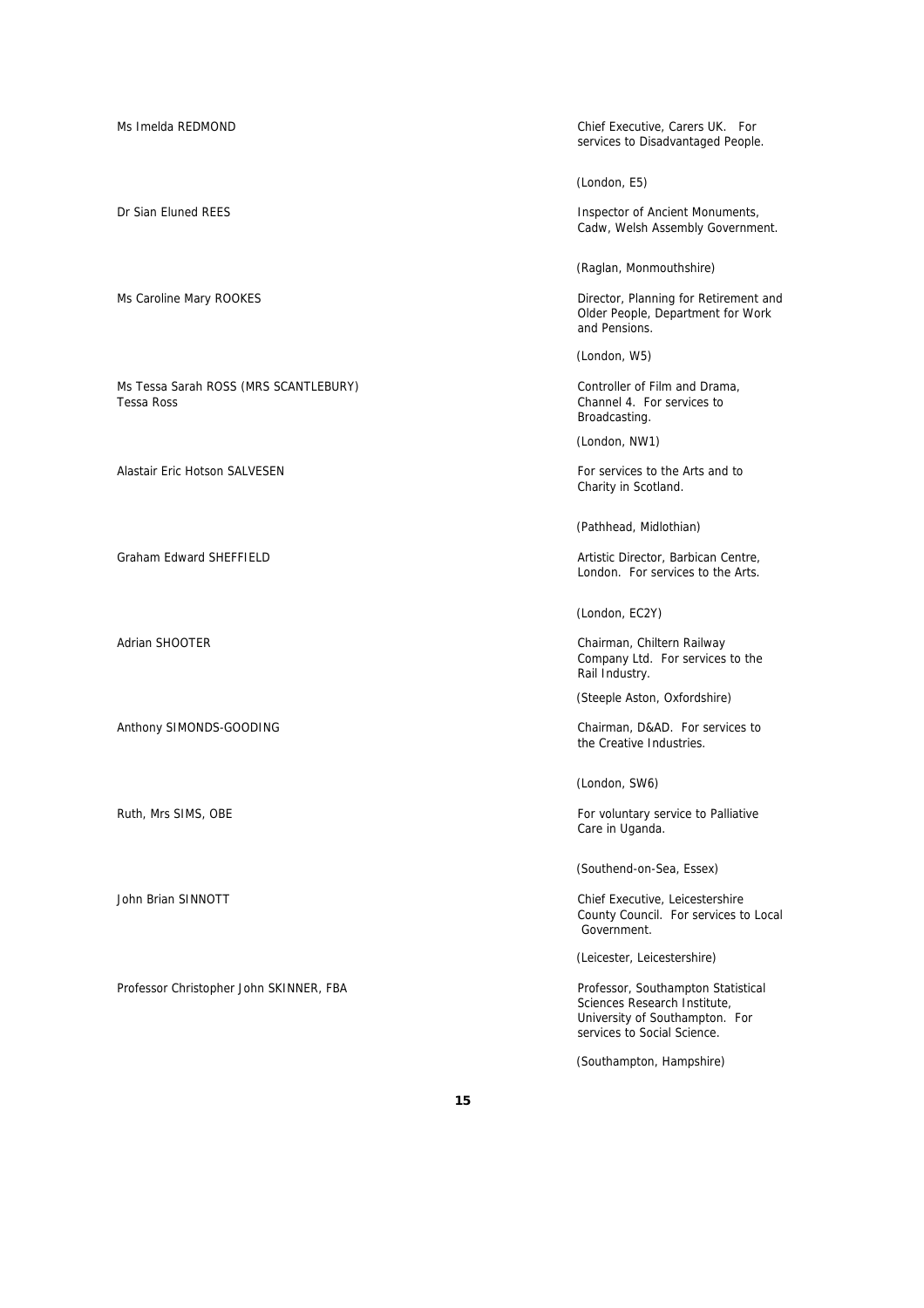| | |
|---|---|
| Ms Imelda REDMOND | Chief Executive, Carers UK. For services to Disadvantaged People. |
| | (London, E5) |
| Dr Sian Eluned REES | Inspector of Ancient Monuments, Cadw, Welsh Assembly Government. |
| | (Raglan, Monmouthshire) |
| Ms Caroline Mary ROOKES | Director, Planning for Retirement and Older People, Department for Work and Pensions. |
| | (London, W5) |
| Ms Tessa Sarah ROSS (MRS SCANTLEBURY) Tessa Ross | Controller of Film and Drama, Channel 4. For services to Broadcasting. |
| | (London, NW1) |
| Alastair Eric Hotson SALVESEN | For services to the Arts and to Charity in Scotland. |
| | (Pathhead, Midlothian) |
| Graham Edward SHEFFIELD | Artistic Director, Barbican Centre, London. For services to the Arts. |
| | (London, EC2Y) |
| Adrian SHOOTER | Chairman, Chiltern Railway Company Ltd. For services to the Rail Industry. |
| | (Steeple Aston, Oxfordshire) |
| Anthony SIMONDS-GOODING | Chairman, D&AD. For services to the Creative Industries. |
| | (London, SW6) |
| Ruth, Mrs SIMS, OBE | For voluntary service to Palliative Care in Uganda. |
| | (Southend-on-Sea, Essex) |
| John Brian SINNOTT | Chief Executive, Leicestershire County Council. For services to Local Government. |
| | (Leicester, Leicestershire) |
| Professor Christopher John SKINNER, FBA | Professor, Southampton Statistical Sciences Research Institute, University of Southampton. For services to Social Science. |
| | (Southampton, Hampshire) |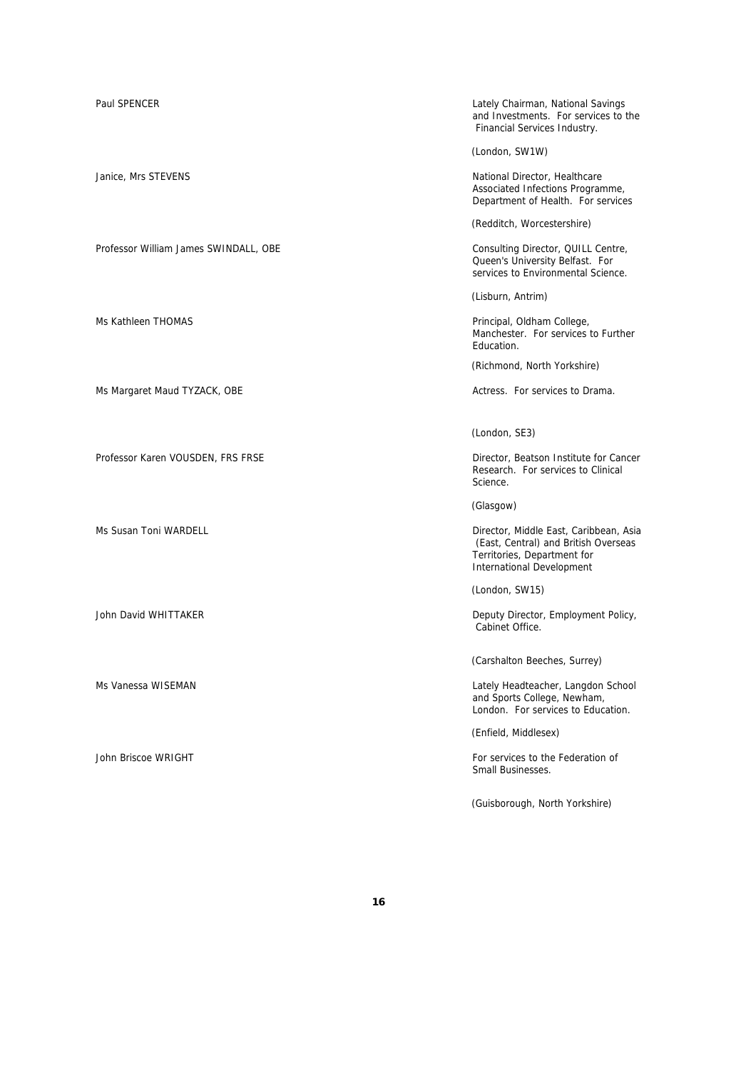| | |
|---|---|
| Paul SPENCER | Lately Chairman, National Savings and Investments. For services to the Financial Services Industry.<br><br>(London, SW1W) |
| Janice, Mrs STEVENS | National Director, Healthcare Associated Infections Programme, Department of Health. For services<br><br>(Redditch, Worcestershire) |
| Professor William James SWINDALL, OBE | Consulting Director, QUILL Centre, Queen's University Belfast. For services to Environmental Science.<br><br>(Lisburn, Antrim) |
| Ms Kathleen THOMAS | Principal, Oldham College, Manchester. For services to Further Education.<br><br>(Richmond, North Yorkshire) |
| Ms Margaret Maud TYZACK, OBE | Actress. For services to Drama.<br><br>(London, SE3) |
| Professor Karen VOUSDEN, FRS FRSE | Director, Beatson Institute for Cancer Research. For services to Clinical Science.<br><br>(Glasgow) |
| Ms Susan Toni WARDELL | Director, Middle East, Caribbean, Asia (East, Central) and British Overseas Territories, Department for International Development<br><br>(London, SW15) |
| John David WHITTAKER | Deputy Director, Employment Policy, Cabinet Office.<br><br>(Carshalton Beeches, Surrey) |
| Ms Vanessa WISEMAN | Lately Headteacher, Langdon School and Sports College, Newham, London. For services to Education.<br><br>(Enfield, Middlesex) |
| John Briscoe WRIGHT | For services to the Federation of Small Businesses.<br><br>(Guisborough, North Yorkshire) |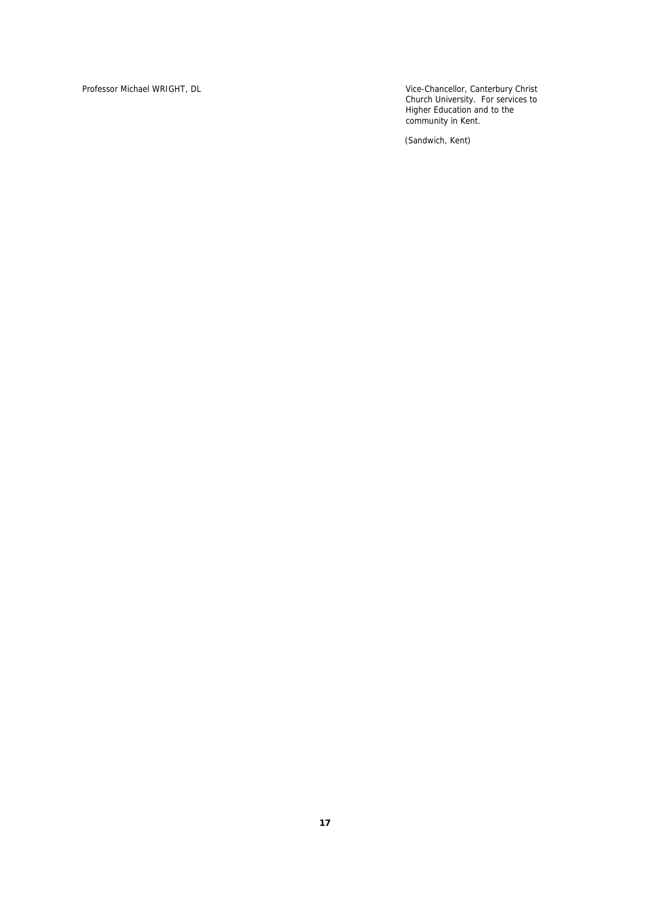Professor Michael WRIGHT, DL

Vice-Chancellor, Canterbury Christ Church University. For services to Higher Education and to the community in Kent.

(Sandwich, Kent)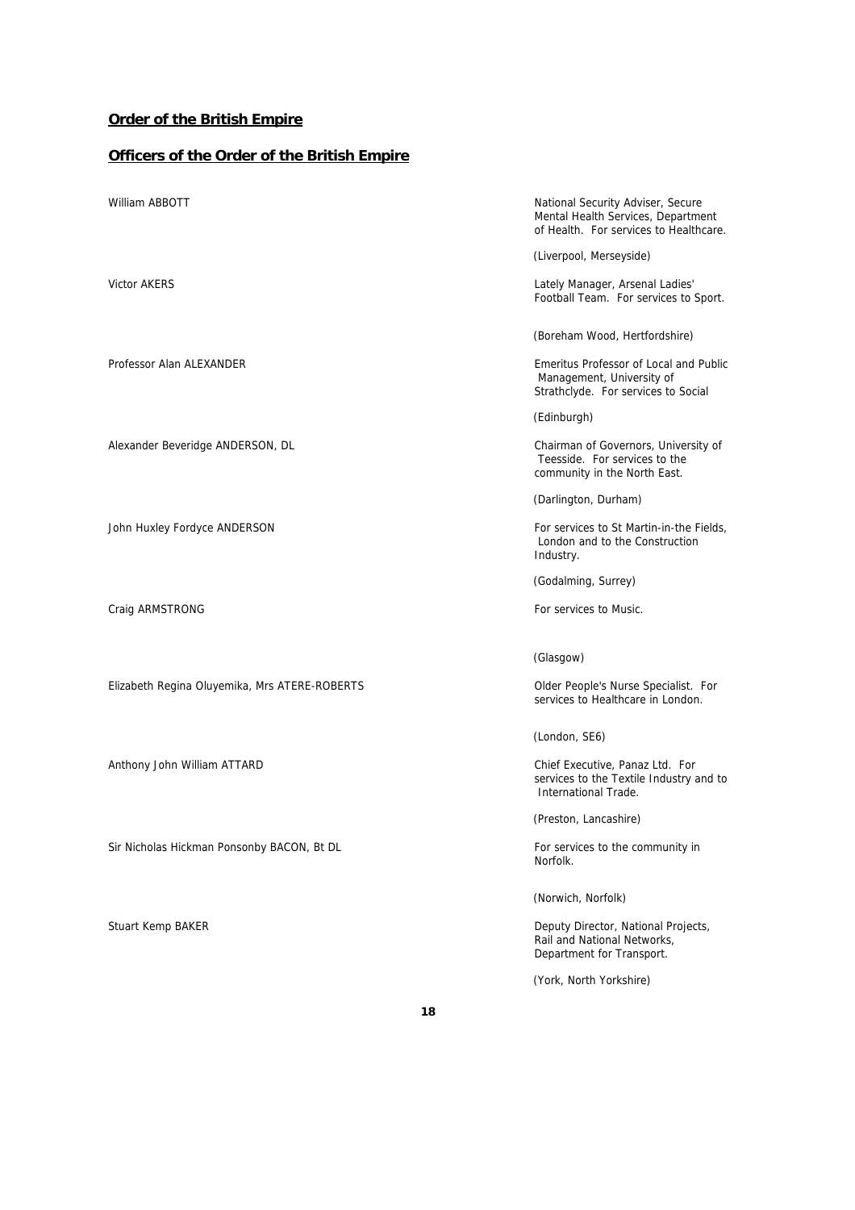## **Order of the British Empire**

## **Officers of the Order of the British Empire**

William ABBOTT

National Security Adviser, Secure Mental Health Services, Department of Health. For services to Healthcare.

(Liverpool, Merseyside)

Victor AKERS

Lately Manager, Arsenal Ladies' Football Team. For services to Sport.

(Boreham Wood, Hertfordshire)

Professor Alan ALEXANDER

Emeritus Professor of Local and Public Management, University of Strathclyde. For services to Social

(Edinburgh)

Alexander Beveridge ANDERSON, DL

Chairman of Governors, University of Teesside. For services to the community in the North East.

(Darlington, Durham)

John Huxley Fordyce ANDERSON

For services to St Martin-in-the Fields, London and to the Construction Industry.

(Godalming, Surrey)

Craig ARMSTRONG

For services to Music.

(Glasgow)

Elizabeth Regina Oluyemika, Mrs ATERE-ROBERTS

Older People's Nurse Specialist. For services to Healthcare in London.

(London, SE6)

Anthony John William ATTARD

Chief Executive, Panaz Ltd. For services to the Textile Industry and to International Trade.

(Preston, Lancashire)

Sir Nicholas Hickman Ponsonby BACON, Bt DL

For services to the community in Norfolk.

(Norwich, Norfolk)

Stuart Kemp BAKER

Deputy Director, National Projects, Rail and National Networks, Department for Transport.

(York, North Yorkshire)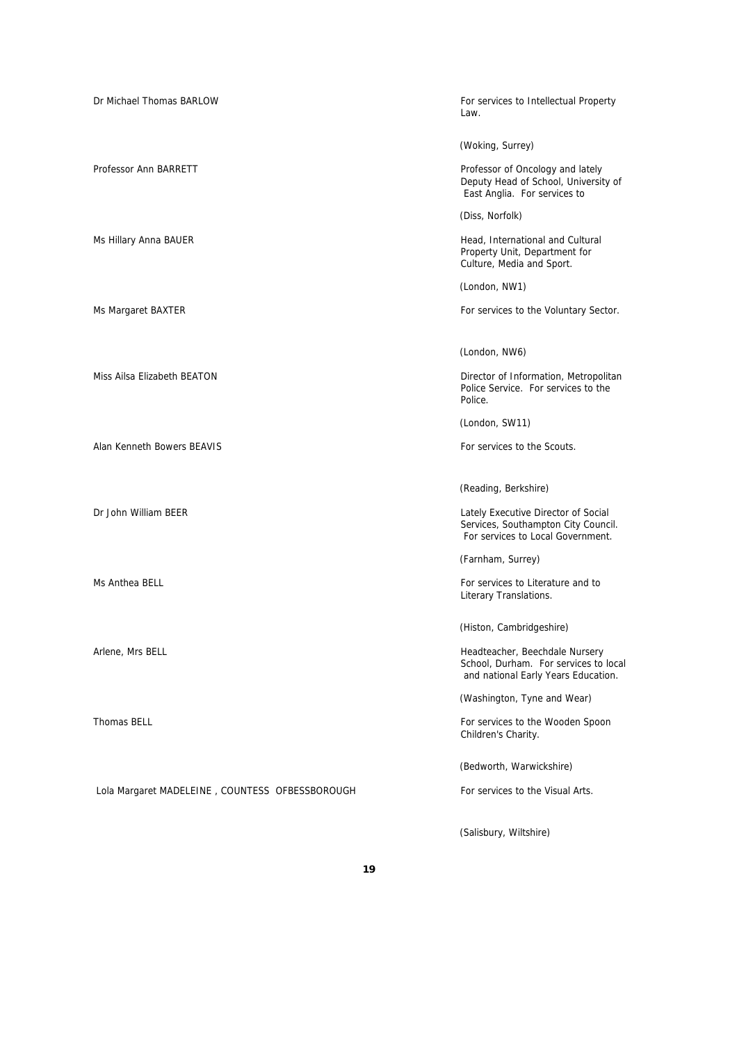Dr Michael Thomas BARLOW

For services to Intellectual Property Law.

(Woking, Surrey)

Professor Ann BARRETT

Professor of Oncology and lately Deputy Head of School, University of East Anglia. For services to

(Diss, Norfolk)

Ms Hillary Anna BAUER

Head, International and Cultural Property Unit, Department for Culture, Media and Sport.

(London, NW1)

Ms Margaret BAXTER

For services to the Voluntary Sector.

(London, NW6)

Miss Ailsa Elizabeth BEATON

Director of Information, Metropolitan Police Service. For services to the Police.

(London, SW11)

Alan Kenneth Bowers BEAVIS

For services to the Scouts.

(Reading, Berkshire)

Dr John William BEER

Lately Executive Director of Social Services, Southampton City Council. For services to Local Government.

(Farnham, Surrey)

Ms Anthea BELL

For services to Literature and to Literary Translations.

(Histon, Cambridgeshire)

Arlene, Mrs BELL

Headteacher, Beechdale Nursery School, Durham. For services to local and national Early Years Education.

(Washington, Tyne and Wear)

Thomas BELL

For services to the Wooden Spoon Children's Charity.

(Bedworth, Warwickshire)

Lola Margaret MADELEINE , COUNTESS OFBESSBOROUGH

For services to the Visual Arts.

(Salisbury, Wiltshire)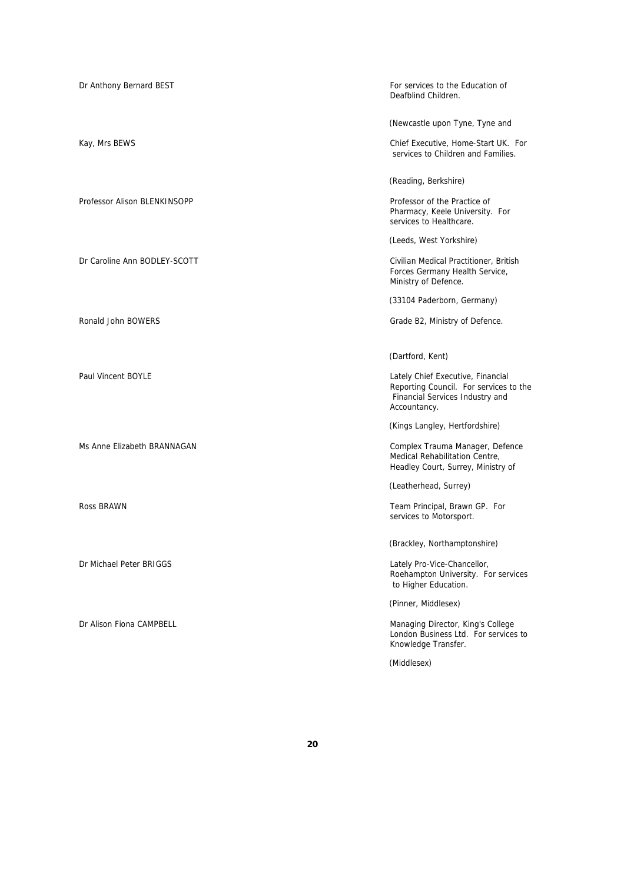| | |
|---|---|
| Dr Anthony Bernard BEST | For services to the Education of Deafblind Children. |
| | (Newcastle upon Tyne, Tyne and |
| Kay, Mrs BEWS | Chief Executive, Home-Start UK. For services to Children and Families. |
| | (Reading, Berkshire) |
| Professor Alison BLENKINSOPP | Professor of the Practice of Pharmacy, Keele University. For services to Healthcare. |
| | (Leeds, West Yorkshire) |
| Dr Caroline Ann BODLEY-SCOTT | Civilian Medical Practitioner, British Forces Germany Health Service, Ministry of Defence. |
| | (33104 Paderborn, Germany) |
| Ronald John BOWERS | Grade B2, Ministry of Defence. |
| | (Dartford, Kent) |
| Paul Vincent BOYLE | Lately Chief Executive, Financial Reporting Council. For services to the Financial Services Industry and Accountancy. |
| | (Kings Langley, Hertfordshire) |
| Ms Anne Elizabeth BRANNAGAN | Complex Trauma Manager, Defence Medical Rehabilitation Centre, Headley Court, Surrey, Ministry of |
| | (Leatherhead, Surrey) |
| Ross BRAWN | Team Principal, Brawn GP. For services to Motorsport. |
| | (Brackley, Northamptonshire) |
| Dr Michael Peter BRIGGS | Lately Pro-Vice-Chancellor, Roehampton University. For services to Higher Education. |
| | (Pinner, Middlesex) |
| Dr Alison Fiona CAMPBELL | Managing Director, King's College London Business Ltd. For services to Knowledge Transfer. |
| | (Middlesex) |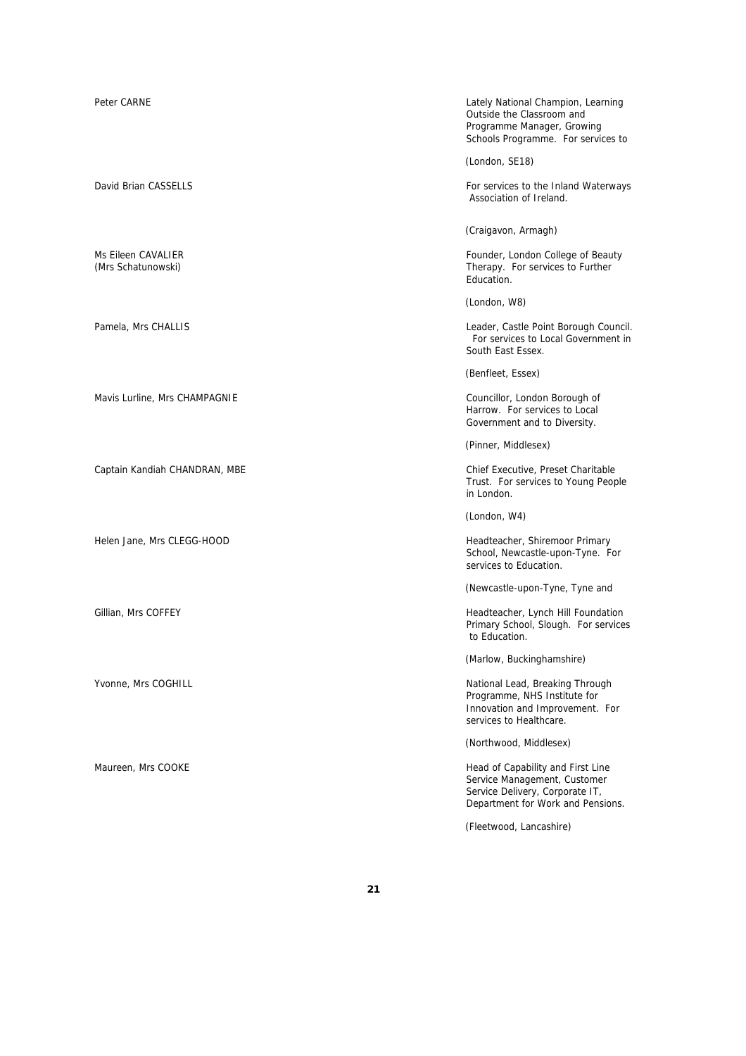| | |
|---|---|
| Peter CARNE | Lately National Champion, Learning Outside the Classroom and Programme Manager, Growing Schools Programme. For services to<br><br>(London, SE18) |
| David Brian CASSELLS | For services to the Inland Waterways Association of Ireland.<br><br>(Craigavon, Armagh) |
| Ms Eileen CAVALIER<br>(Mrs Schatunowski) | Founder, London College of Beauty Therapy. For services to Further Education.<br><br>(London, W8) |
| Pamela, Mrs CHALLIS | Leader, Castle Point Borough Council. For services to Local Government in South East Essex.<br><br>(Benfleet, Essex) |
| Mavis Lurline, Mrs CHAMPAGNIE | Councillor, London Borough of Harrow. For services to Local Government and to Diversity.<br><br>(Pinner, Middlesex) |
| Captain Kandiah CHANDRAN, MBE | Chief Executive, Preset Charitable Trust. For services to Young People in London.<br><br>(London, W4) |
| Helen Jane, Mrs CLEGG-HOOD | Headteacher, Shiremoor Primary School, Newcastle-upon-Tyne. For services to Education.<br><br>(Newcastle-upon-Tyne, Tyne and |
| Gillian, Mrs COFFEY | Headteacher, Lynch Hill Foundation Primary School, Slough. For services to Education.<br><br>(Marlow, Buckinghamshire) |
| Yvonne, Mrs COGHILL | National Lead, Breaking Through Programme, NHS Institute for Innovation and Improvement. For services to Healthcare.<br><br>(Northwood, Middlesex) |
| Maureen, Mrs COOKE | Head of Capability and First Line Service Management, Customer Service Delivery, Corporate IT, Department for Work and Pensions.<br><br>(Fleetwood, Lancashire) |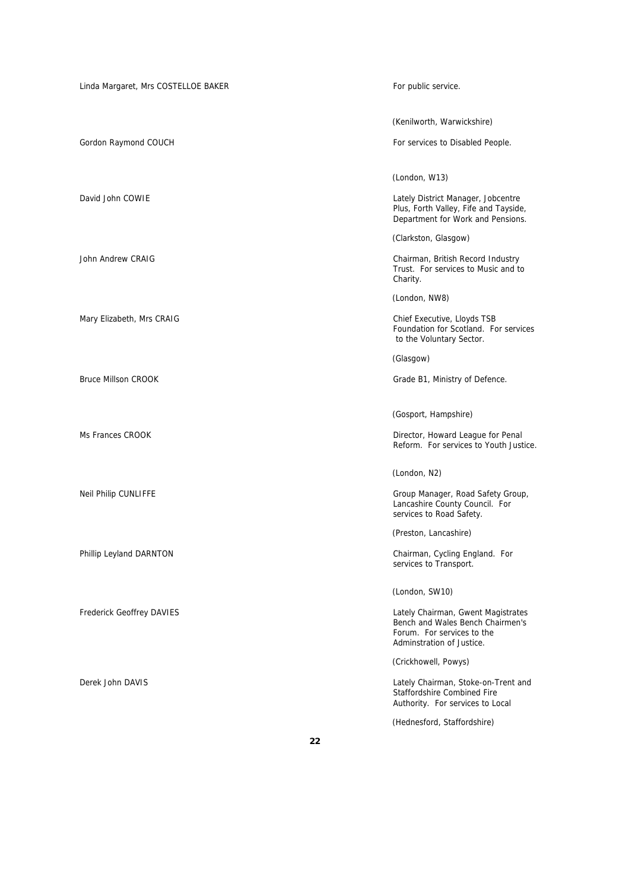Linda Margaret, Mrs COSTELLOE BAKER

For public service.

(Kenilworth, Warwickshire)

Gordon Raymond COUCH

For services to Disabled People.

(London, W13)

David John COWIE

Lately District Manager, Jobcentre Plus, Forth Valley, Fife and Tayside, Department for Work and Pensions.

(Clarkston, Glasgow)

John Andrew CRAIG

Chairman, British Record Industry Trust. For services to Music and to Charity.

(London, NW8)

Mary Elizabeth, Mrs CRAIG

Chief Executive, Lloyds TSB Foundation for Scotland. For services to the Voluntary Sector.

(Glasgow)

Bruce Millson CROOK

Grade B1, Ministry of Defence.

(Gosport, Hampshire)

Ms Frances CROOK

Director, Howard League for Penal Reform. For services to Youth Justice.

(London, N2)

Neil Philip CUNLIFFE

Group Manager, Road Safety Group, Lancashire County Council. For services to Road Safety.

(Preston, Lancashire)

Phillip Leyland DARNTON

Chairman, Cycling England. For services to Transport.

(London, SW10)

Frederick Geoffrey DAVIES

Lately Chairman, Gwent Magistrates Bench and Wales Bench Chairmen's Forum. For services to the Adminstration of Justice.

(Crickhowell, Powys)

Derek John DAVIS

Lately Chairman, Stoke-on-Trent and Staffordshire Combined Fire Authority. For services to Local

(Hednesford, Staffordshire)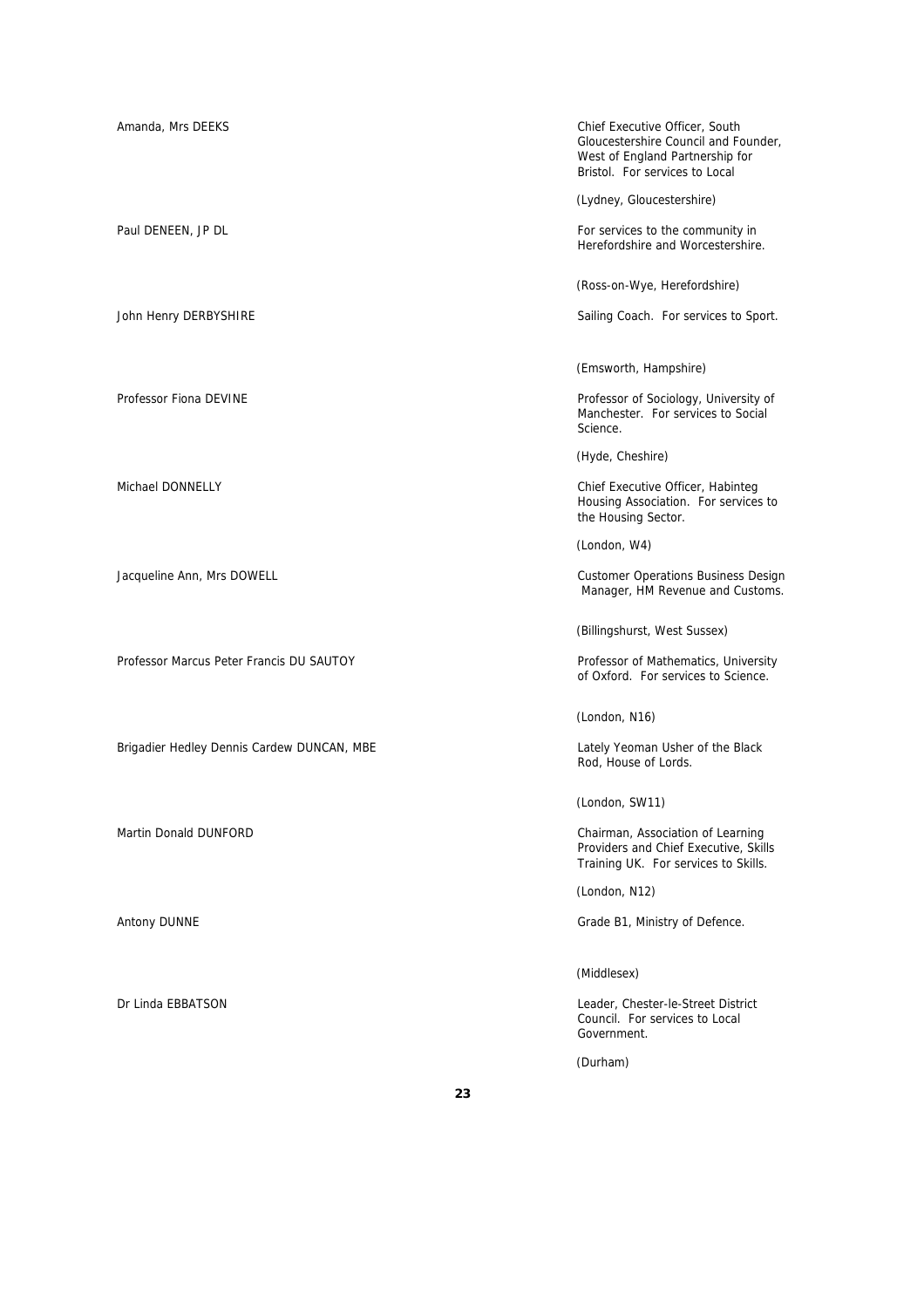| | |
|---|---|
| Amanda, Mrs DEEKS | Chief Executive Officer, South Gloucestershire Council and Founder, West of England Partnership for Bristol. For services to Local |
| | (Lydney, Gloucestershire) |
| Paul DENEEN, JP DL | For services to the community in Herefordshire and Worcestershire. |
| | (Ross-on-Wye, Herefordshire) |
| John Henry DERBYSHIRE | Sailing Coach. For services to Sport. |
| | (Emsworth, Hampshire) |
| Professor Fiona DEVINE | Professor of Sociology, University of Manchester. For services to Social Science. |
| | (Hyde, Cheshire) |
| Michael DONNELLY | Chief Executive Officer, Habinteg Housing Association. For services to the Housing Sector. |
| | (London, W4) |
| Jacqueline Ann, Mrs DOWELL | Customer Operations Business Design Manager, HM Revenue and Customs. |
| | (Billingshurst, West Sussex) |
| Professor Marcus Peter Francis DU SAUTOY | Professor of Mathematics, University of Oxford. For services to Science. |
| | (London, N16) |
| Brigadier Hedley Dennis Cardew DUNCAN, MBE | Lately Yeoman Usher of the Black Rod, House of Lords. |
| | (London, SW11) |
| Martin Donald DUNFORD | Chairman, Association of Learning Providers and Chief Executive, Skills Training UK. For services to Skills. |
| | (London, N12) |
| Antony DUNNE | Grade B1, Ministry of Defence. |
| | (Middlesex) |
| Dr Linda EBBATSON | Leader, Chester-le-Street District Council. For services to Local Government. |
| | (Durham) |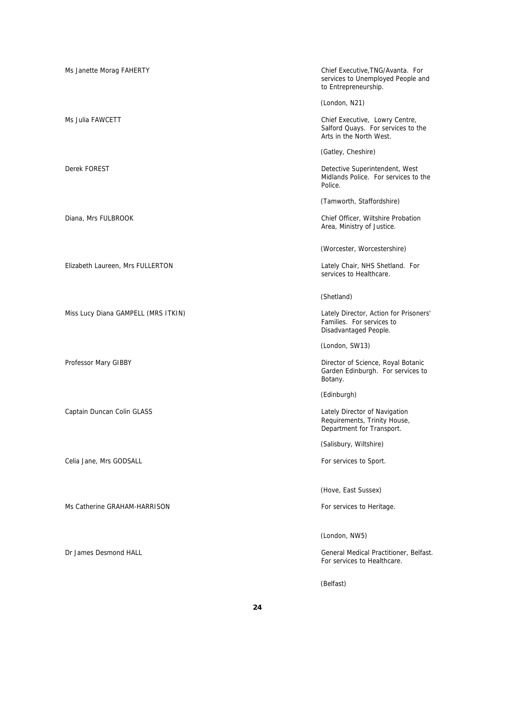| | |
|---|---|
| Ms Janette Morag FAHERTY | Chief Executive,TNG/Avanta. For services to Unemployed People and to Entrepreneurship.<br><br>(London, N21) |
| Ms Julia FAWCETT | Chief Executive, Lowry Centre, Salford Quays. For services to the Arts in the North West.<br><br>(Gatley, Cheshire) |
| Derek FOREST | Detective Superintendent, West Midlands Police. For services to the Police.<br><br>(Tamworth, Staffordshire) |
| Diana, Mrs FULBROOK | Chief Officer, Wiltshire Probation Area, Ministry of Justice.<br><br>(Worcester, Worcestershire) |
| Elizabeth Laureen, Mrs FULLERTON | Lately Chair, NHS Shetland. For services to Healthcare.<br><br>(Shetland) |
| Miss Lucy Diana GAMPELL (MRS ITKIN) | Lately Director, Action for Prisoners' Families. For services to Disadvantaged People.<br><br>(London, SW13) |
| Professor Mary GIBBY | Director of Science, Royal Botanic Garden Edinburgh. For services to Botany.<br><br>(Edinburgh) |
| Captain Duncan Colin GLASS | Lately Director of Navigation Requirements, Trinity House, Department for Transport.<br><br>(Salisbury, Wiltshire) |
| Celia Jane, Mrs GODSALL | For services to Sport.<br><br>(Hove, East Sussex) |
| Ms Catherine GRAHAM-HARRISON | For services to Heritage.<br><br>(London, NW5) |
| Dr James Desmond HALL | General Medical Practitioner, Belfast. For services to Healthcare.<br><br>(Belfast) |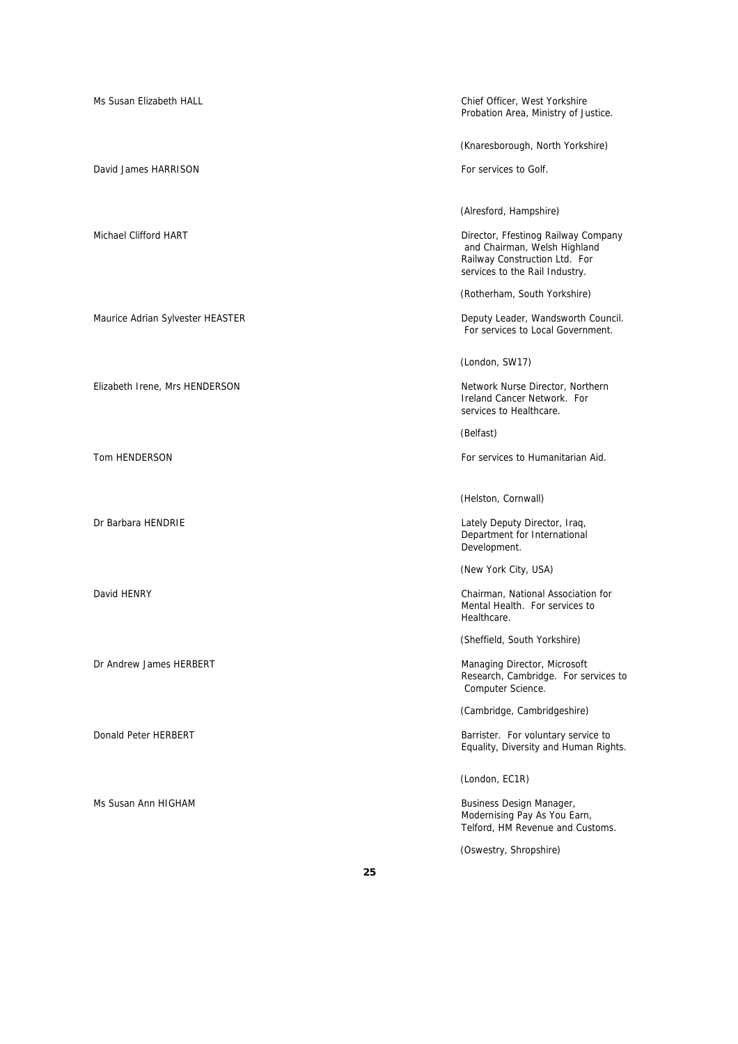Ms Susan Elizabeth HALL

Chief Officer, West Yorkshire Probation Area, Ministry of Justice.

(Knaresborough, North Yorkshire)

David James HARRISON

For services to Golf.

(Alresford, Hampshire)

Michael Clifford HART

Director, Ffestinog Railway Company and Chairman, Welsh Highland Railway Construction Ltd. For services to the Rail Industry.

(Rotherham, South Yorkshire)

Maurice Adrian Sylvester HEASTER

Deputy Leader, Wandsworth Council. For services to Local Government.

(London, SW17)

Elizabeth Irene, Mrs HENDERSON

Network Nurse Director, Northern Ireland Cancer Network. For services to Healthcare.

(Belfast)

Tom HENDERSON

For services to Humanitarian Aid.

(Helston, Cornwall)

Dr Barbara HENDRIE

Lately Deputy Director, Iraq, Department for International Development.

(New York City, USA)

David HENRY

Chairman, National Association for Mental Health. For services to Healthcare.

(Sheffield, South Yorkshire)

Dr Andrew James HERBERT

Managing Director, Microsoft Research, Cambridge. For services to Computer Science.

(Cambridge, Cambridgeshire)

Donald Peter HERBERT

Barrister. For voluntary service to Equality, Diversity and Human Rights.

(London, EC1R)

Ms Susan Ann HIGHAM

Business Design Manager, Modernising Pay As You Earn, Telford, HM Revenue and Customs.

(Oswestry, Shropshire)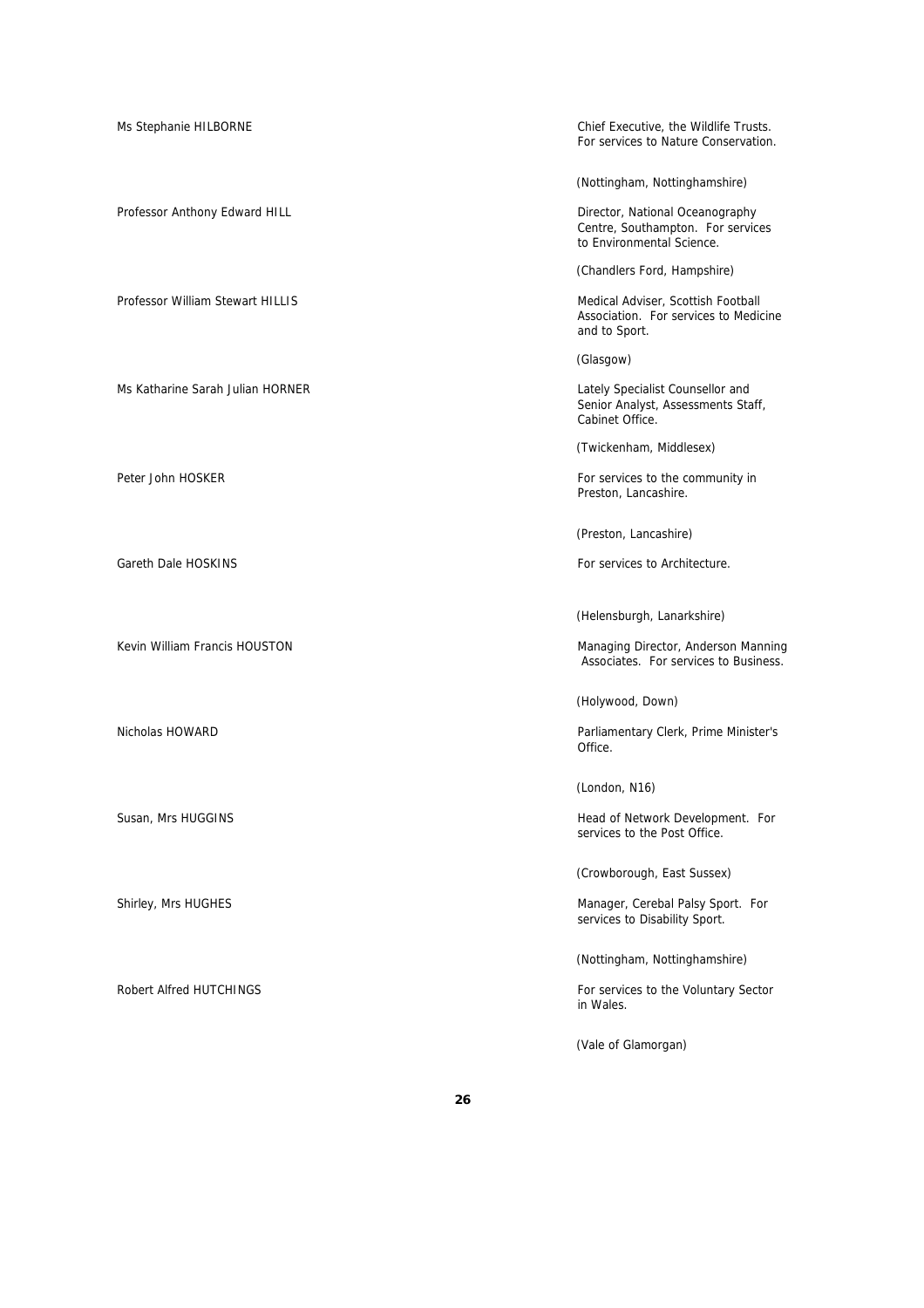| | |
|---|---|
| Ms Stephanie HILBORNE | Chief Executive, the Wildlife Trusts. For services to Nature Conservation. (Nottingham, Nottinghamshire) |
| Professor Anthony Edward HILL | Director, National Oceanography Centre, Southampton. For services to Environmental Science. (Chandlers Ford, Hampshire) |
| Professor William Stewart HILLIS | Medical Adviser, Scottish Football Association. For services to Medicine and to Sport. (Glasgow) |
| Ms Katharine Sarah Julian HORNER | Lately Specialist Counsellor and Senior Analyst, Assessments Staff, Cabinet Office. (Twickenham, Middlesex) |
| Peter John HOSKER | For services to the community in Preston, Lancashire. (Preston, Lancashire) |
| Gareth Dale HOSKINS | For services to Architecture. (Helensburgh, Lanarkshire) |
| Kevin William Francis HOUSTON | Managing Director, Anderson Manning Associates. For services to Business. (Holywood, Down) |
| Nicholas HOWARD | Parliamentary Clerk, Prime Minister's Office. (London, N16) |
| Susan, Mrs HUGGINS | Head of Network Development. For services to the Post Office. (Crowborough, East Sussex) |
| Shirley, Mrs HUGHES | Manager, Cerebal Palsy Sport. For services to Disability Sport. (Nottingham, Nottinghamshire) |
| Robert Alfred HUTCHINGS | For services to the Voluntary Sector in Wales. (Vale of Glamorgan) |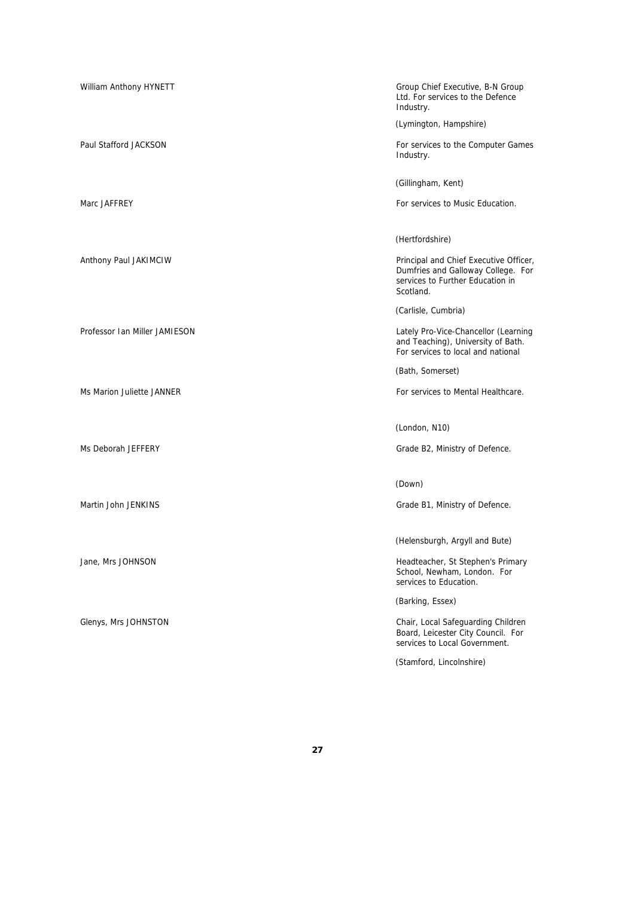William Anthony HYNETT

Group Chief Executive, B-N Group Ltd. For services to the Defence Industry.

(Lymington, Hampshire)

Paul Stafford JACKSON

For services to the Computer Games Industry.

(Gillingham, Kent)

Marc JAFFREY

For services to Music Education.

(Hertfordshire)

Anthony Paul JAKIMCIW

Principal and Chief Executive Officer, Dumfries and Galloway College. For services to Further Education in Scotland.

(Carlisle, Cumbria)

Professor Ian Miller JAMIESON

Lately Pro-Vice-Chancellor (Learning and Teaching), University of Bath. For services to local and national

(Bath, Somerset)

Ms Marion Juliette JANNER

For services to Mental Healthcare.

(London, N10)

Ms Deborah JEFFERY

Grade B2, Ministry of Defence.

(Down)

Martin John JENKINS

Grade B1, Ministry of Defence.

(Helensburgh, Argyll and Bute)

Jane, Mrs JOHNSON

Headteacher, St Stephen's Primary School, Newham, London. For services to Education.

(Barking, Essex)

Glenys, Mrs JOHNSTON

Chair, Local Safeguarding Children Board, Leicester City Council. For services to Local Government.

(Stamford, Lincolnshire)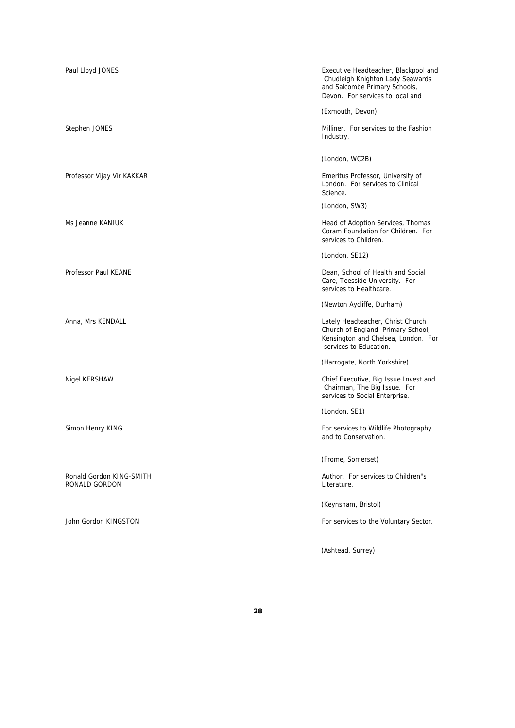Paul Lloyd JONES

Executive Headteacher, Blackpool and Chudleigh Knighton Lady Seawards and Salcombe Primary Schools, Devon. For services to local and

(Exmouth, Devon)

Stephen JONES

Milliner. For services to the Fashion Industry.

(London, WC2B)

Professor Vijay Vir KAKKAR

Emeritus Professor, University of London. For services to Clinical Science.

(London, SW3)

Ms Jeanne KANIUK

Head of Adoption Services, Thomas Coram Foundation for Children. For services to Children.

(London, SE12)

Professor Paul KEANE

Dean, School of Health and Social Care, Teesside University. For services to Healthcare.

(Newton Aycliffe, Durham)

Anna, Mrs KENDALL

Lately Headteacher, Christ Church Church of England Primary School, Kensington and Chelsea, London. For services to Education.

(Harrogate, North Yorkshire)

Nigel KERSHAW

Chief Executive, Big Issue Invest and Chairman, The Big Issue. For services to Social Enterprise.

(London, SE1)

Simon Henry KING

For services to Wildlife Photography and to Conservation.

(Frome, Somerset)

Ronald Gordon KING-SMITH
RONALD GORDON

Author. For services to Children''s Literature.

(Keynsham, Bristol)

John Gordon KINGSTON

For services to the Voluntary Sector.

(Ashtead, Surrey)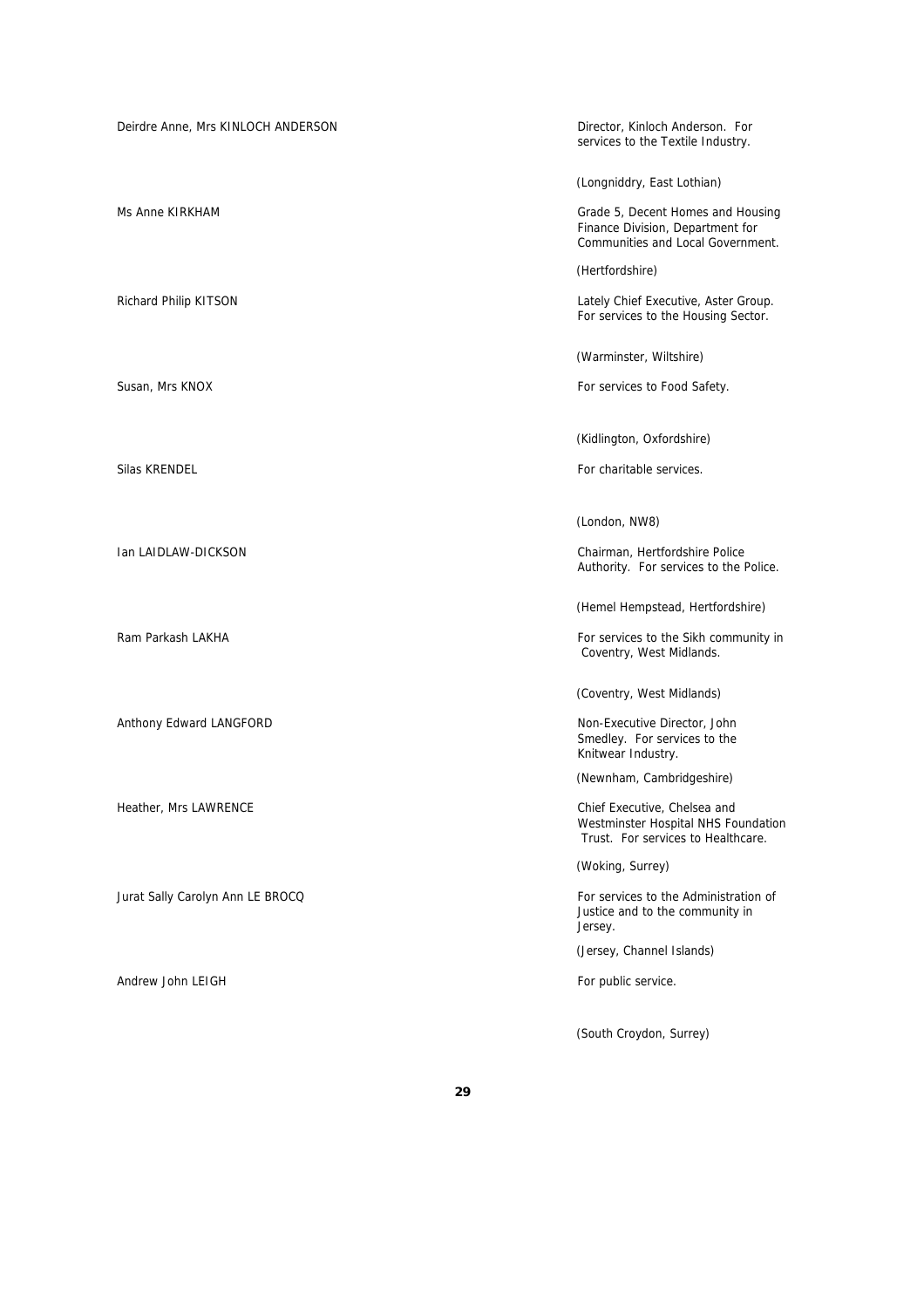Deirdre Anne, Mrs KINLOCH ANDERSON

Director, Kinloch Anderson. For services to the Textile Industry.

(Longniddry, East Lothian)

Ms Anne KIRKHAM

Grade 5, Decent Homes and Housing Finance Division, Department for Communities and Local Government.

(Hertfordshire)

Richard Philip KITSON

Lately Chief Executive, Aster Group. For services to the Housing Sector.

(Warminster, Wiltshire)

Susan, Mrs KNOX

For services to Food Safety.

(Kidlington, Oxfordshire)

Silas KRENDEL

For charitable services.

(London, NW8)

Ian LAIDLAW-DICKSON

Chairman, Hertfordshire Police Authority. For services to the Police.

(Hemel Hempstead, Hertfordshire)

Ram Parkash LAKHA

For services to the Sikh community in Coventry, West Midlands.

(Coventry, West Midlands)

Anthony Edward LANGFORD

Non-Executive Director, John Smedley. For services to the Knitwear Industry.

(Newnham, Cambridgeshire)

Heather, Mrs LAWRENCE

Chief Executive, Chelsea and Westminster Hospital NHS Foundation Trust. For services to Healthcare.

(Woking, Surrey)

Jurat Sally Carolyn Ann LE BROCQ

For services to the Administration of Justice and to the community in Jersey.

(Jersey, Channel Islands)

Andrew John LEIGH

For public service.

(South Croydon, Surrey)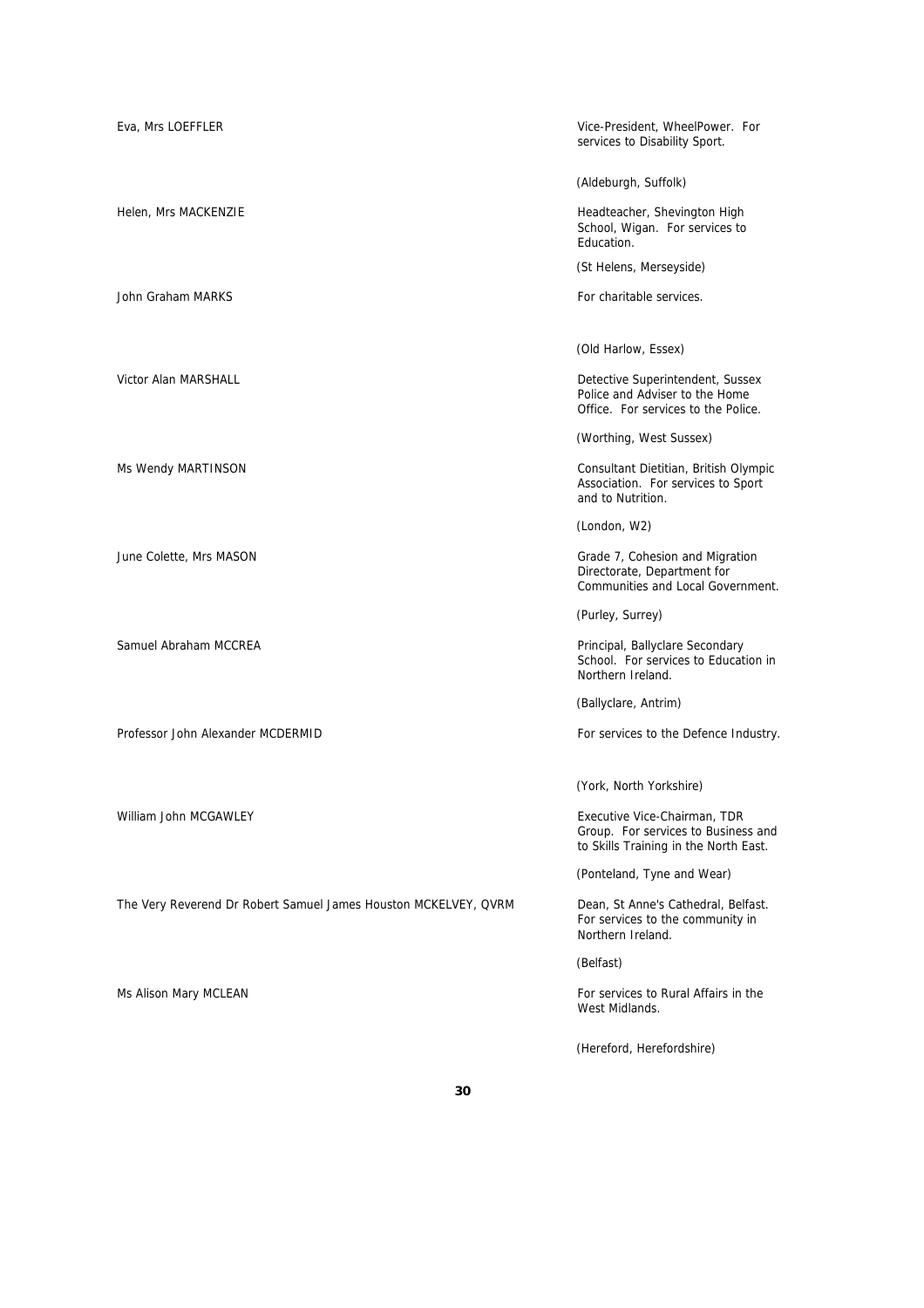Eva, Mrs LOEFFLER

Vice-President, WheelPower. For services to Disability Sport.

(Aldeburgh, Suffolk)

Helen, Mrs MACKENZIE

Headteacher, Shevington High School, Wigan. For services to Education.

(St Helens, Merseyside)

John Graham MARKS

For charitable services.

(Old Harlow, Essex)

Victor Alan MARSHALL

Detective Superintendent, Sussex Police and Adviser to the Home Office. For services to the Police.

(Worthing, West Sussex)

Ms Wendy MARTINSON

Consultant Dietitian, British Olympic Association. For services to Sport and to Nutrition.

(London, W2)

June Colette, Mrs MASON

Grade 7, Cohesion and Migration Directorate, Department for Communities and Local Government.

(Purley, Surrey)

Samuel Abraham MCCREA

Principal, Ballyclare Secondary School. For services to Education in Northern Ireland.

(Ballyclare, Antrim)

Professor John Alexander MCDERMID

For services to the Defence Industry.

(York, North Yorkshire)

William John MCGAWLEY

Executive Vice-Chairman, TDR Group. For services to Business and to Skills Training in the North East.

(Ponteland, Tyne and Wear)

The Very Reverend Dr Robert Samuel James Houston MCKELVEY, QVRM

Dean, St Anne's Cathedral, Belfast. For services to the community in Northern Ireland.

(Belfast)

Ms Alison Mary MCLEAN

For services to Rural Affairs in the West Midlands.

(Hereford, Herefordshire)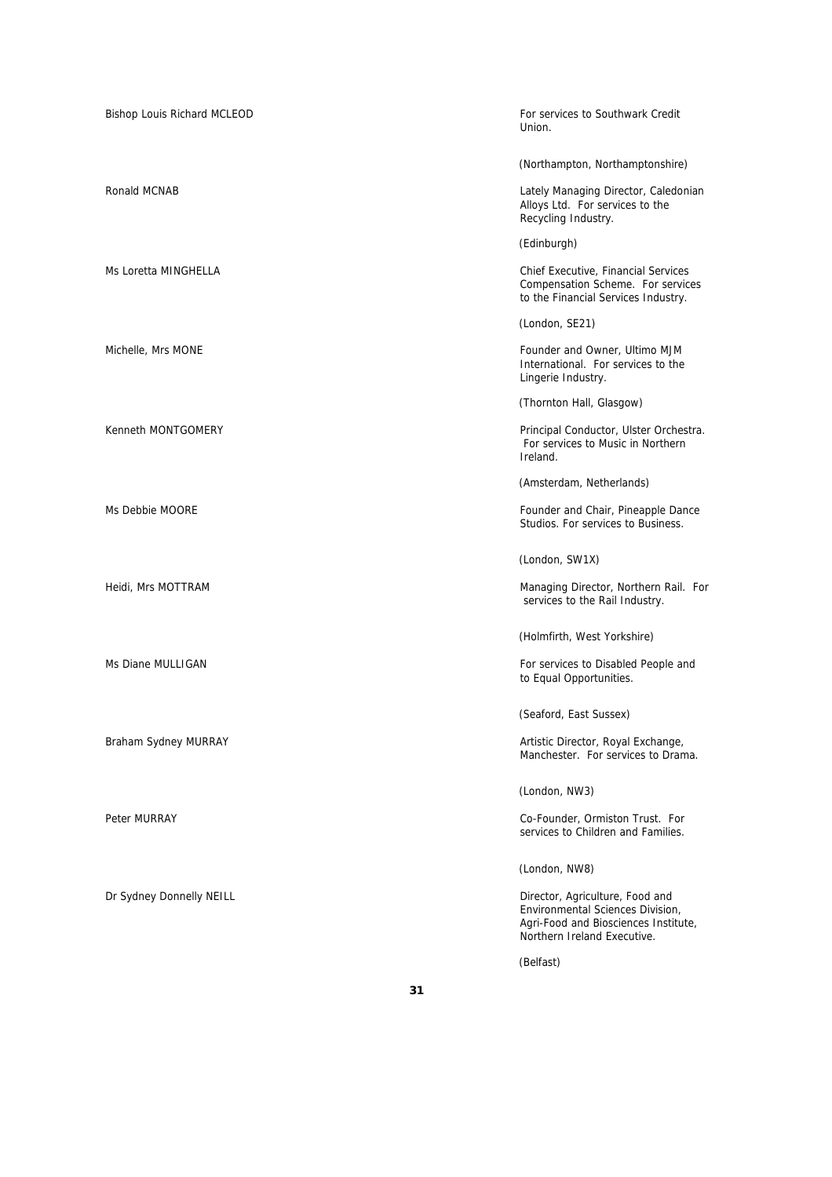| | |
|---|---|
| Bishop Louis Richard MCLEOD | For services to Southwark Credit Union.<br><br>(Northampton, Northamptonshire) |
| Ronald MCNAB | Lately Managing Director, Caledonian Alloys Ltd. For services to the Recycling Industry.<br><br>(Edinburgh) |
| Ms Loretta MINGHELLA | Chief Executive, Financial Services Compensation Scheme. For services to the Financial Services Industry.<br><br>(London, SE21) |
| Michelle, Mrs MONE | Founder and Owner, Ultimo MJM International. For services to the Lingerie Industry.<br><br>(Thornton Hall, Glasgow) |
| Kenneth MONTGOMERY | Principal Conductor, Ulster Orchestra. For services to Music in Northern Ireland.<br><br>(Amsterdam, Netherlands) |
| Ms Debbie MOORE | Founder and Chair, Pineapple Dance Studios. For services to Business.<br><br>(London, SW1X) |
| Heidi, Mrs MOTTRAM | Managing Director, Northern Rail. For services to the Rail Industry.<br><br>(Holmfirth, West Yorkshire) |
| Ms Diane MULLIGAN | For services to Disabled People and to Equal Opportunities.<br><br>(Seaford, East Sussex) |
| Braham Sydney MURRAY | Artistic Director, Royal Exchange, Manchester. For services to Drama.<br><br>(London, NW3) |
| Peter MURRAY | Co-Founder, Ormiston Trust. For services to Children and Families.<br><br>(London, NW8) |
| Dr Sydney Donnelly NEILL | Director, Agriculture, Food and Environmental Sciences Division, Agri-Food and Biosciences Institute, Northern Ireland Executive.<br><br>(Belfast) |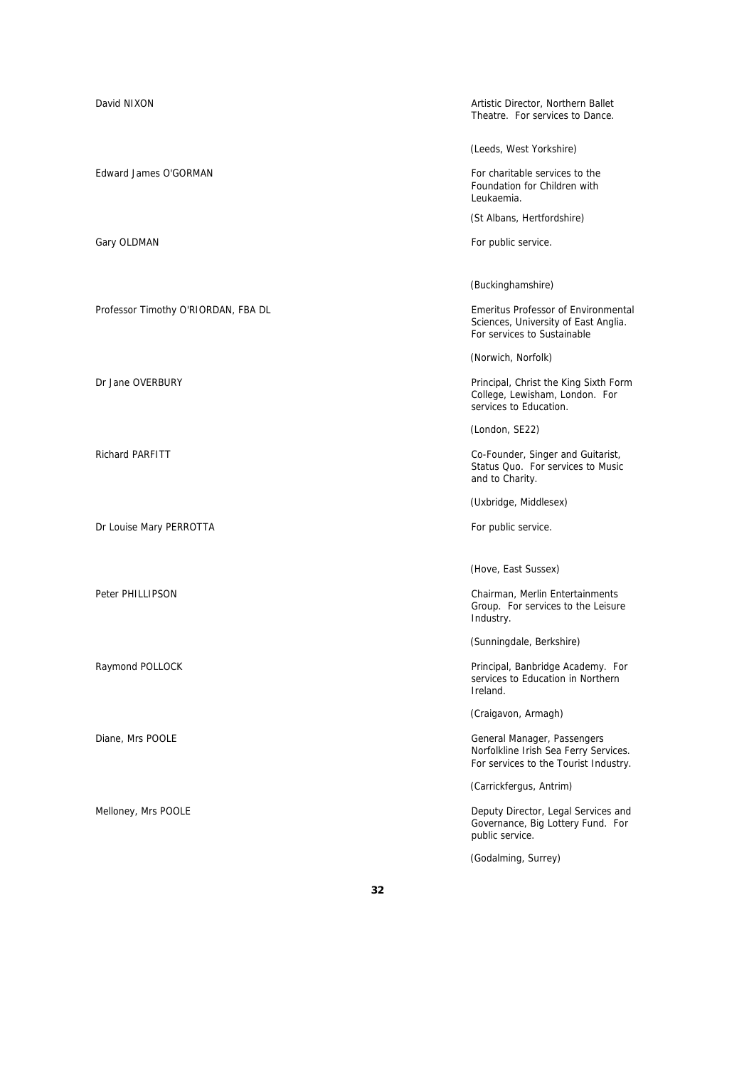| | |
|---|---|
| David NIXON | Artistic Director, Northern Ballet Theatre. For services to Dance.<br><br>(Leeds, West Yorkshire) |
| Edward James O'GORMAN | For charitable services to the Foundation for Children with Leukaemia.<br><br>(St Albans, Hertfordshire) |
| Gary OLDMAN | For public service.<br><br>(Buckinghamshire) |
| Professor Timothy O'RIORDAN, FBA DL | Emeritus Professor of Environmental Sciences, University of East Anglia. For services to Sustainable<br><br>(Norwich, Norfolk) |
| Dr Jane OVERBURY | Principal, Christ the King Sixth Form College, Lewisham, London. For services to Education.<br><br>(London, SE22) |
| Richard PARFITT | Co-Founder, Singer and Guitarist, Status Quo. For services to Music and to Charity.<br><br>(Uxbridge, Middlesex) |
| Dr Louise Mary PERROTTA | For public service.<br><br>(Hove, East Sussex) |
| Peter PHILLIPSON | Chairman, Merlin Entertainments Group. For services to the Leisure Industry.<br><br>(Sunningdale, Berkshire) |
| Raymond POLLOCK | Principal, Banbridge Academy. For services to Education in Northern Ireland.<br><br>(Craigavon, Armagh) |
| Diane, Mrs POOLE | General Manager, Passengers Norfolkline Irish Sea Ferry Services. For services to the Tourist Industry.<br><br>(Carrickfergus, Antrim) |
| Melloney, Mrs POOLE | Deputy Director, Legal Services and Governance, Big Lottery Fund. For public service.<br><br>(Godalming, Surrey) |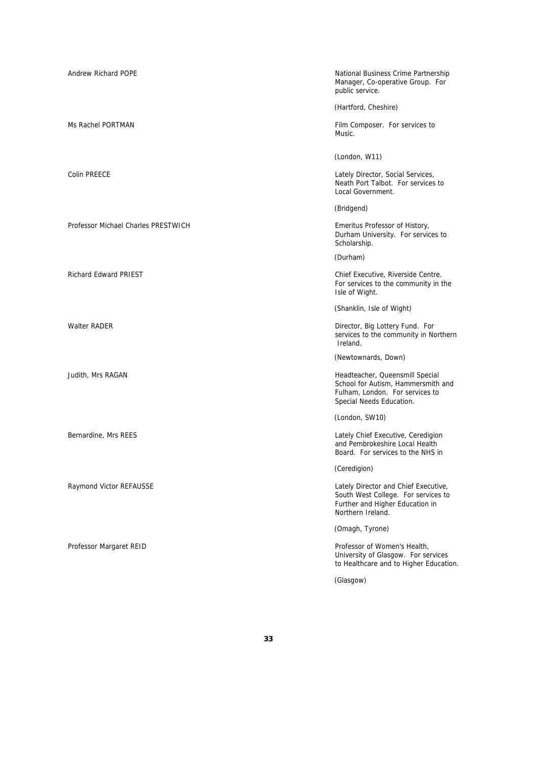| | |
|---|---|
| Andrew Richard POPE | National Business Crime Partnership Manager, Co-operative Group. For public service.<br><br>(Hartford, Cheshire) |
| Ms Rachel PORTMAN | Film Composer. For services to Music.<br><br>(London, W11) |
| Colin PREECE | Lately Director, Social Services, Neath Port Talbot. For services to Local Government.<br><br>(Bridgend) |
| Professor Michael Charles PRESTWICH | Emeritus Professor of History, Durham University. For services to Scholarship.<br><br>(Durham) |
| Richard Edward PRIEST | Chief Executive, Riverside Centre. For services to the community in the Isle of Wight.<br><br>(Shanklin, Isle of Wight) |
| Walter RADER | Director, Big Lottery Fund. For services to the community in Northern Ireland.<br><br>(Newtownards, Down) |
| Judith, Mrs RAGAN | Headteacher, Queensmill Special School for Autism, Hammersmith and Fulham, London. For services to Special Needs Education.<br><br>(London, SW10) |
| Bernardine, Mrs REES | Lately Chief Executive, Ceredigion and Pembrokeshire Local Health Board. For services to the NHS in<br><br>(Ceredigion) |
| Raymond Victor REFAUSSE | Lately Director and Chief Executive, South West College. For services to Further and Higher Education in Northern Ireland.<br><br>(Omagh, Tyrone) |
| Professor Margaret REID | Professor of Women's Health, University of Glasgow. For services to Healthcare and to Higher Education.<br><br>(Glasgow) |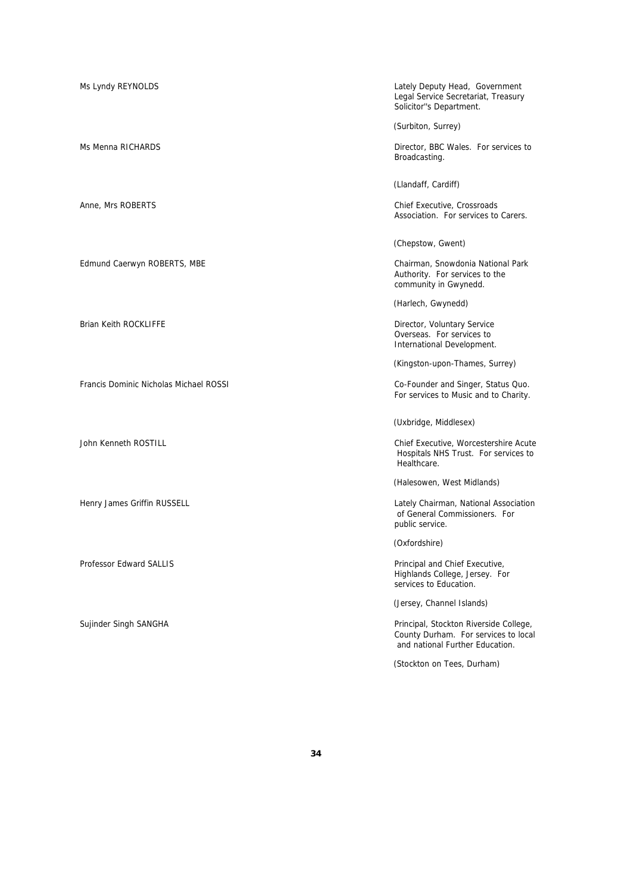| | |
|---|---|
| Ms Lyndy REYNOLDS | Lately Deputy Head, Government Legal Service Secretariat, Treasury Solicitor''s Department.<br><br>*(Surbiton, Surrey)* |
| Ms Menna RICHARDS | Director, BBC Wales. For services to Broadcasting.<br><br>*(Llandaff, Cardiff)* |
| Anne, Mrs ROBERTS | Chief Executive, Crossroads Association. For services to Carers.<br><br>*(Chepstow, Gwent)* |
| Edmund Caerwyn ROBERTS, MBE | Chairman, Snowdonia National Park Authority. For services to the community in Gwynedd.<br><br>*(Harlech, Gwynedd)* |
| Brian Keith ROCKLIFFE | Director, Voluntary Service Overseas. For services to International Development.<br><br>*(Kingston-upon-Thames, Surrey)* |
| Francis Dominic Nicholas Michael ROSSI | Co-Founder and Singer, Status Quo. For services to Music and to Charity.<br><br>*(Uxbridge, Middlesex)* |
| John Kenneth ROSTILL | Chief Executive, Worcestershire Acute Hospitals NHS Trust. For services to Healthcare.<br><br>*(Halesowen, West Midlands)* |
| Henry James Griffin RUSSELL | Lately Chairman, National Association of General Commissioners. For public service.<br><br>*(Oxfordshire)* |
| Professor Edward SALLIS | Principal and Chief Executive, Highlands College, Jersey. For services to Education.<br><br>*(Jersey, Channel Islands)* |
| Sujinder Singh SANGHA | Principal, Stockton Riverside College, County Durham. For services to local and national Further Education.<br><br>*(Stockton on Tees, Durham)* |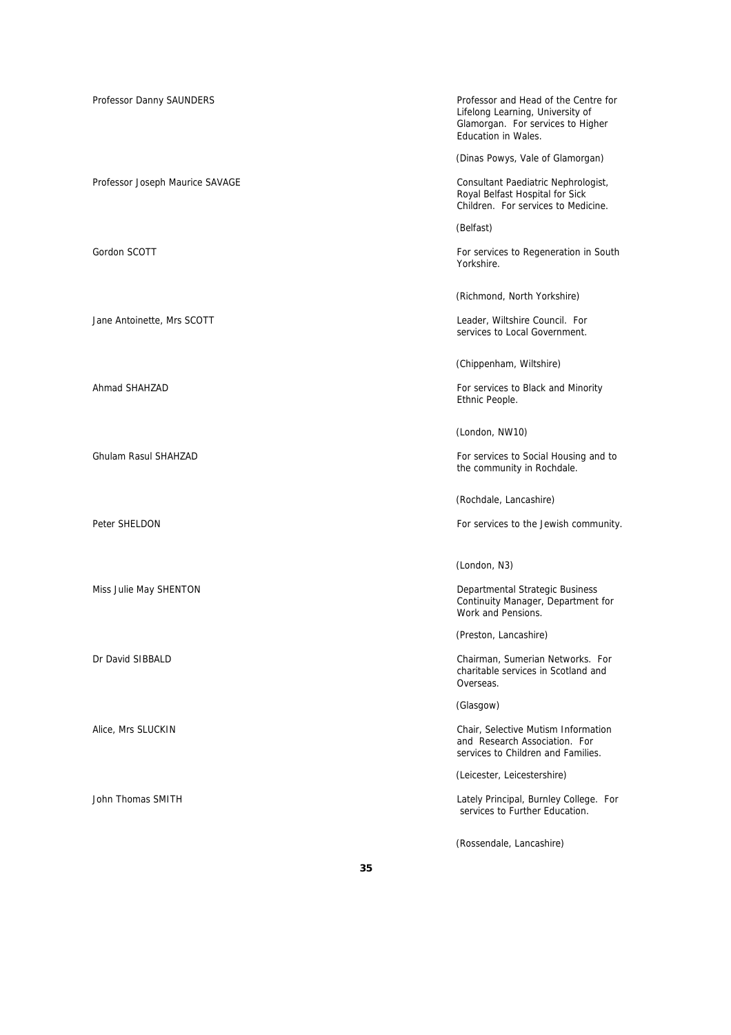| | |
|---|---|
| Professor Danny SAUNDERS | Professor and Head of the Centre for Lifelong Learning, University of Glamorgan. For services to Higher Education in Wales.<br><br>(Dinas Powys, Vale of Glamorgan) |
| Professor Joseph Maurice SAVAGE | Consultant Paediatric Nephrologist, Royal Belfast Hospital for Sick Children. For services to Medicine.<br><br>(Belfast) |
| Gordon SCOTT | For services to Regeneration in South Yorkshire.<br><br>(Richmond, North Yorkshire) |
| Jane Antoinette, Mrs SCOTT | Leader, Wiltshire Council. For services to Local Government.<br><br>(Chippenham, Wiltshire) |
| Ahmad SHAHZAD | For services to Black and Minority Ethnic People.<br><br>(London, NW10) |
| Ghulam Rasul SHAHZAD | For services to Social Housing and to the community in Rochdale.<br><br>(Rochdale, Lancashire) |
| Peter SHELDON | For services to the Jewish community.<br><br>(London, N3) |
| Miss Julie May SHENTON | Departmental Strategic Business Continuity Manager, Department for Work and Pensions.<br><br>(Preston, Lancashire) |
| Dr David SIBBALD | Chairman, Sumerian Networks. For charitable services in Scotland and Overseas.<br><br>(Glasgow) |
| Alice, Mrs SLUCKIN | Chair, Selective Mutism Information and Research Association. For services to Children and Families.<br><br>(Leicester, Leicestershire) |
| John Thomas SMITH | Lately Principal, Burnley College. For services to Further Education.<br><br>(Rossendale, Lancashire) |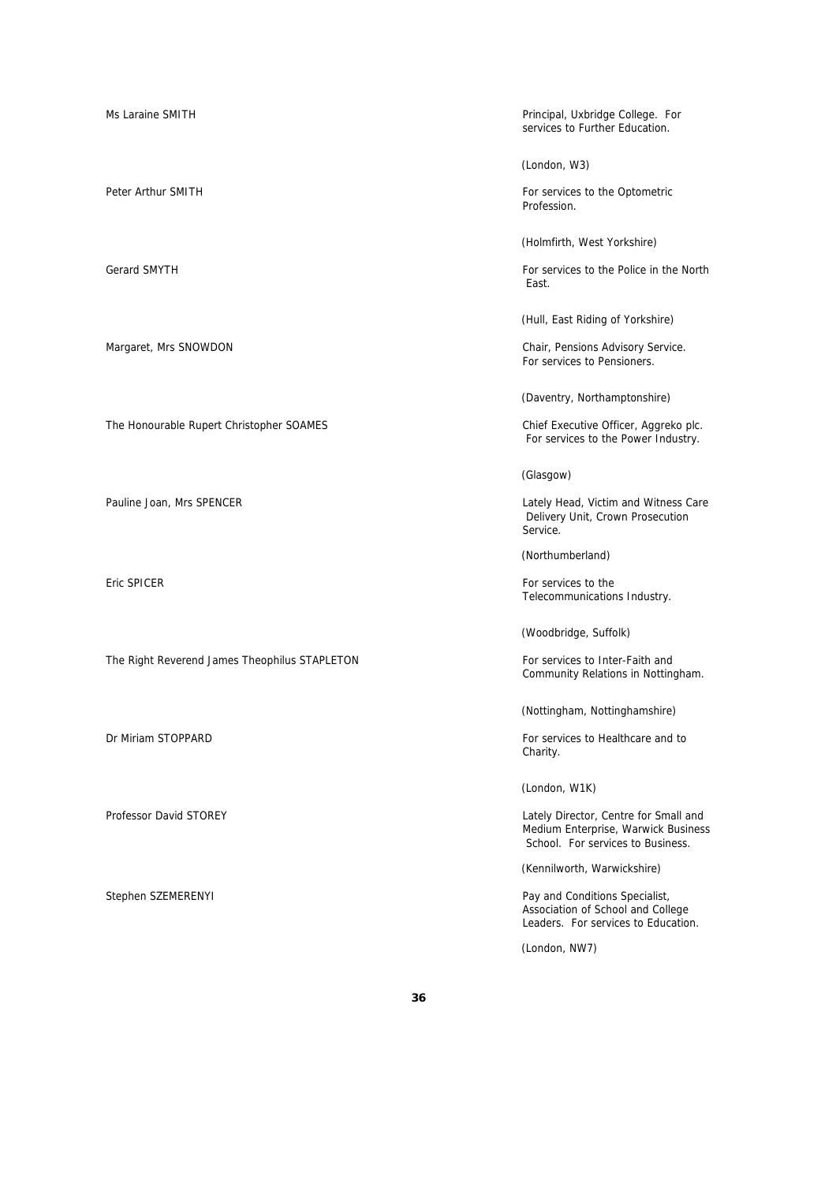| | |
|---|---|
| Ms Laraine SMITH | Principal, Uxbridge College. For services to Further Education. (London, W3) |
| Peter Arthur SMITH | For services to the Optometric Profession. (Holmfirth, West Yorkshire) |
| Gerard SMYTH | For services to the Police in the North East. (Hull, East Riding of Yorkshire) |
| Margaret, Mrs SNOWDON | Chair, Pensions Advisory Service. For services to Pensioners. (Daventry, Northamptonshire) |
| The Honourable Rupert Christopher SOAMES | Chief Executive Officer, Aggreko plc. For services to the Power Industry. (Glasgow) |
| Pauline Joan, Mrs SPENCER | Lately Head, Victim and Witness Care Delivery Unit, Crown Prosecution Service. (Northumberland) |
| Eric SPICER | For services to the Telecommunications Industry. (Woodbridge, Suffolk) |
| The Right Reverend James Theophilus STAPLETON | For services to Inter-Faith and Community Relations in Nottingham. (Nottingham, Nottinghamshire) |
| Dr Miriam STOPPARD | For services to Healthcare and to Charity. (London, W1K) |
| Professor David STOREY | Lately Director, Centre for Small and Medium Enterprise, Warwick Business School. For services to Business. (Kennilworth, Warwickshire) |
| Stephen SZEMERENYI | Pay and Conditions Specialist, Association of School and College Leaders. For services to Education. (London, NW7) |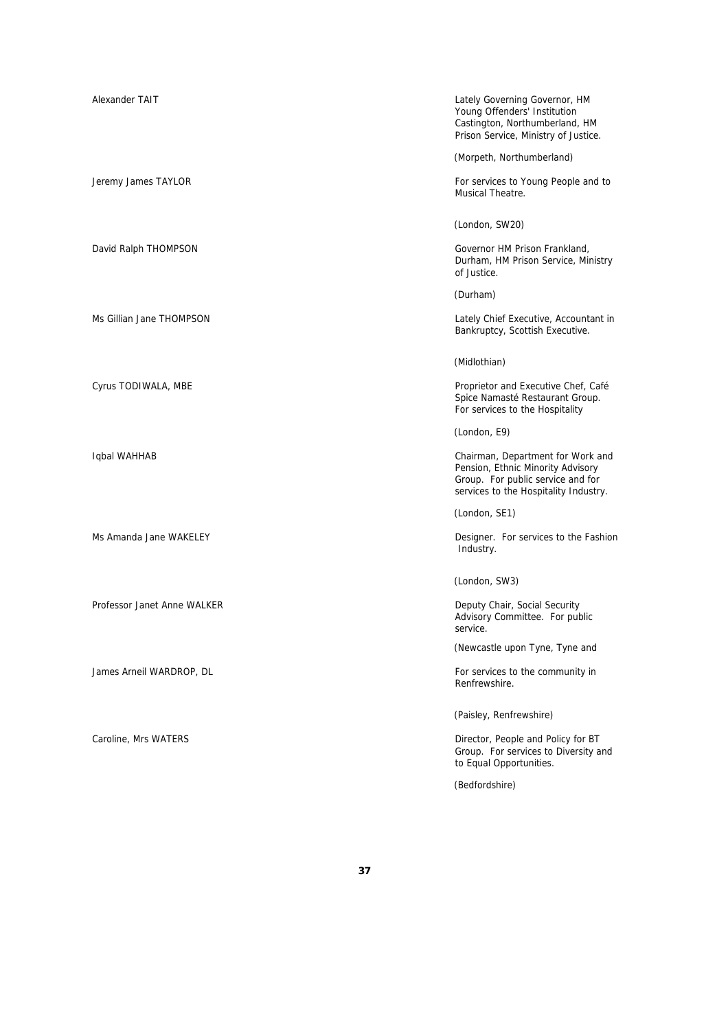| | |
|---|---|
| Alexander TAIT | Lately Governing Governor, HM Young Offenders' Institution Castington, Northumberland, HM Prison Service, Ministry of Justice.<br><br>(Morpeth, Northumberland) |
| Jeremy James TAYLOR | For services to Young People and to Musical Theatre.<br><br>(London, SW20) |
| David Ralph THOMPSON | Governor HM Prison Frankland, Durham, HM Prison Service, Ministry of Justice.<br><br>(Durham) |
| Ms Gillian Jane THOMPSON | Lately Chief Executive, Accountant in Bankruptcy, Scottish Executive.<br><br>(Midlothian) |
| Cyrus TODIWALA, MBE | Proprietor and Executive Chef, Café Spice Namasté Restaurant Group. For services to the Hospitality<br><br>(London, E9) |
| Iqbal WAHHAB | Chairman, Department for Work and Pension, Ethnic Minority Advisory Group. For public service and for services to the Hospitality Industry.<br><br>(London, SE1) |
| Ms Amanda Jane WAKELEY | Designer. For services to the Fashion Industry.<br><br>(London, SW3) |
| Professor Janet Anne WALKER | Deputy Chair, Social Security Advisory Committee. For public service.<br><br>(Newcastle upon Tyne, Tyne and |
| James Arneil WARDROP, DL | For services to the community in Renfrewshire.<br><br>(Paisley, Renfrewshire) |
| Caroline, Mrs WATERS | Director, People and Policy for BT Group. For services to Diversity and to Equal Opportunities.<br><br>(Bedfordshire) |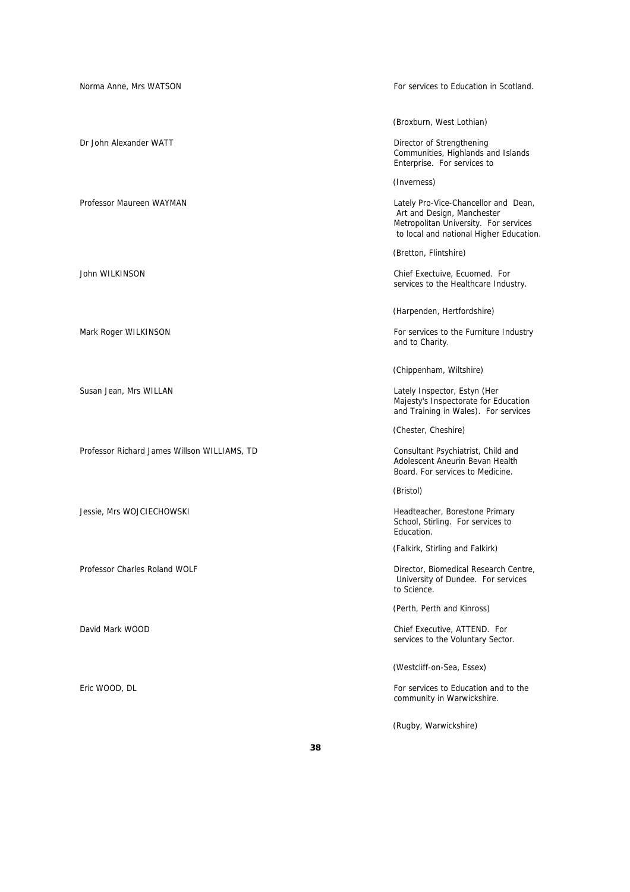| | |
|---|---|
| Norma Anne, Mrs WATSON | For services to Education in Scotland.<br><br>(Broxburn, West Lothian) |
| Dr John Alexander WATT | Director of Strengthening Communities, Highlands and Islands Enterprise. For services to<br><br>(Inverness) |
| Professor Maureen WAYMAN | Lately Pro-Vice-Chancellor and Dean, Art and Design, Manchester Metropolitan University. For services to local and national Higher Education.<br><br>(Bretton, Flintshire) |
| John WILKINSON | Chief Exectuive, Ecuomed. For services to the Healthcare Industry.<br><br>(Harpenden, Hertfordshire) |
| Mark Roger WILKINSON | For services to the Furniture Industry and to Charity.<br><br>(Chippenham, Wiltshire) |
| Susan Jean, Mrs WILLAN | Lately Inspector, Estyn (Her Majesty's Inspectorate for Education and Training in Wales). For services<br><br>(Chester, Cheshire) |
| Professor Richard James Willson WILLIAMS, TD | Consultant Psychiatrist, Child and Adolescent Aneurin Bevan Health Board. For services to Medicine.<br><br>(Bristol) |
| Jessie, Mrs WOJCIECHOWSKI | Headteacher, Borestone Primary School, Stirling. For services to Education.<br><br>(Falkirk, Stirling and Falkirk) |
| Professor Charles Roland WOLF | Director, Biomedical Research Centre, University of Dundee. For services to Science.<br><br>(Perth, Perth and Kinross) |
| David Mark WOOD | Chief Executive, ATTEND. For services to the Voluntary Sector.<br><br>(Westcliff-on-Sea, Essex) |
| Eric WOOD, DL | For services to Education and to the community in Warwickshire.<br><br>(Rugby, Warwickshire) |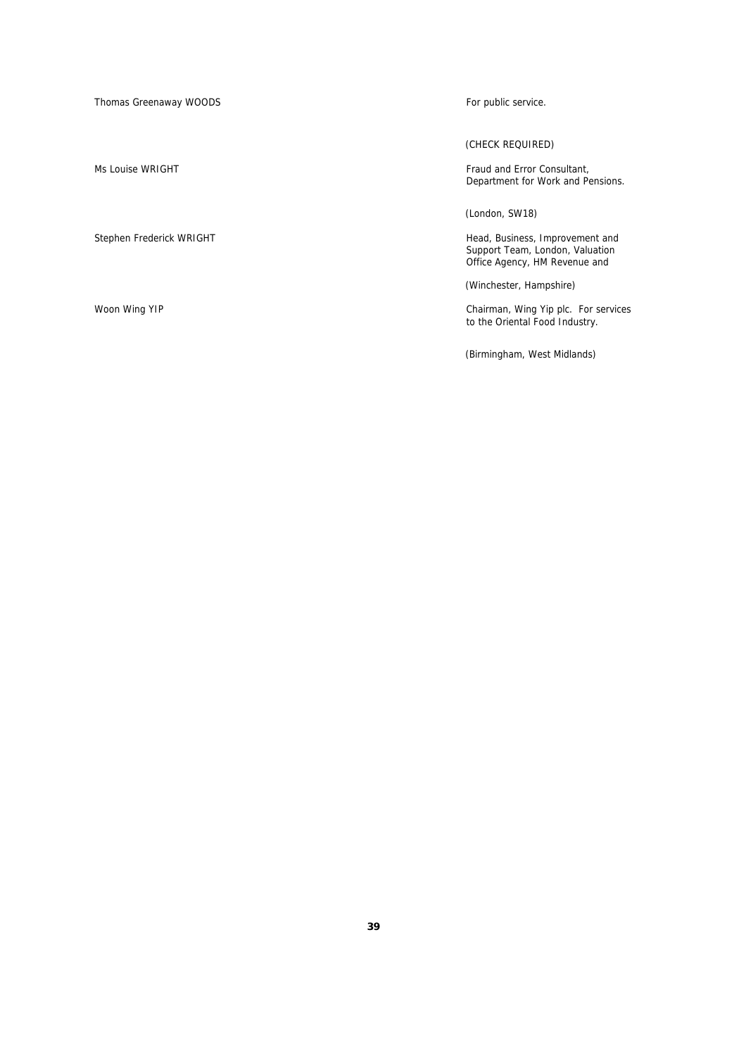| | |
|---|---|
| Thomas Greenaway WOODS | For public service. |
| | (CHECK REQUIRED) |
| Ms Louise WRIGHT | Fraud and Error Consultant, Department for Work and Pensions. |
| | (London, SW18) |
| Stephen Frederick WRIGHT | Head, Business, Improvement and Support Team, London, Valuation Office Agency, HM Revenue and |
| | (Winchester, Hampshire) |
| Woon Wing YIP | Chairman, Wing Yip plc. For services to the Oriental Food Industry. |
| | (Birmingham, West Midlands) |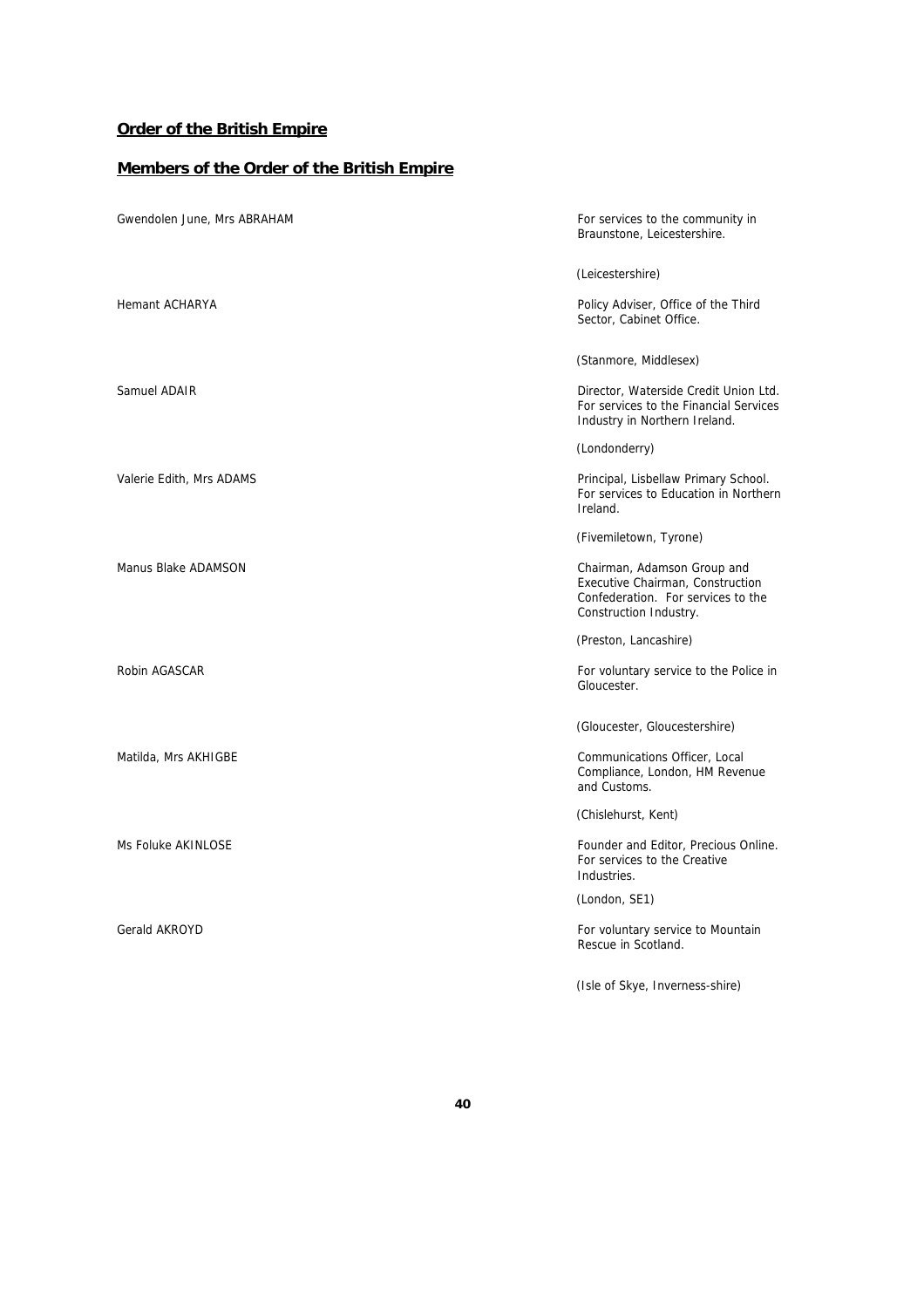## Order of the British Empire

## Members of the Order of the British Empire

Gwendolen June, Mrs ABRAHAM

For services to the community in Braunstone, Leicestershire.

(Leicestershire)

Hemant ACHARYA

Policy Adviser, Office of the Third Sector, Cabinet Office.

(Stanmore, Middlesex)

Samuel ADAIR

Director, Waterside Credit Union Ltd. For services to the Financial Services Industry in Northern Ireland.

(Londonderry)

Valerie Edith, Mrs ADAMS

Principal, Lisbellaw Primary School. For services to Education in Northern Ireland.

(Fivemiletown, Tyrone)

Manus Blake ADAMSON

Chairman, Adamson Group and Executive Chairman, Construction Confederation. For services to the Construction Industry.

(Preston, Lancashire)

Robin AGASCAR

For voluntary service to the Police in Gloucester.

(Gloucester, Gloucestershire)

Matilda, Mrs AKHIGBE

Communications Officer, Local Compliance, London, HM Revenue and Customs.

(Chislehurst, Kent)

Ms Foluke AKINLOSE

Founder and Editor, Precious Online. For services to the Creative Industries.

(London, SE1)

Gerald AKROYD

For voluntary service to Mountain Rescue in Scotland.

(Isle of Skye, Inverness-shire)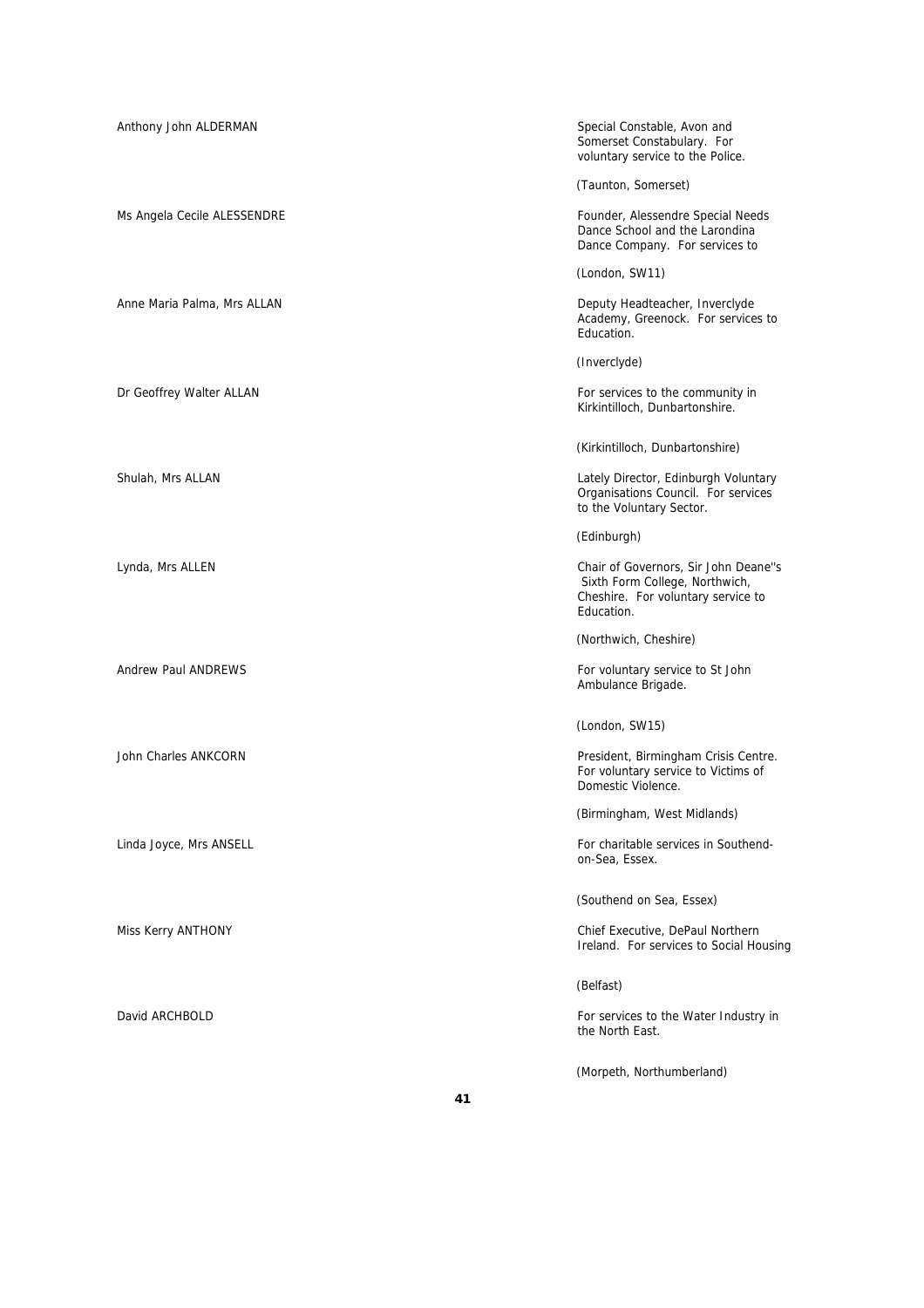Anthony John ALDERMAN

Special Constable, Avon and Somerset Constabulary. For voluntary service to the Police.

(Taunton, Somerset)

Ms Angela Cecile ALESSENDRE

Founder, Alessendre Special Needs Dance School and the Larondina Dance Company. For services to

(London, SW11)

Anne Maria Palma, Mrs ALLAN

Deputy Headteacher, Inverclyde Academy, Greenock. For services to Education.

(Inverclyde)

Dr Geoffrey Walter ALLAN

For services to the community in Kirkintilloch, Dunbartonshire.

(Kirkintilloch, Dunbartonshire)

Shulah, Mrs ALLAN

Lately Director, Edinburgh Voluntary Organisations Council. For services to the Voluntary Sector.

(Edinburgh)

Lynda, Mrs ALLEN

Chair of Governors, Sir John Deane''s Sixth Form College, Northwich, Cheshire. For voluntary service to Education.

(Northwich, Cheshire)

Andrew Paul ANDREWS

For voluntary service to St John Ambulance Brigade.

(London, SW15)

John Charles ANKCORN

President, Birmingham Crisis Centre. For voluntary service to Victims of Domestic Violence.

(Birmingham, West Midlands)

Linda Joyce, Mrs ANSELL

For charitable services in Southend-on-Sea, Essex.

(Southend on Sea, Essex)

Miss Kerry ANTHONY

Chief Executive, DePaul Northern Ireland. For services to Social Housing

(Belfast)

David ARCHBOLD

For services to the Water Industry in the North East.

(Morpeth, Northumberland)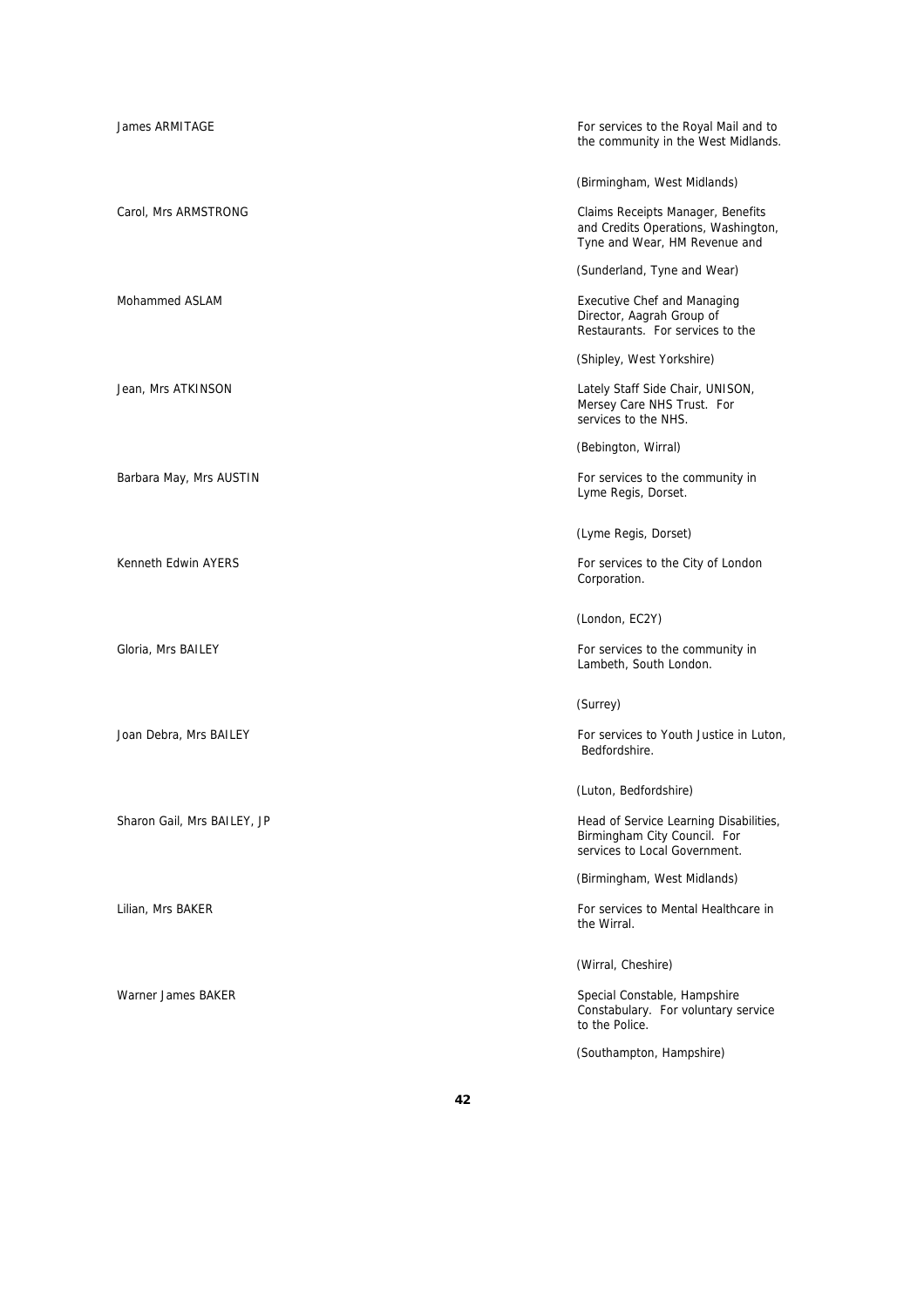| Name | Citation |
|---|---|
| James ARMITAGE | For services to the Royal Mail and to the community in the West Midlands. (Birmingham, West Midlands) |
| Carol, Mrs ARMSTRONG | Claims Receipts Manager, Benefits and Credits Operations, Washington, Tyne and Wear, HM Revenue and (Sunderland, Tyne and Wear) |
| Mohammed ASLAM | Executive Chef and Managing Director, Aagrah Group of Restaurants. For services to the (Shipley, West Yorkshire) |
| Jean, Mrs ATKINSON | Lately Staff Side Chair, UNISON, Mersey Care NHS Trust. For services to the NHS. (Bebington, Wirral) |
| Barbara May, Mrs AUSTIN | For services to the community in Lyme Regis, Dorset. (Lyme Regis, Dorset) |
| Kenneth Edwin AYERS | For services to the City of London Corporation. (London, EC2Y) |
| Gloria, Mrs BAILEY | For services to the community in Lambeth, South London. (Surrey) |
| Joan Debra, Mrs BAILEY | For services to Youth Justice in Luton, Bedfordshire. (Luton, Bedfordshire) |
| Sharon Gail, Mrs BAILEY, JP | Head of Service Learning Disabilities, Birmingham City Council. For services to Local Government. (Birmingham, West Midlands) |
| Lilian, Mrs BAKER | For services to Mental Healthcare in the Wirral. (Wirral, Cheshire) |
| Warner James BAKER | Special Constable, Hampshire Constabulary. For voluntary service to the Police. (Southampton, Hampshire) |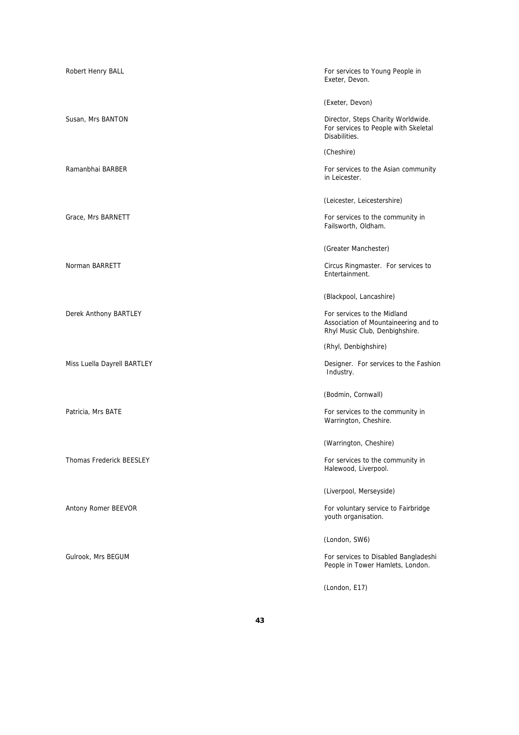| | |
|---|---|
| Robert Henry BALL | For services to Young People in Exeter, Devon.<br><br>(Exeter, Devon) |
| Susan, Mrs BANTON | Director, Steps Charity Worldwide. For services to People with Skeletal Disabilities.<br><br>(Cheshire) |
| Ramanbhai BARBER | For services to the Asian community in Leicester.<br><br>(Leicester, Leicestershire) |
| Grace, Mrs BARNETT | For services to the community in Failsworth, Oldham.<br><br>(Greater Manchester) |
| Norman BARRETT | Circus Ringmaster. For services to Entertainment.<br><br>(Blackpool, Lancashire) |
| Derek Anthony BARTLEY | For services to the Midland Association of Mountaineering and to Rhyl Music Club, Denbighshire.<br><br>(Rhyl, Denbighshire) |
| Miss Luella Dayrell BARTLEY | Designer. For services to the Fashion Industry.<br><br>(Bodmin, Cornwall) |
| Patricia, Mrs BATE | For services to the community in Warrington, Cheshire.<br><br>(Warrington, Cheshire) |
| Thomas Frederick BEESLEY | For services to the community in Halewood, Liverpool.<br><br>(Liverpool, Merseyside) |
| Antony Romer BEEVOR | For voluntary service to Fairbridge youth organisation.<br><br>(London, SW6) |
| Gulrook, Mrs BEGUM | For services to Disabled Bangladeshi People in Tower Hamlets, London.<br><br>(London, E17) |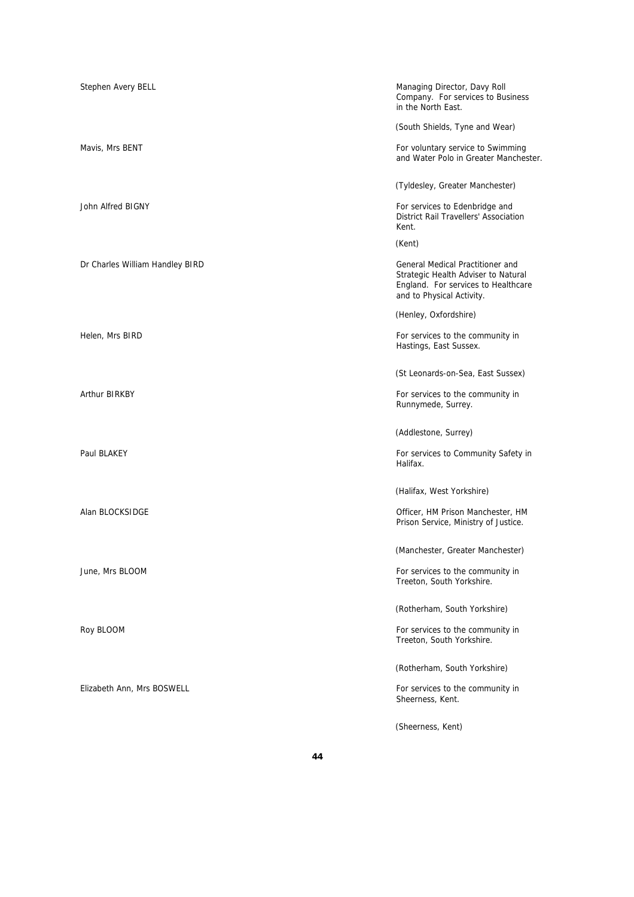| | |
|---|---|
| Stephen Avery BELL | Managing Director, Davy Roll Company. For services to Business in the North East.<br><br>(South Shields, Tyne and Wear) |
| Mavis, Mrs BENT | For voluntary service to Swimming and Water Polo in Greater Manchester.<br><br>(Tyldesley, Greater Manchester) |
| John Alfred BIGNY | For services to Edenbridge and District Rail Travellers' Association Kent.<br><br>(Kent) |
| Dr Charles William Handley BIRD | General Medical Practitioner and Strategic Health Adviser to Natural England. For services to Healthcare and to Physical Activity.<br><br>(Henley, Oxfordshire) |
| Helen, Mrs BIRD | For services to the community in Hastings, East Sussex.<br><br>(St Leonards-on-Sea, East Sussex) |
| Arthur BIRKBY | For services to the community in Runnymede, Surrey.<br><br>(Addlestone, Surrey) |
| Paul BLAKEY | For services to Community Safety in Halifax.<br><br>(Halifax, West Yorkshire) |
| Alan BLOCKSIDGE | Officer, HM Prison Manchester, HM Prison Service, Ministry of Justice.<br><br>(Manchester, Greater Manchester) |
| June, Mrs BLOOM | For services to the community in Treeton, South Yorkshire.<br><br>(Rotherham, South Yorkshire) |
| Roy BLOOM | For services to the community in Treeton, South Yorkshire.<br><br>(Rotherham, South Yorkshire) |
| Elizabeth Ann, Mrs BOSWELL | For services to the community in Sheerness, Kent.<br><br>(Sheerness, Kent) |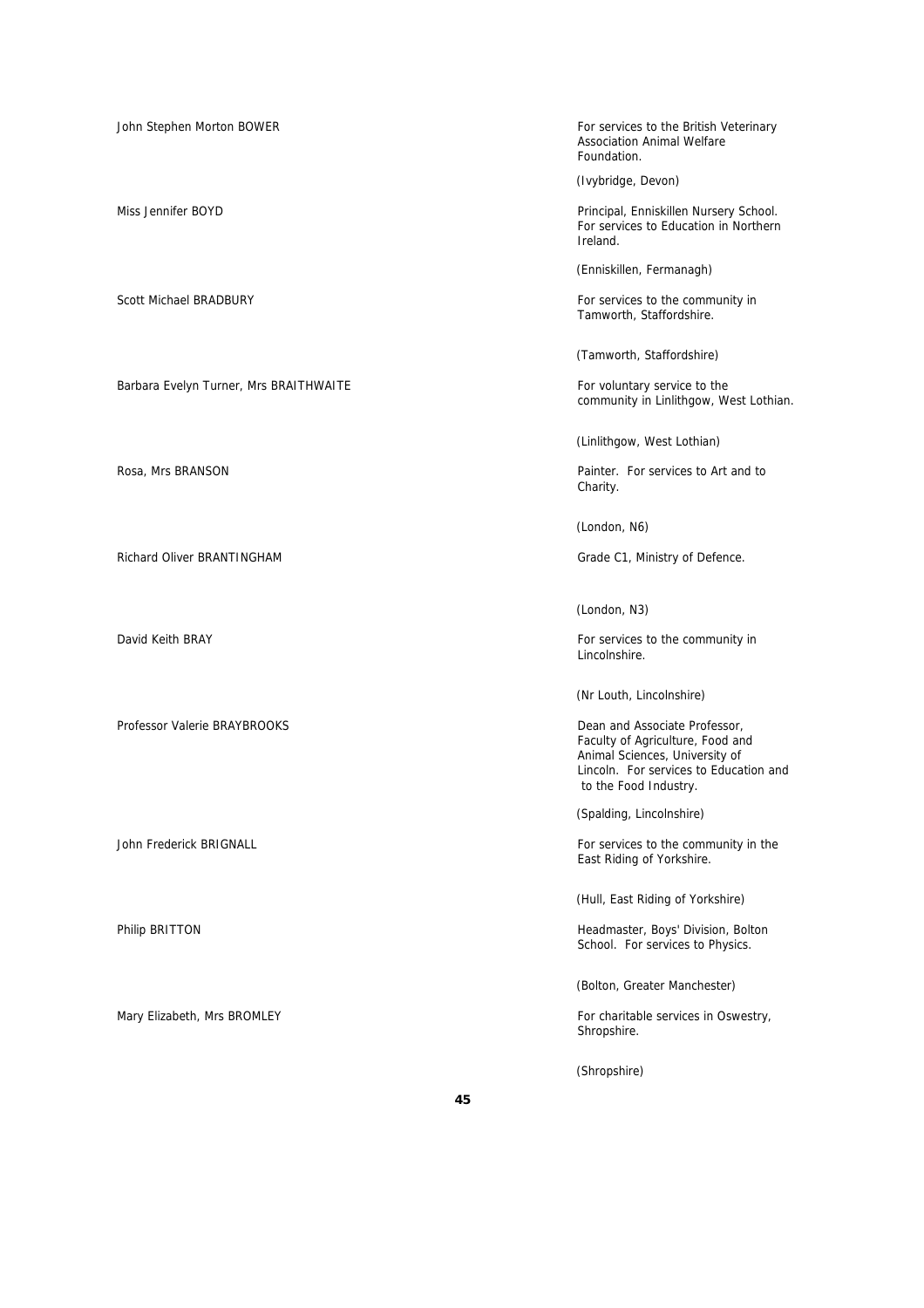| | |
|---|---|
| John Stephen Morton BOWER | For services to the British Veterinary Association Animal Welfare Foundation.<br><br>(Ivybridge, Devon) |
| Miss Jennifer BOYD | Principal, Enniskillen Nursery School. For services to Education in Northern Ireland.<br><br>(Enniskillen, Fermanagh) |
| Scott Michael BRADBURY | For services to the community in Tamworth, Staffordshire.<br><br>(Tamworth, Staffordshire) |
| Barbara Evelyn Turner, Mrs BRAITHWAITE | For voluntary service to the community in Linlithgow, West Lothian.<br><br>(Linlithgow, West Lothian) |
| Rosa, Mrs BRANSON | Painter. For services to Art and to Charity.<br><br>(London, N6) |
| Richard Oliver BRANTINGHAM | Grade C1, Ministry of Defence.<br><br>(London, N3) |
| David Keith BRAY | For services to the community in Lincolnshire.<br><br>(Nr Louth, Lincolnshire) |
| Professor Valerie BRAYBROOKS | Dean and Associate Professor, Faculty of Agriculture, Food and Animal Sciences, University of Lincoln. For services to Education and to the Food Industry.<br><br>(Spalding, Lincolnshire) |
| John Frederick BRIGNALL | For services to the community in the East Riding of Yorkshire.<br><br>(Hull, East Riding of Yorkshire) |
| Philip BRITTON | Headmaster, Boys' Division, Bolton School. For services to Physics.<br><br>(Bolton, Greater Manchester) |
| Mary Elizabeth, Mrs BROMLEY | For charitable services in Oswestry, Shropshire.<br><br>(Shropshire) |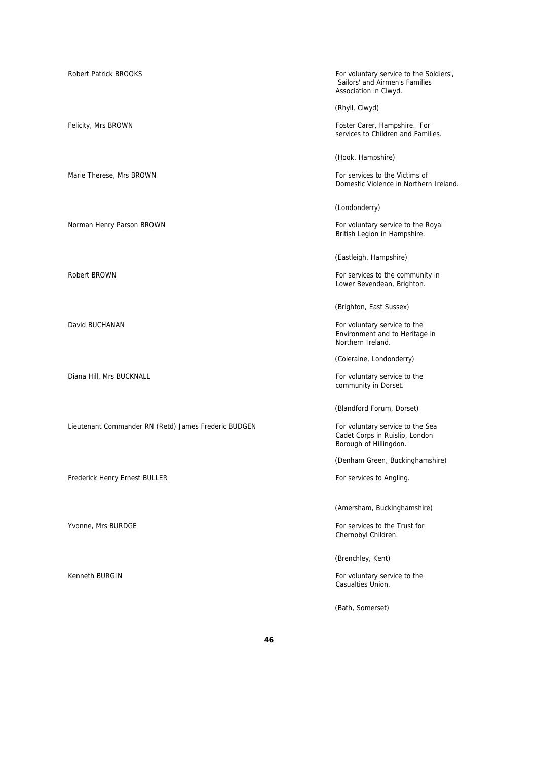Robert Patrick BROOKS

For voluntary service to the Soldiers', Sailors' and Airmen's Families Association in Clwyd.

(Rhyll, Clwyd)

Felicity, Mrs BROWN

Foster Carer, Hampshire. For services to Children and Families.

(Hook, Hampshire)

Marie Therese, Mrs BROWN

For services to the Victims of Domestic Violence in Northern Ireland.

(Londonderry)

Norman Henry Parson BROWN

For voluntary service to the Royal British Legion in Hampshire.

(Eastleigh, Hampshire)

Robert BROWN

For services to the community in Lower Bevendean, Brighton.

(Brighton, East Sussex)

David BUCHANAN

For voluntary service to the Environment and to Heritage in Northern Ireland.

(Coleraine, Londonderry)

Diana Hill, Mrs BUCKNALL

For voluntary service to the community in Dorset.

(Blandford Forum, Dorset)

Lieutenant Commander RN (Retd) James Frederic BUDGEN

For voluntary service to the Sea Cadet Corps in Ruislip, London Borough of Hillingdon.

(Denham Green, Buckinghamshire)

Frederick Henry Ernest BULLER

For services to Angling.

(Amersham, Buckinghamshire)

Yvonne, Mrs BURDGE

For services to the Trust for Chernobyl Children.

(Brenchley, Kent)

Kenneth BURGIN

For voluntary service to the Casualties Union.

(Bath, Somerset)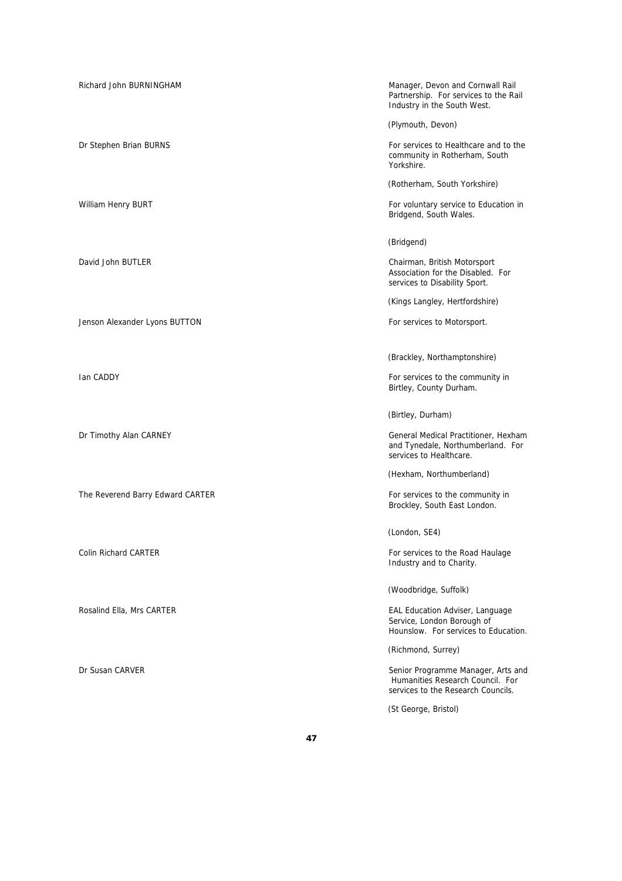Richard John BURNINGHAM

Manager, Devon and Cornwall Rail Partnership. For services to the Rail Industry in the South West.

(Plymouth, Devon)

Dr Stephen Brian BURNS

For services to Healthcare and to the community in Rotherham, South Yorkshire.

(Rotherham, South Yorkshire)

William Henry BURT

For voluntary service to Education in Bridgend, South Wales.

(Bridgend)

David John BUTLER

Chairman, British Motorsport Association for the Disabled. For services to Disability Sport.

(Kings Langley, Hertfordshire)

Jenson Alexander Lyons BUTTON

For services to Motorsport.

(Brackley, Northamptonshire)

Ian CADDY

For services to the community in Birtley, County Durham.

(Birtley, Durham)

Dr Timothy Alan CARNEY

General Medical Practitioner, Hexham and Tynedale, Northumberland. For services to Healthcare.

(Hexham, Northumberland)

The Reverend Barry Edward CARTER

For services to the community in Brockley, South East London.

(London, SE4)

Colin Richard CARTER

For services to the Road Haulage Industry and to Charity.

(Woodbridge, Suffolk)

Rosalind Ella, Mrs CARTER

EAL Education Adviser, Language Service, London Borough of Hounslow. For services to Education.

(Richmond, Surrey)

Dr Susan CARVER

Senior Programme Manager, Arts and Humanities Research Council. For services to the Research Councils.

(St George, Bristol)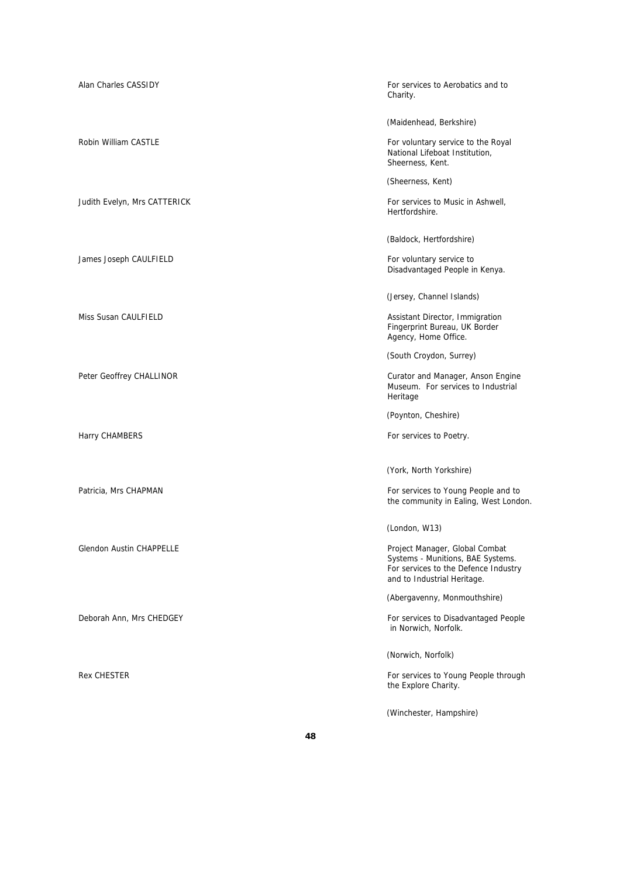Alan Charles CASSIDY

For services to Aerobatics and to Charity.

(Maidenhead, Berkshire)

Robin William CASTLE

For voluntary service to the Royal National Lifeboat Institution, Sheerness, Kent.

(Sheerness, Kent)

Judith Evelyn, Mrs CATTERICK

For services to Music in Ashwell, Hertfordshire.

(Baldock, Hertfordshire)

James Joseph CAULFIELD

For voluntary service to Disadvantaged People in Kenya.

(Jersey, Channel Islands)

Miss Susan CAULFIELD

Assistant Director, Immigration Fingerprint Bureau, UK Border Agency, Home Office.

(South Croydon, Surrey)

Peter Geoffrey CHALLINOR

Curator and Manager, Anson Engine Museum. For services to Industrial Heritage

(Poynton, Cheshire)

Harry CHAMBERS

For services to Poetry.

(York, North Yorkshire)

Patricia, Mrs CHAPMAN

For services to Young People and to the community in Ealing, West London.

(London, W13)

Glendon Austin CHAPPELLE

Project Manager, Global Combat Systems - Munitions, BAE Systems. For services to the Defence Industry and to Industrial Heritage.

(Abergavenny, Monmouthshire)

Deborah Ann, Mrs CHEDGEY

For services to Disadvantaged People in Norwich, Norfolk.

(Norwich, Norfolk)

Rex CHESTER

For services to Young People through the Explore Charity.

(Winchester, Hampshire)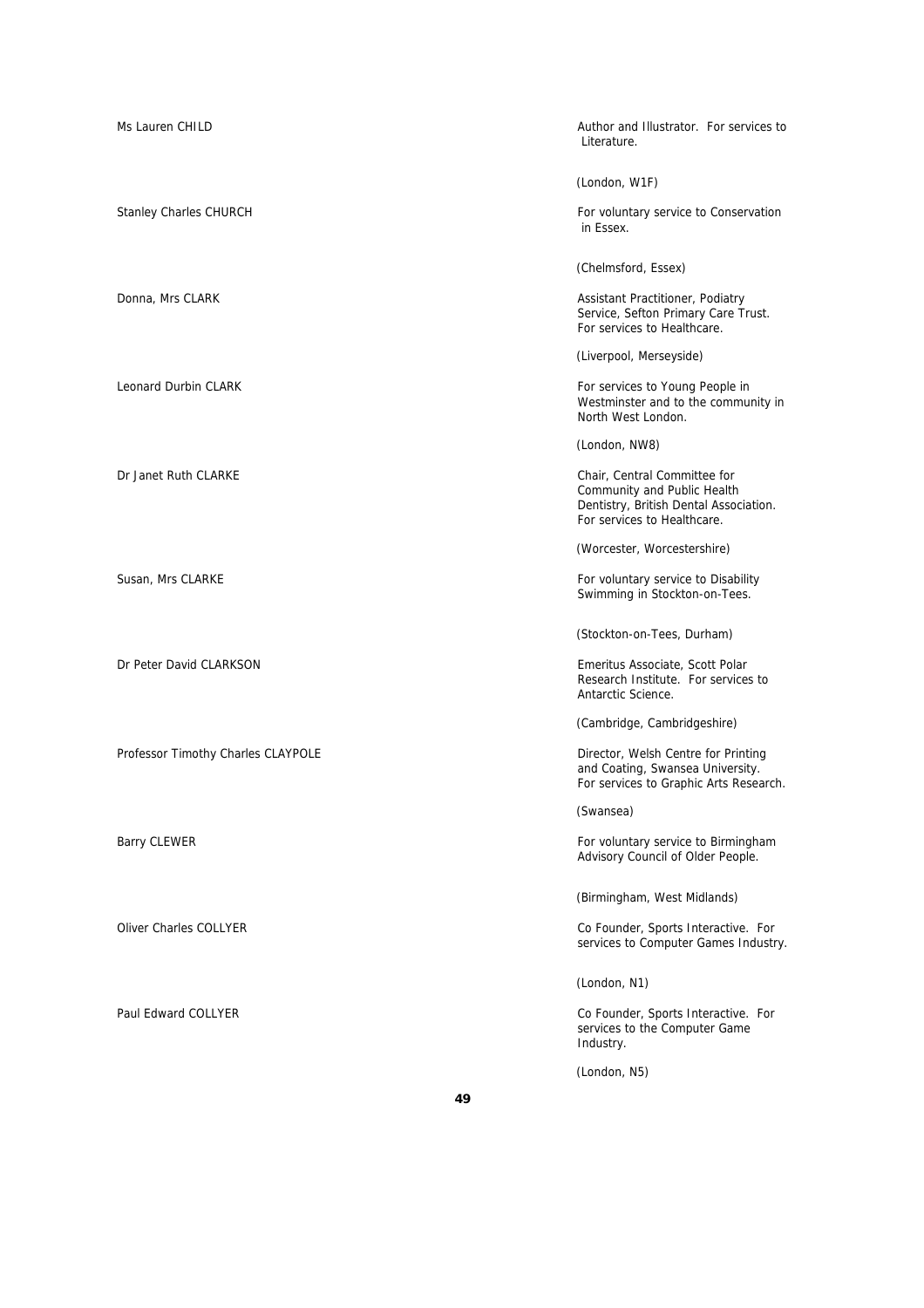| | |
|---|---|
| Ms Lauren CHILD | Author and Illustrator. For services to Literature.<br><br>(London, W1F) |
| Stanley Charles CHURCH | For voluntary service to Conservation in Essex.<br><br>(Chelmsford, Essex) |
| Donna, Mrs CLARK | Assistant Practitioner, Podiatry Service, Sefton Primary Care Trust. For services to Healthcare.<br><br>(Liverpool, Merseyside) |
| Leonard Durbin CLARK | For services to Young People in Westminster and to the community in North West London.<br><br>(London, NW8) |
| Dr Janet Ruth CLARKE | Chair, Central Committee for Community and Public Health Dentistry, British Dental Association. For services to Healthcare.<br><br>(Worcester, Worcestershire) |
| Susan, Mrs CLARKE | For voluntary service to Disability Swimming in Stockton-on-Tees.<br><br>(Stockton-on-Tees, Durham) |
| Dr Peter David CLARKSON | Emeritus Associate, Scott Polar Research Institute. For services to Antarctic Science.<br><br>(Cambridge, Cambridgeshire) |
| Professor Timothy Charles CLAYPOLE | Director, Welsh Centre for Printing and Coating, Swansea University. For services to Graphic Arts Research.<br><br>(Swansea) |
| Barry CLEWER | For voluntary service to Birmingham Advisory Council of Older People.<br><br>(Birmingham, West Midlands) |
| Oliver Charles COLLYER | Co Founder, Sports Interactive. For services to Computer Games Industry.<br><br>(London, N1) |
| Paul Edward COLLYER | Co Founder, Sports Interactive. For services to the Computer Game Industry.<br><br>(London, N5) |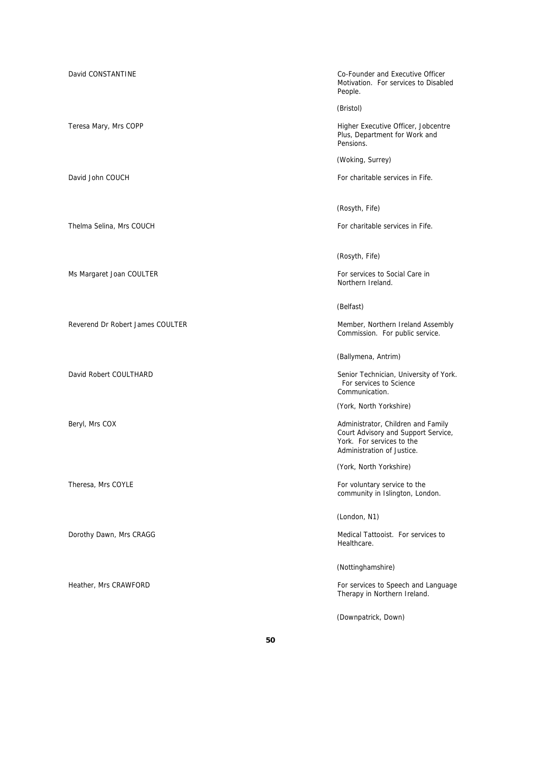| | |
|---|---|
| David CONSTANTINE | Co-Founder and Executive Officer Motivation. For services to Disabled People.<br><br>(Bristol) |
| Teresa Mary, Mrs COPP | Higher Executive Officer, Jobcentre Plus, Department for Work and Pensions.<br><br>(Woking, Surrey) |
| David John COUCH | For charitable services in Fife.<br><br>(Rosyth, Fife) |
| Thelma Selina, Mrs COUCH | For charitable services in Fife.<br><br>(Rosyth, Fife) |
| Ms Margaret Joan COULTER | For services to Social Care in Northern Ireland.<br><br>(Belfast) |
| Reverend Dr Robert James COULTER | Member, Northern Ireland Assembly Commission. For public service.<br><br>(Ballymena, Antrim) |
| David Robert COULTHARD | Senior Technician, University of York. For services to Science Communication.<br><br>(York, North Yorkshire) |
| Beryl, Mrs COX | Administrator, Children and Family Court Advisory and Support Service, York. For services to the Administration of Justice.<br><br>(York, North Yorkshire) |
| Theresa, Mrs COYLE | For voluntary service to the community in Islington, London.<br><br>(London, N1) |
| Dorothy Dawn, Mrs CRAGG | Medical Tattooist. For services to Healthcare.<br><br>(Nottinghamshire) |
| Heather, Mrs CRAWFORD | For services to Speech and Language Therapy in Northern Ireland.<br><br>(Downpatrick, Down) |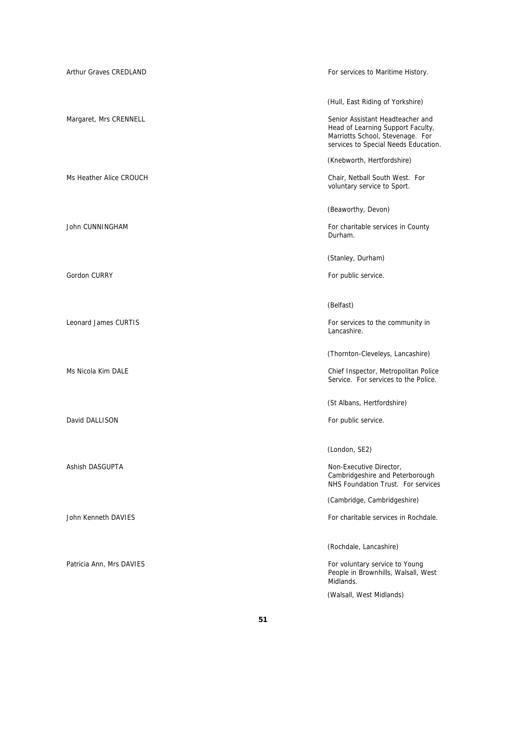| | |
|---|---|
| Arthur Graves CREDLAND | For services to Maritime History. |
| | (Hull, East Riding of Yorkshire) |
| Margaret, Mrs CRENNELL | Senior Assistant Headteacher and Head of Learning Support Faculty, Marriotts School, Stevenage. For services to Special Needs Education. |
| | (Knebworth, Hertfordshire) |
| Ms Heather Alice CROUCH | Chair, Netball South West. For voluntary service to Sport. |
| | (Beaworthy, Devon) |
| John CUNNINGHAM | For charitable services in County Durham. |
| | (Stanley, Durham) |
| Gordon CURRY | For public service. |
| | (Belfast) |
| Leonard James CURTIS | For services to the community in Lancashire. |
| | (Thornton-Cleveleys, Lancashire) |
| Ms Nicola Kim DALE | Chief Inspector, Metropolitan Police Service. For services to the Police. |
| | (St Albans, Hertfordshire) |
| David DALLISON | For public service. |
| | (London, SE2) |
| Ashish DASGUPTA | Non-Executive Director, Cambridgeshire and Peterborough NHS Foundation Trust. For services |
| | (Cambridge, Cambridgeshire) |
| John Kenneth DAVIES | For charitable services in Rochdale. |
| | (Rochdale, Lancashire) |
| Patricia Ann, Mrs DAVIES | For voluntary service to Young People in Brownhills, Walsall, West Midlands. |
| | (Walsall, West Midlands) |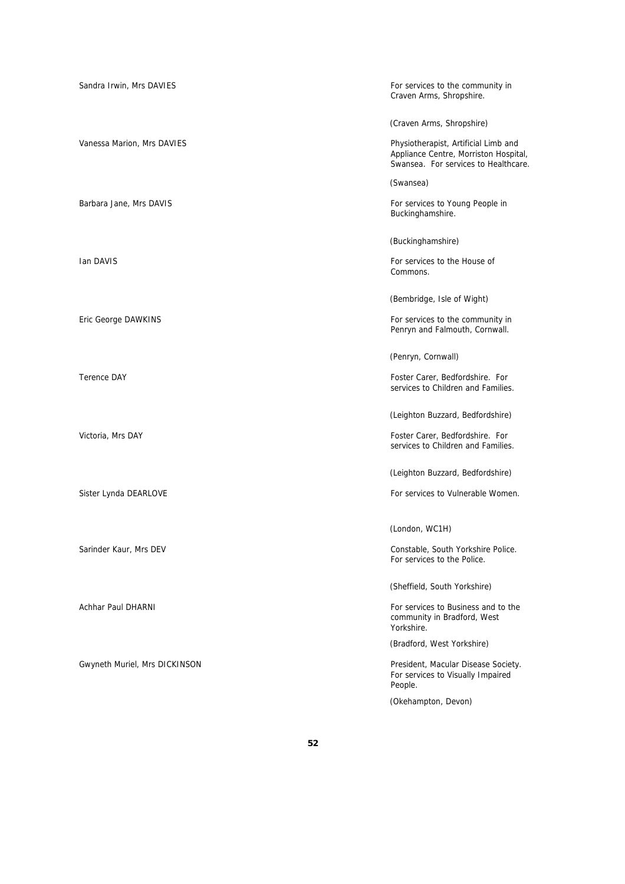Sandra Irwin, Mrs DAVIES

For services to the community in Craven Arms, Shropshire.

(Craven Arms, Shropshire)

Vanessa Marion, Mrs DAVIES

Physiotherapist, Artificial Limb and Appliance Centre, Morriston Hospital, Swansea. For services to Healthcare.

(Swansea)

Barbara Jane, Mrs DAVIS

For services to Young People in Buckinghamshire.

(Buckinghamshire)

Ian DAVIS

For services to the House of Commons.

(Bembridge, Isle of Wight)

Eric George DAWKINS

For services to the community in Penryn and Falmouth, Cornwall.

(Penryn, Cornwall)

Terence DAY

Foster Carer, Bedfordshire. For services to Children and Families.

(Leighton Buzzard, Bedfordshire)

Victoria, Mrs DAY

Foster Carer, Bedfordshire. For services to Children and Families.

(Leighton Buzzard, Bedfordshire)

Sister Lynda DEARLOVE

For services to Vulnerable Women.

(London, WC1H)

Sarinder Kaur, Mrs DEV

Constable, South Yorkshire Police. For services to the Police.

(Sheffield, South Yorkshire)

Achhar Paul DHARNI

For services to Business and to the community in Bradford, West Yorkshire.

(Bradford, West Yorkshire)

Gwyneth Muriel, Mrs DICKINSON

President, Macular Disease Society. For services to Visually Impaired People.

(Okehampton, Devon)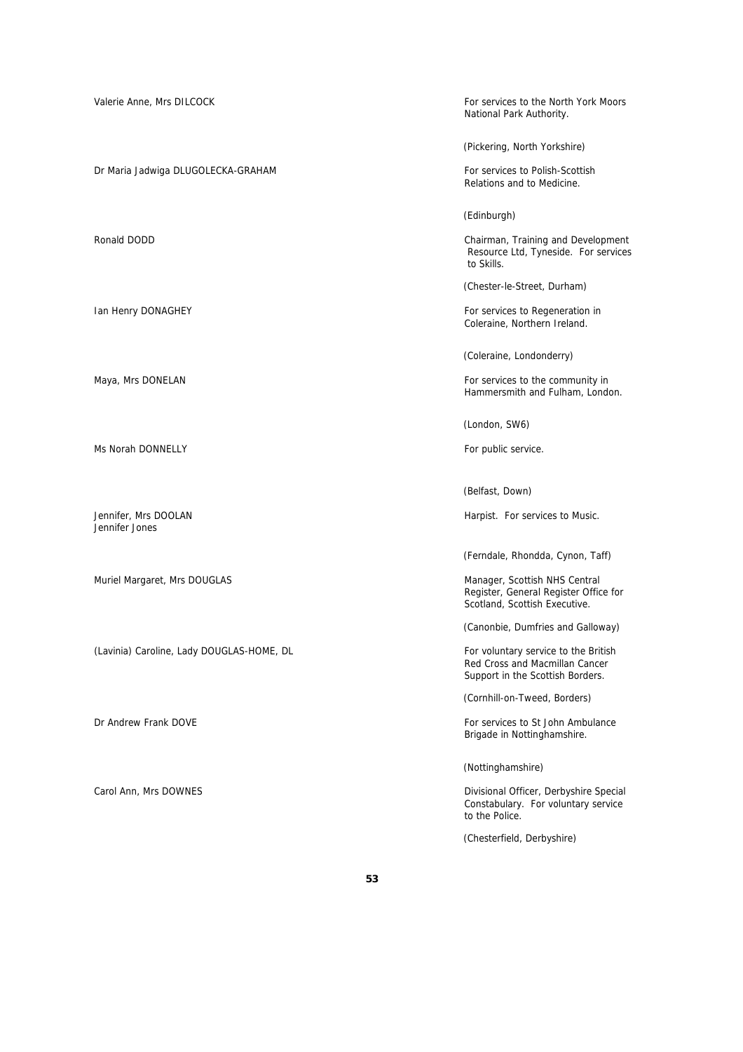| | |
|---|---|
| Valerie Anne, Mrs DILCOCK | For services to the North York Moors National Park Authority.<br><br>(Pickering, North Yorkshire) |
| Dr Maria Jadwiga DLUGOLECKA-GRAHAM | For services to Polish-Scottish Relations and to Medicine.<br><br>(Edinburgh) |
| Ronald DODD | Chairman, Training and Development Resource Ltd, Tyneside. For services to Skills.<br><br>(Chester-le-Street, Durham) |
| Ian Henry DONAGHEY | For services to Regeneration in Coleraine, Northern Ireland.<br><br>(Coleraine, Londonderry) |
| Maya, Mrs DONELAN | For services to the community in Hammersmith and Fulham, London.<br><br>(London, SW6) |
| Ms Norah DONNELLY | For public service.<br><br>(Belfast, Down) |
| Jennifer, Mrs DOOLAN<br>Jennifer Jones | Harpist. For services to Music.<br><br>(Ferndale, Rhondda, Cynon, Taff) |
| Muriel Margaret, Mrs DOUGLAS | Manager, Scottish NHS Central Register, General Register Office for Scotland, Scottish Executive.<br><br>(Canonbie, Dumfries and Galloway) |
| (Lavinia) Caroline, Lady DOUGLAS-HOME, DL | For voluntary service to the British Red Cross and Macmillan Cancer Support in the Scottish Borders.<br><br>(Cornhill-on-Tweed, Borders) |
| Dr Andrew Frank DOVE | For services to St John Ambulance Brigade in Nottinghamshire.<br><br>(Nottinghamshire) |
| Carol Ann, Mrs DOWNES | Divisional Officer, Derbyshire Special Constabulary. For voluntary service to the Police.<br><br>(Chesterfield, Derbyshire) |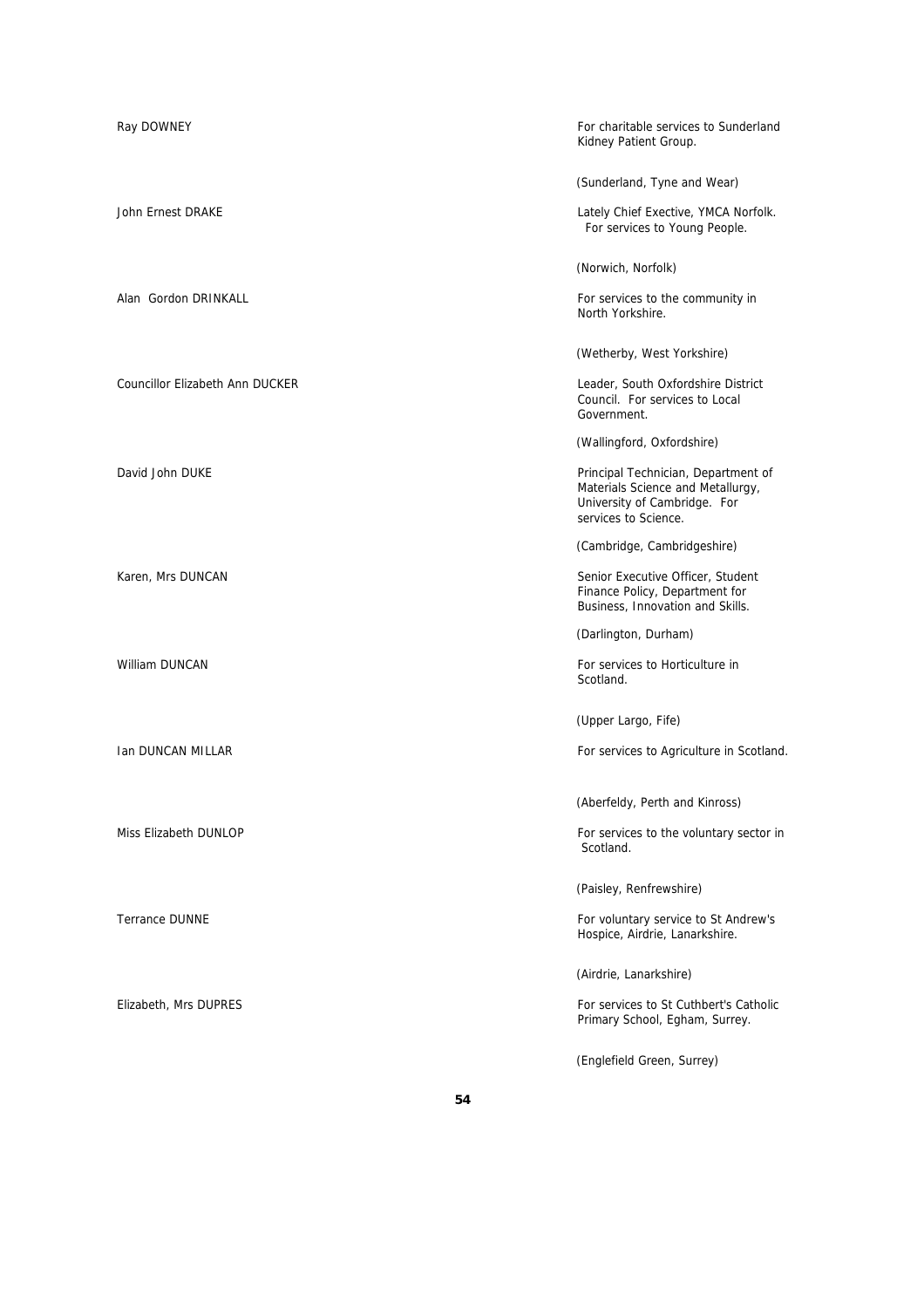| | |
|---|---|
| Ray DOWNEY | For charitable services to Sunderland Kidney Patient Group.<br><br>(Sunderland, Tyne and Wear) |
| John Ernest DRAKE | Lately Chief Exective, YMCA Norfolk. For services to Young People.<br><br>(Norwich, Norfolk) |
| Alan Gordon DRINKALL | For services to the community in North Yorkshire.<br><br>(Wetherby, West Yorkshire) |
| Councillor Elizabeth Ann DUCKER | Leader, South Oxfordshire District Council. For services to Local Government.<br><br>(Wallingford, Oxfordshire) |
| David John DUKE | Principal Technician, Department of Materials Science and Metallurgy, University of Cambridge. For services to Science.<br><br>(Cambridge, Cambridgeshire) |
| Karen, Mrs DUNCAN | Senior Executive Officer, Student Finance Policy, Department for Business, Innovation and Skills.<br><br>(Darlington, Durham) |
| William DUNCAN | For services to Horticulture in Scotland.<br><br>(Upper Largo, Fife) |
| Ian DUNCAN MILLAR | For services to Agriculture in Scotland.<br><br>(Aberfeldy, Perth and Kinross) |
| Miss Elizabeth DUNLOP | For services to the voluntary sector in Scotland.<br><br>(Paisley, Renfrewshire) |
| Terrance DUNNE | For voluntary service to St Andrew's Hospice, Airdrie, Lanarkshire.<br><br>(Airdrie, Lanarkshire) |
| Elizabeth, Mrs DUPRES | For services to St Cuthbert's Catholic Primary School, Egham, Surrey.<br><br>(Englefield Green, Surrey) |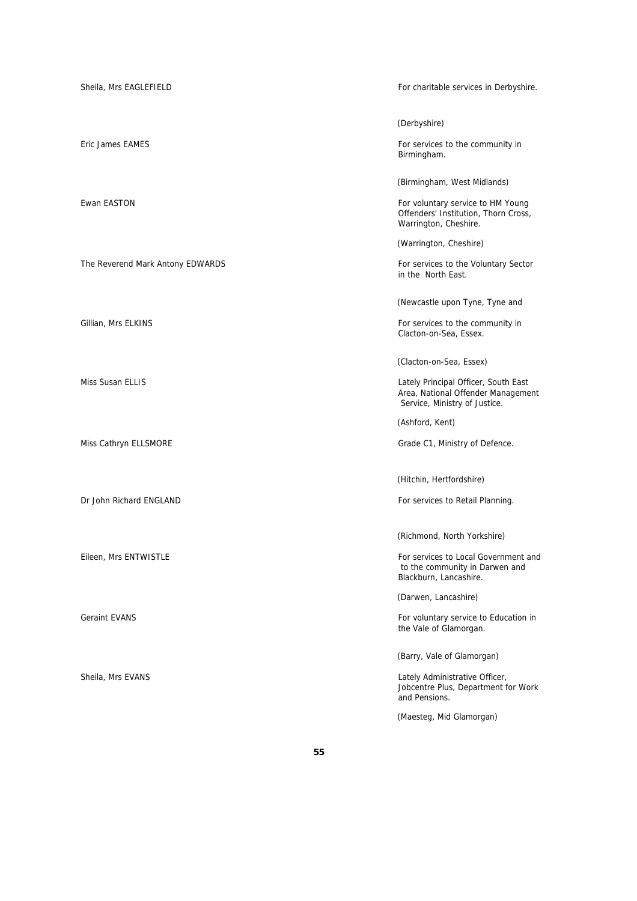Sheila, Mrs EAGLEFIELD

For charitable services in Derbyshire.

(Derbyshire)

Eric James EAMES

For services to the community in Birmingham.

(Birmingham, West Midlands)

Ewan EASTON

For voluntary service to HM Young Offenders' Institution, Thorn Cross, Warrington, Cheshire.

(Warrington, Cheshire)

The Reverend Mark Antony EDWARDS

For services to the Voluntary Sector in the North East.

(Newcastle upon Tyne, Tyne and

Gillian, Mrs ELKINS

For services to the community in Clacton-on-Sea, Essex.

(Clacton-on-Sea, Essex)

Miss Susan ELLIS

Lately Principal Officer, South East Area, National Offender Management Service, Ministry of Justice.

(Ashford, Kent)

Miss Cathryn ELLSMORE

Grade C1, Ministry of Defence.

(Hitchin, Hertfordshire)

Dr John Richard ENGLAND

For services to Retail Planning.

(Richmond, North Yorkshire)

Eileen, Mrs ENTWISTLE

For services to Local Government and to the community in Darwen and Blackburn, Lancashire.

(Darwen, Lancashire)

Geraint EVANS

For voluntary service to Education in the Vale of Glamorgan.

(Barry, Vale of Glamorgan)

Sheila, Mrs EVANS

Lately Administrative Officer, Jobcentre Plus, Department for Work and Pensions.

(Maesteg, Mid Glamorgan)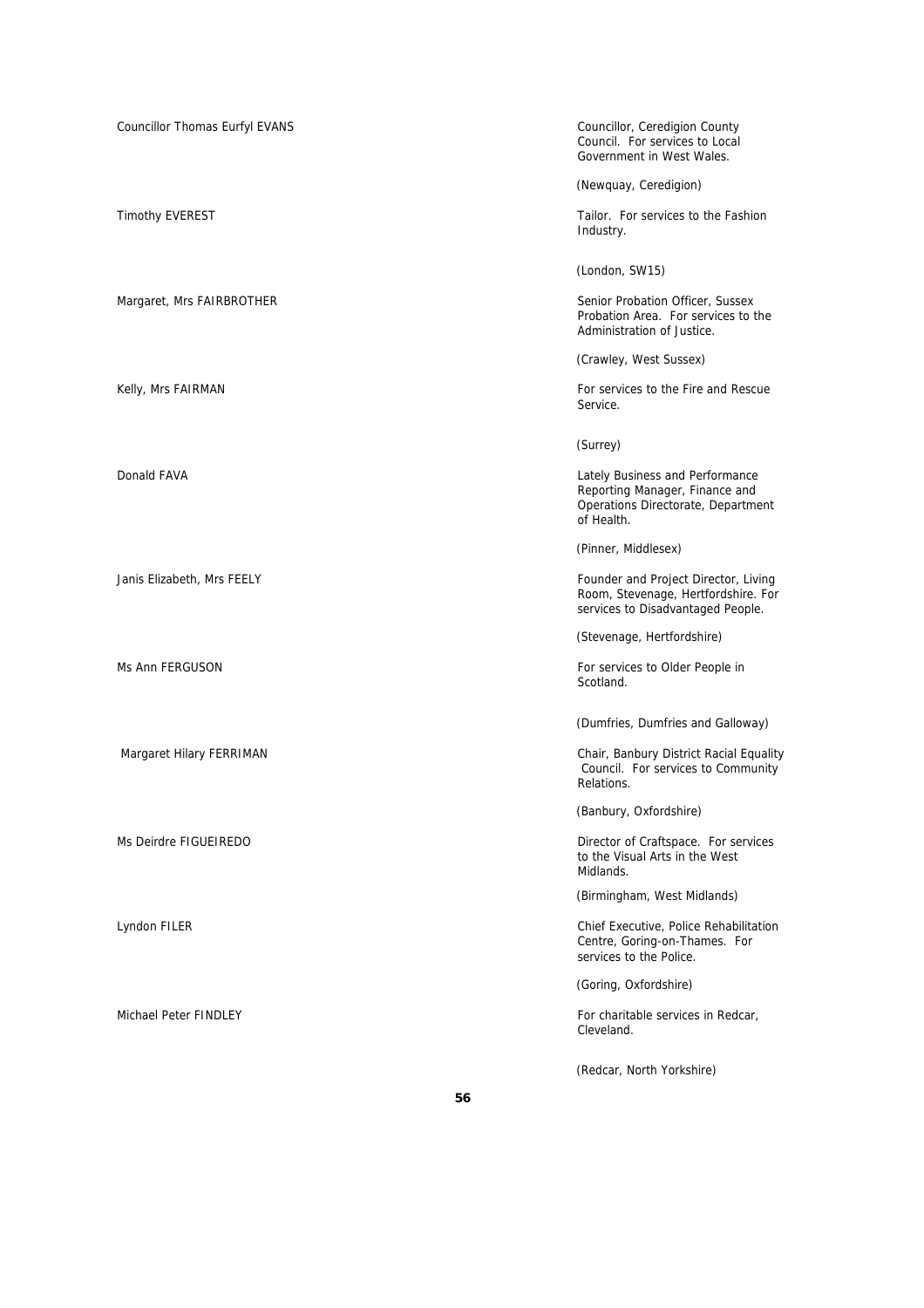Councillor Thomas Eurfyl EVANS

Councillor, Ceredigion County Council. For services to Local Government in West Wales.

(Newquay, Ceredigion)

Timothy EVEREST

Tailor. For services to the Fashion Industry.

(London, SW15)

Margaret, Mrs FAIRBROTHER

Senior Probation Officer, Sussex Probation Area. For services to the Administration of Justice.

(Crawley, West Sussex)

Kelly, Mrs FAIRMAN

For services to the Fire and Rescue Service.

(Surrey)

Donald FAVA

Lately Business and Performance Reporting Manager, Finance and Operations Directorate, Department of Health.

(Pinner, Middlesex)

Janis Elizabeth, Mrs FEELY

Founder and Project Director, Living Room, Stevenage, Hertfordshire. For services to Disadvantaged People.

(Stevenage, Hertfordshire)

Ms Ann FERGUSON

For services to Older People in Scotland.

(Dumfries, Dumfries and Galloway)

Margaret Hilary FERRIMAN

Chair, Banbury District Racial Equality Council. For services to Community Relations.

(Banbury, Oxfordshire)

Ms Deirdre FIGUEIREDO

Director of Craftspace. For services to the Visual Arts in the West Midlands.

(Birmingham, West Midlands)

Lyndon FILER

Chief Executive, Police Rehabilitation Centre, Goring-on-Thames. For services to the Police.

(Goring, Oxfordshire)

Michael Peter FINDLEY

For charitable services in Redcar, Cleveland.

(Redcar, North Yorkshire)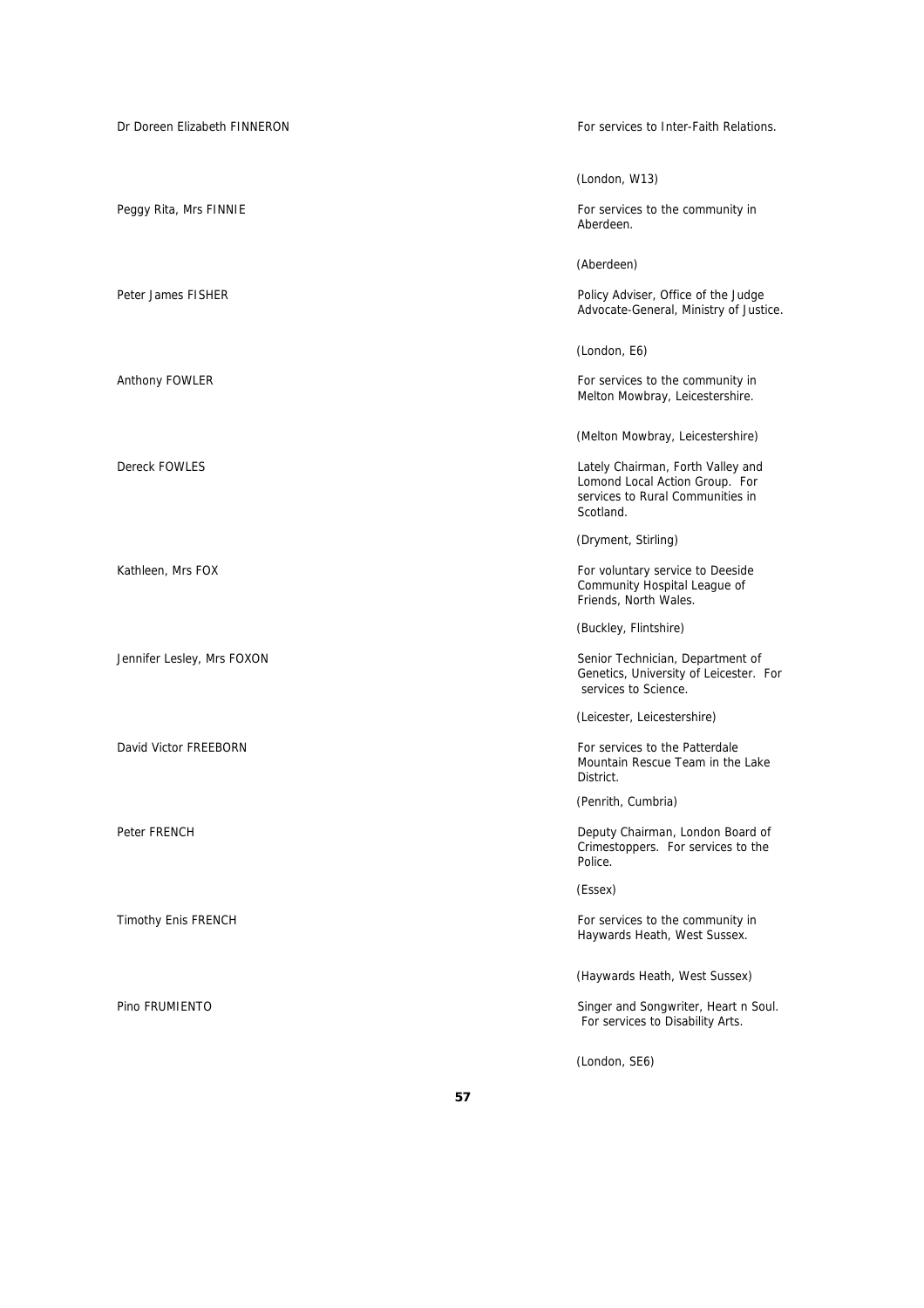Dr Doreen Elizabeth FINNERON

For services to Inter-Faith Relations.

(London, W13)

Peggy Rita, Mrs FINNIE

For services to the community in Aberdeen.

(Aberdeen)

Peter James FISHER

Policy Adviser, Office of the Judge Advocate-General, Ministry of Justice.

(London, E6)

Anthony FOWLER

For services to the community in Melton Mowbray, Leicestershire.

(Melton Mowbray, Leicestershire)

Dereck FOWLES

Lately Chairman, Forth Valley and Lomond Local Action Group. For services to Rural Communities in Scotland.

(Dryment, Stirling)

Kathleen, Mrs FOX

For voluntary service to Deeside Community Hospital League of Friends, North Wales.

(Buckley, Flintshire)

Jennifer Lesley, Mrs FOXON

Senior Technician, Department of Genetics, University of Leicester. For services to Science.

(Leicester, Leicestershire)

David Victor FREEBORN

For services to the Patterdale Mountain Rescue Team in the Lake District.

(Penrith, Cumbria)

Peter FRENCH

Deputy Chairman, London Board of Crimestoppers. For services to the Police.

(Essex)

Timothy Enis FRENCH

For services to the community in Haywards Heath, West Sussex.

(Haywards Heath, West Sussex)

Pino FRUMIENTO

Singer and Songwriter, Heart n Soul. For services to Disability Arts.

(London, SE6)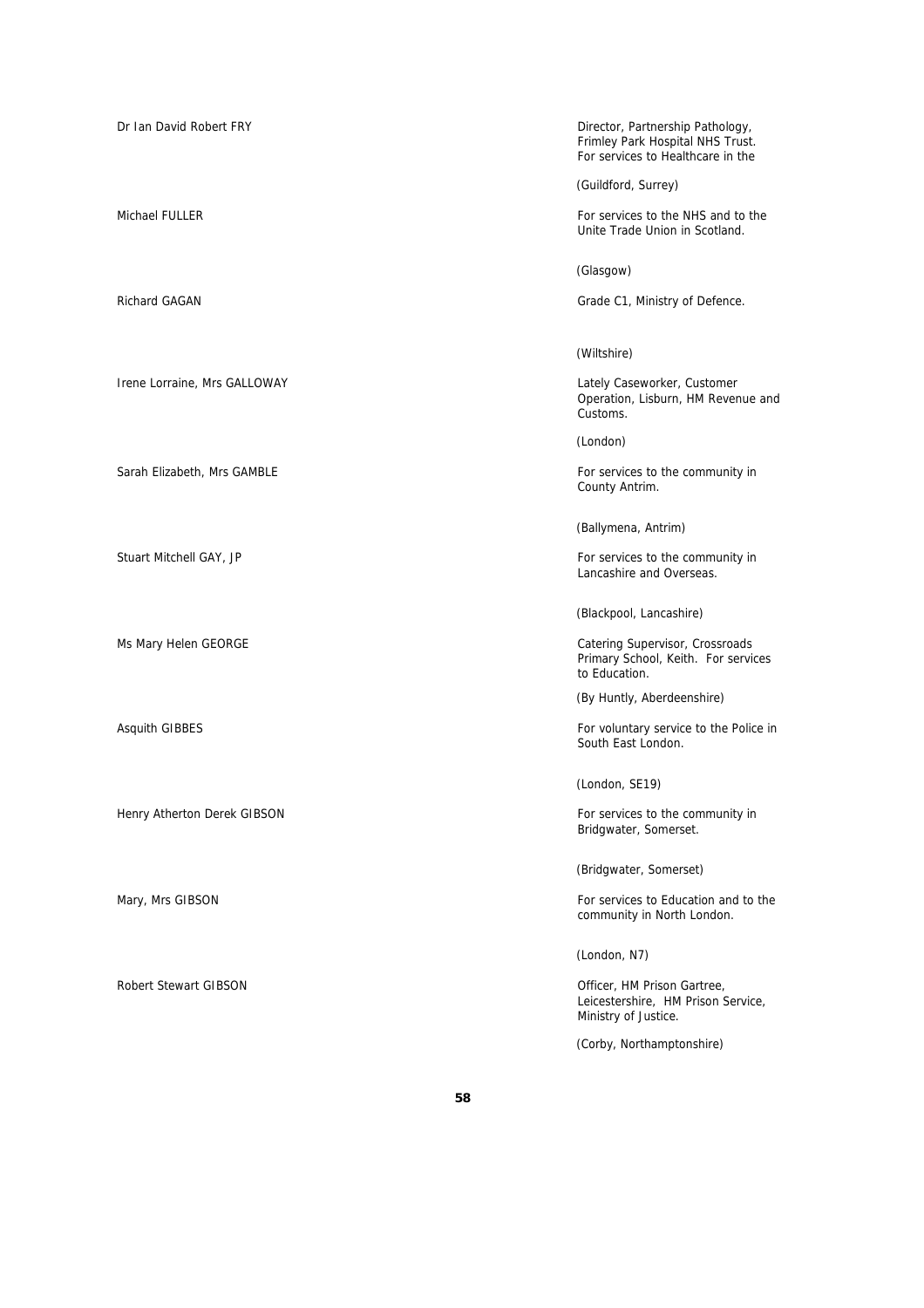Dr Ian David Robert FRY

Director, Partnership Pathology, Frimley Park Hospital NHS Trust. For services to Healthcare in the

(Guildford, Surrey)

Michael FULLER

For services to the NHS and to the Unite Trade Union in Scotland.

(Glasgow)

Richard GAGAN

Grade C1, Ministry of Defence.

(Wiltshire)

Irene Lorraine, Mrs GALLOWAY

Lately Caseworker, Customer Operation, Lisburn, HM Revenue and Customs.

(London)

Sarah Elizabeth, Mrs GAMBLE

For services to the community in County Antrim.

(Ballymena, Antrim)

Stuart Mitchell GAY, JP

For services to the community in Lancashire and Overseas.

(Blackpool, Lancashire)

Ms Mary Helen GEORGE

Catering Supervisor, Crossroads Primary School, Keith. For services to Education.

(By Huntly, Aberdeenshire)

Asquith GIBBES

For voluntary service to the Police in South East London.

(London, SE19)

Henry Atherton Derek GIBSON

For services to the community in Bridgwater, Somerset.

(Bridgwater, Somerset)

Mary, Mrs GIBSON

For services to Education and to the community in North London.

(London, N7)

Robert Stewart GIBSON

Officer, HM Prison Gartree, Leicestershire, HM Prison Service, Ministry of Justice.

(Corby, Northamptonshire)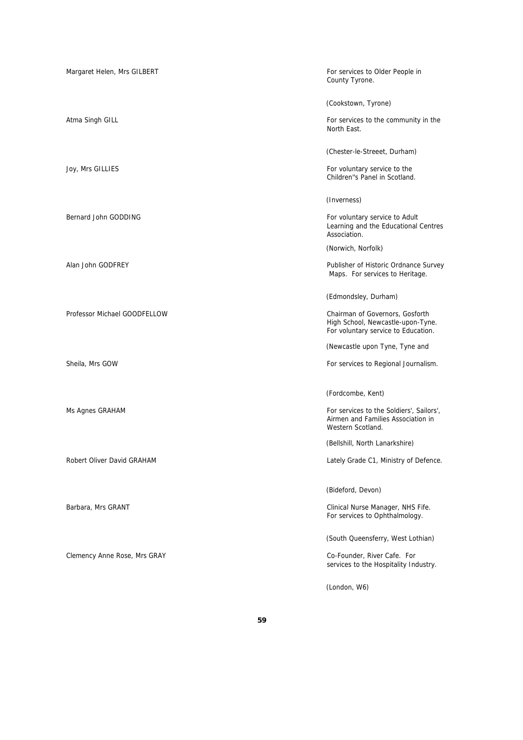Margaret Helen, Mrs GILBERT

For services to Older People in County Tyrone.

(Cookstown, Tyrone)

Atma Singh GILL

For services to the community in the North East.

(Chester-le-Streeet, Durham)

Joy, Mrs GILLIES

For voluntary service to the Children''s Panel in Scotland.

(Inverness)

Bernard John GODDING

For voluntary service to Adult Learning and the Educational Centres Association.

(Norwich, Norfolk)

Alan John GODFREY

Publisher of Historic Ordnance Survey Maps. For services to Heritage.

(Edmondsley, Durham)

Professor Michael GOODFELLOW

Chairman of Governors, Gosforth High School, Newcastle-upon-Tyne. For voluntary service to Education.

(Newcastle upon Tyne, Tyne and

Sheila, Mrs GOW

For services to Regional Journalism.

(Fordcombe, Kent)

Ms Agnes GRAHAM

For services to the Soldiers', Sailors', Airmen and Families Association in Western Scotland.

(Bellshill, North Lanarkshire)

Robert Oliver David GRAHAM

Lately Grade C1, Ministry of Defence.

(Bideford, Devon)

Barbara, Mrs GRANT

Clinical Nurse Manager, NHS Fife. For services to Ophthalmology.

(South Queensferry, West Lothian)

Clemency Anne Rose, Mrs GRAY

Co-Founder, River Cafe. For services to the Hospitality Industry.

(London, W6)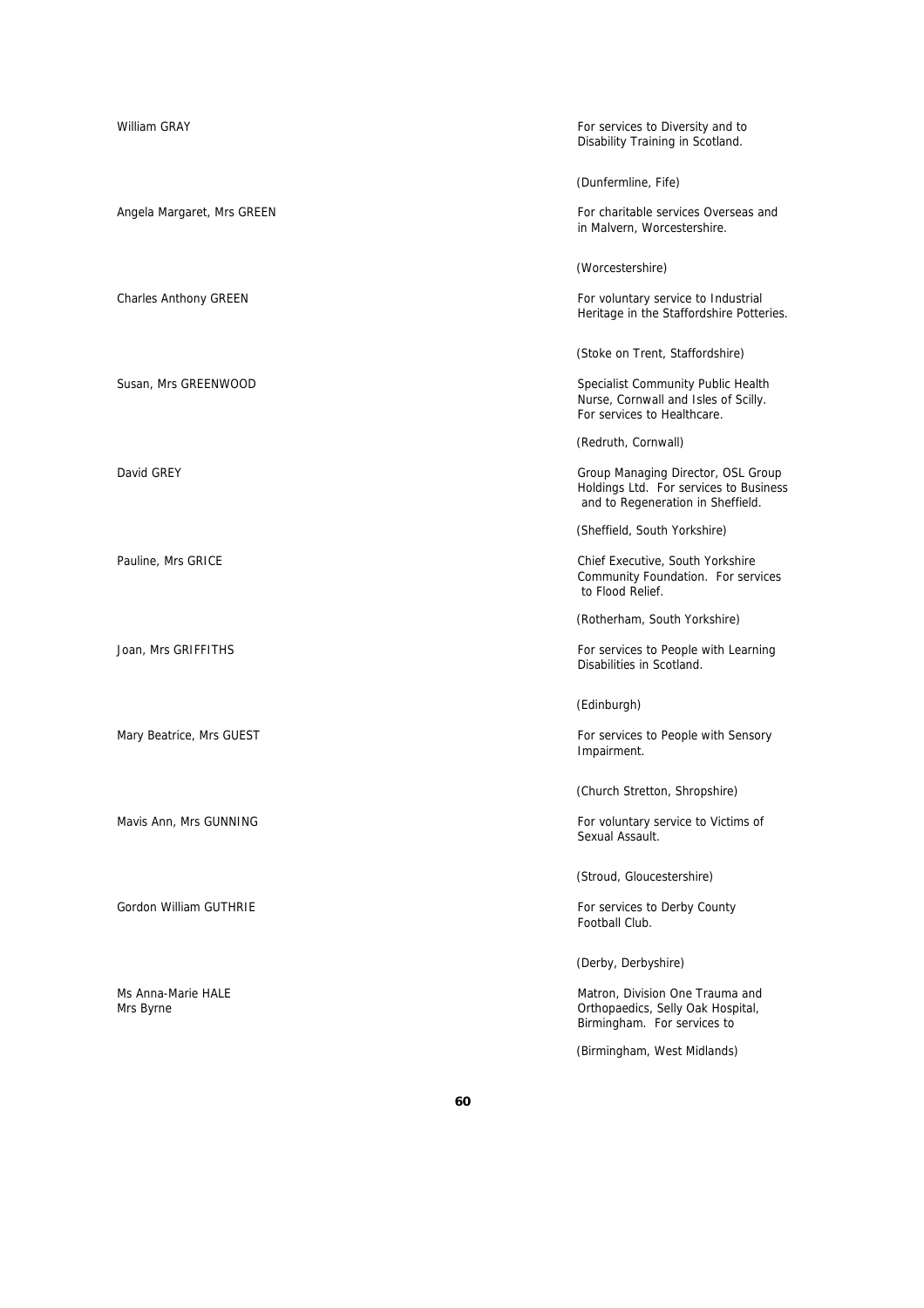William GRAY

For services to Diversity and to Disability Training in Scotland.

(Dunfermline, Fife)

Angela Margaret, Mrs GREEN

For charitable services Overseas and in Malvern, Worcestershire.

(Worcestershire)

Charles Anthony GREEN

For voluntary service to Industrial Heritage in the Staffordshire Potteries.

(Stoke on Trent, Staffordshire)

Susan, Mrs GREENWOOD

Specialist Community Public Health Nurse, Cornwall and Isles of Scilly. For services to Healthcare.

(Redruth, Cornwall)

David GREY

Group Managing Director, OSL Group Holdings Ltd. For services to Business and to Regeneration in Sheffield.

(Sheffield, South Yorkshire)

Pauline, Mrs GRICE

Chief Executive, South Yorkshire Community Foundation. For services to Flood Relief.

(Rotherham, South Yorkshire)

Joan, Mrs GRIFFITHS

For services to People with Learning Disabilities in Scotland.

(Edinburgh)

Mary Beatrice, Mrs GUEST

For services to People with Sensory Impairment.

(Church Stretton, Shropshire)

Mavis Ann, Mrs GUNNING

For voluntary service to Victims of Sexual Assault.

(Stroud, Gloucestershire)

Gordon William GUTHRIE

For services to Derby County Football Club.

(Derby, Derbyshire)

Ms Anna-Marie HALE
Mrs Byrne

Matron, Division One Trauma and Orthopaedics, Selly Oak Hospital, Birmingham. For services to

(Birmingham, West Midlands)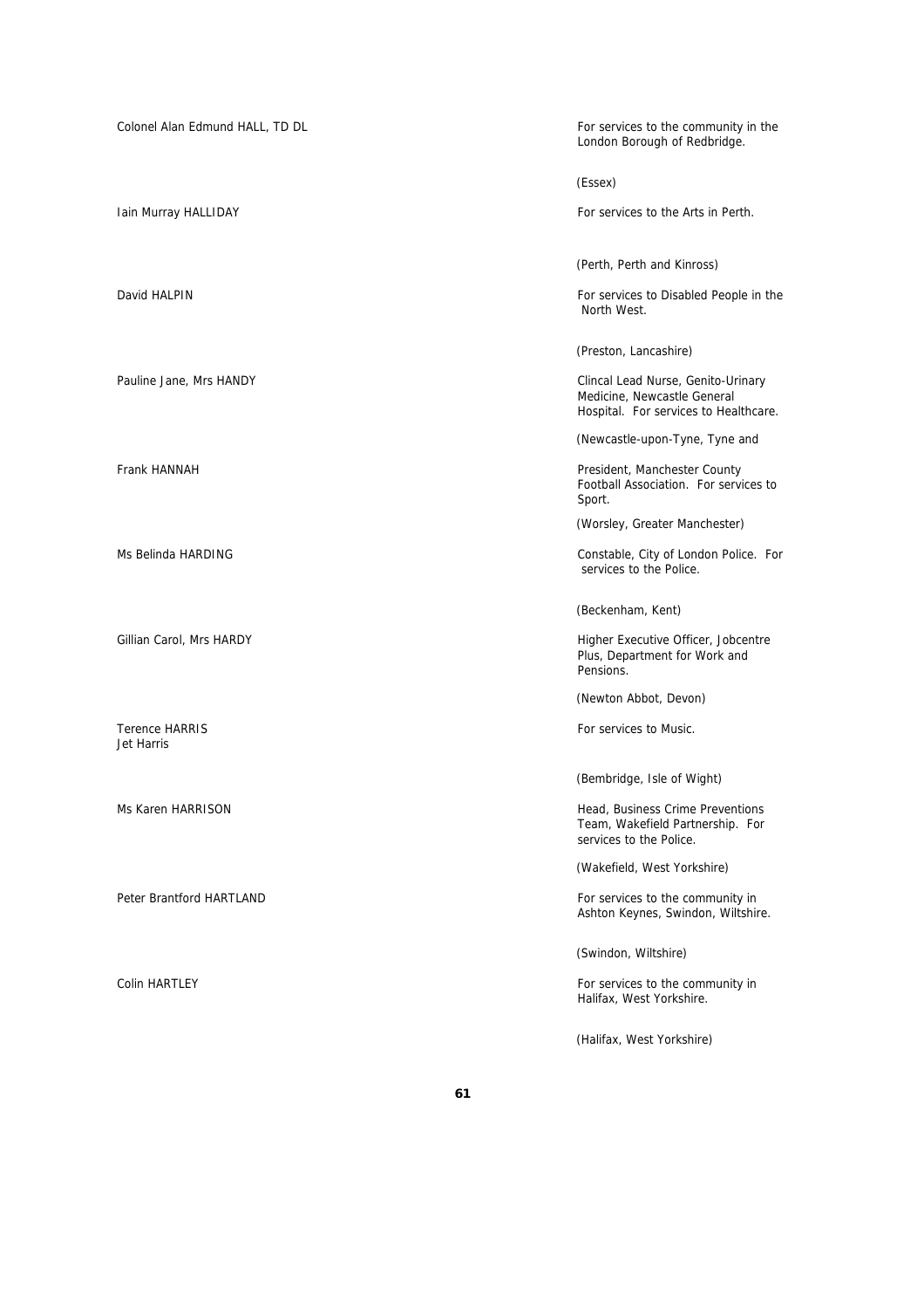| | |
|---|---|
| Colonel Alan Edmund HALL, TD DL | For services to the community in the London Borough of Redbridge.<br><br>(Essex) |
| Iain Murray HALLIDAY | For services to the Arts in Perth.<br><br>(Perth, Perth and Kinross) |
| David HALPIN | For services to Disabled People in the North West.<br><br>(Preston, Lancashire) |
| Pauline Jane, Mrs HANDY | Clincal Lead Nurse, Genito-Urinary Medicine, Newcastle General Hospital. For services to Healthcare.<br><br>(Newcastle-upon-Tyne, Tyne and |
| Frank HANNAH | President, Manchester County Football Association. For services to Sport.<br><br>(Worsley, Greater Manchester) |
| Ms Belinda HARDING | Constable, City of London Police. For services to the Police.<br><br>(Beckenham, Kent) |
| Gillian Carol, Mrs HARDY | Higher Executive Officer, Jobcentre Plus, Department for Work and Pensions.<br><br>(Newton Abbot, Devon) |
| Terence HARRIS<br>Jet Harris | For services to Music.<br><br>(Bembridge, Isle of Wight) |
| Ms Karen HARRISON | Head, Business Crime Preventions Team, Wakefield Partnership. For services to the Police.<br><br>(Wakefield, West Yorkshire) |
| Peter Brantford HARTLAND | For services to the community in Ashton Keynes, Swindon, Wiltshire.<br><br>(Swindon, Wiltshire) |
| Colin HARTLEY | For services to the community in Halifax, West Yorkshire.<br><br>(Halifax, West Yorkshire) |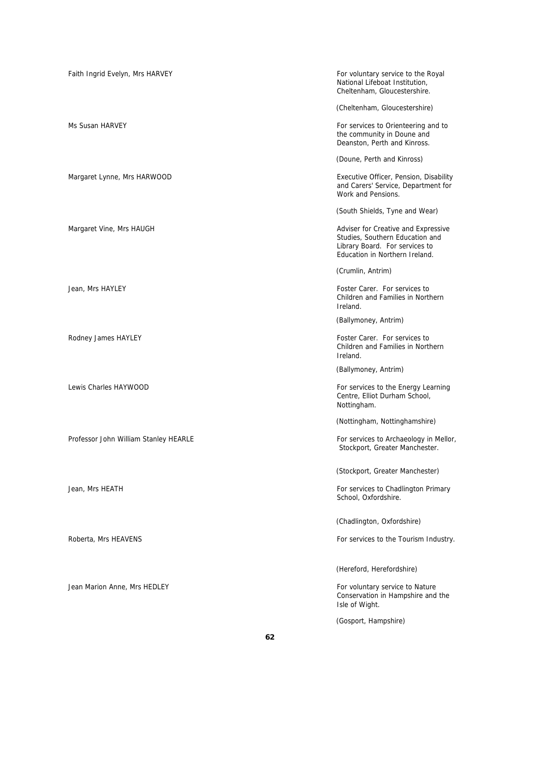Faith Ingrid Evelyn, Mrs HARVEY

For voluntary service to the Royal National Lifeboat Institution, Cheltenham, Gloucestershire.

(Cheltenham, Gloucestershire)

Ms Susan HARVEY

For services to Orienteering and to the community in Doune and Deanston, Perth and Kinross.

(Doune, Perth and Kinross)

Margaret Lynne, Mrs HARWOOD

Executive Officer, Pension, Disability and Carers' Service, Department for Work and Pensions.

(South Shields, Tyne and Wear)

Margaret Vine, Mrs HAUGH

Adviser for Creative and Expressive Studies, Southern Education and Library Board. For services to Education in Northern Ireland.

(Crumlin, Antrim)

Jean, Mrs HAYLEY

Foster Carer. For services to Children and Families in Northern Ireland.

(Ballymoney, Antrim)

Rodney James HAYLEY

Foster Carer. For services to Children and Families in Northern Ireland.

(Ballymoney, Antrim)

Lewis Charles HAYWOOD

For services to the Energy Learning Centre, Elliot Durham School, Nottingham.

(Nottingham, Nottinghamshire)

Professor John William Stanley HEARLE

For services to Archaeology in Mellor, Stockport, Greater Manchester.

(Stockport, Greater Manchester)

Jean, Mrs HEATH

For services to Chadlington Primary School, Oxfordshire.

(Chadlington, Oxfordshire)

Roberta, Mrs HEAVENS

For services to the Tourism Industry.

(Hereford, Herefordshire)

Jean Marion Anne, Mrs HEDLEY

For voluntary service to Nature Conservation in Hampshire and the Isle of Wight.

(Gosport, Hampshire)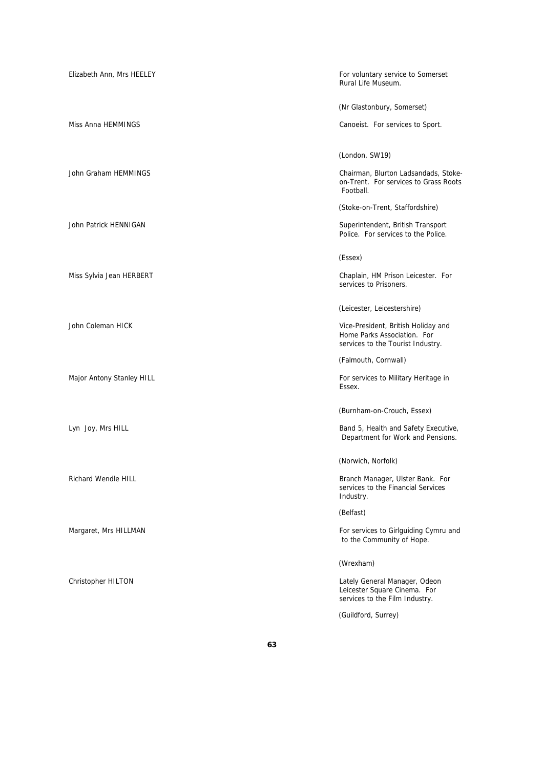| | |
|---|---|
| Elizabeth Ann, Mrs HEELEY | For voluntary service to Somerset Rural Life Museum.<br><br>(Nr Glastonbury, Somerset) |
| Miss Anna HEMMINGS | Canoeist. For services to Sport.<br><br>(London, SW19) |
| John Graham HEMMINGS | Chairman, Blurton Ladsandads, Stoke-on-Trent. For services to Grass Roots Football.<br><br>(Stoke-on-Trent, Staffordshire) |
| John Patrick HENNIGAN | Superintendent, British Transport Police. For services to the Police.<br><br>(Essex) |
| Miss Sylvia Jean HERBERT | Chaplain, HM Prison Leicester. For services to Prisoners.<br><br>(Leicester, Leicestershire) |
| John Coleman HICK | Vice-President, British Holiday and Home Parks Association. For services to the Tourist Industry.<br><br>(Falmouth, Cornwall) |
| Major Antony Stanley HILL | For services to Military Heritage in Essex.<br><br>(Burnham-on-Crouch, Essex) |
| Lyn Joy, Mrs HILL | Band 5, Health and Safety Executive, Department for Work and Pensions.<br><br>(Norwich, Norfolk) |
| Richard Wendle HILL | Branch Manager, Ulster Bank. For services to the Financial Services Industry.<br><br>(Belfast) |
| Margaret, Mrs HILLMAN | For services to Girlguiding Cymru and to the Community of Hope.<br><br>(Wrexham) |
| Christopher HILTON | Lately General Manager, Odeon Leicester Square Cinema. For services to the Film Industry.<br><br>(Guildford, Surrey) |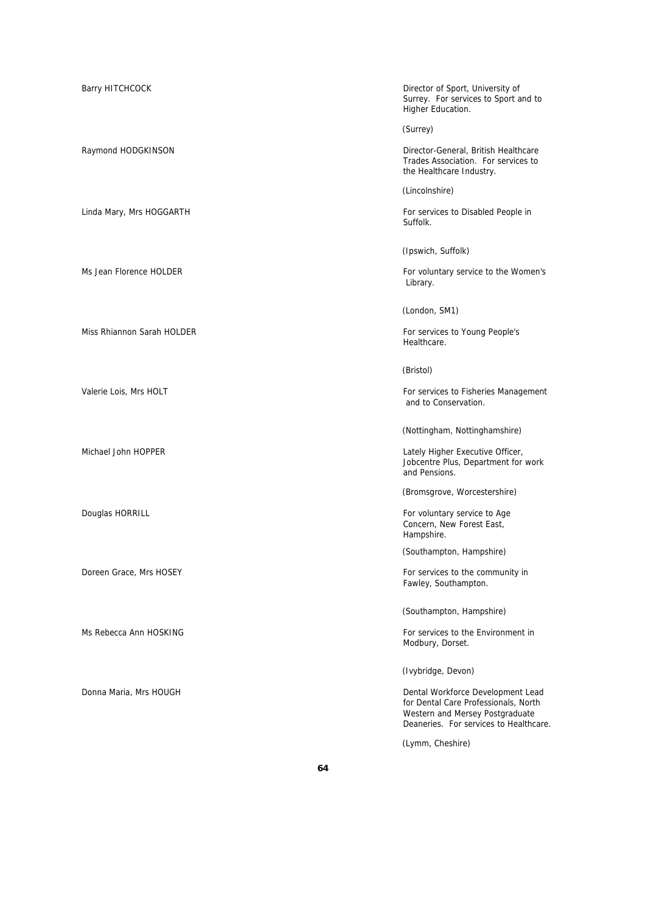Barry HITCHCOCK

Director of Sport, University of Surrey. For services to Sport and to Higher Education.

(Surrey)

Raymond HODGKINSON

Director-General, British Healthcare Trades Association. For services to the Healthcare Industry.

(Lincolnshire)

Linda Mary, Mrs HOGGARTH

For services to Disabled People in Suffolk.

(Ipswich, Suffolk)

Ms Jean Florence HOLDER

For voluntary service to the Women's Library.

(London, SM1)

Miss Rhiannon Sarah HOLDER

For services to Young People's Healthcare.

(Bristol)

Valerie Lois, Mrs HOLT

For services to Fisheries Management and to Conservation.

(Nottingham, Nottinghamshire)

Michael John HOPPER

Lately Higher Executive Officer, Jobcentre Plus, Department for work and Pensions.

(Bromsgrove, Worcestershire)

Douglas HORRILL

For voluntary service to Age Concern, New Forest East, Hampshire.

(Southampton, Hampshire)

Doreen Grace, Mrs HOSEY

For services to the community in Fawley, Southampton.

(Southampton, Hampshire)

Ms Rebecca Ann HOSKING

For services to the Environment in Modbury, Dorset.

(Ivybridge, Devon)

Donna Maria, Mrs HOUGH

Dental Workforce Development Lead for Dental Care Professionals, North Western and Mersey Postgraduate Deaneries. For services to Healthcare.

(Lymm, Cheshire)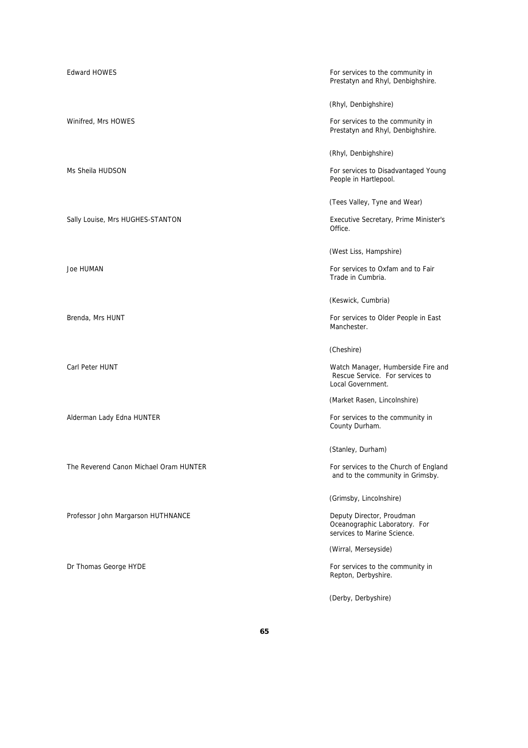| Name | Citation |
| --- | --- |
| Edward HOWES | For services to the community in Prestatyn and Rhyl, Denbighshire. (Rhyl, Denbighshire) |
| Winifred, Mrs HOWES | For services to the community in Prestatyn and Rhyl, Denbighshire. (Rhyl, Denbighshire) |
| Ms Sheila HUDSON | For services to Disadvantaged Young People in Hartlepool. (Tees Valley, Tyne and Wear) |
| Sally Louise, Mrs HUGHES-STANTON | Executive Secretary, Prime Minister's Office. (West Liss, Hampshire) |
| Joe HUMAN | For services to Oxfam and to Fair Trade in Cumbria. (Keswick, Cumbria) |
| Brenda, Mrs HUNT | For services to Older People in East Manchester. (Cheshire) |
| Carl Peter HUNT | Watch Manager, Humberside Fire and Rescue Service. For services to Local Government. (Market Rasen, Lincolnshire) |
| Alderman Lady Edna HUNTER | For services to the community in County Durham. (Stanley, Durham) |
| The Reverend Canon Michael Oram HUNTER | For services to the Church of England and to the community in Grimsby. (Grimsby, Lincolnshire) |
| Professor John Margarson HUTHNANCE | Deputy Director, Proudman Oceanographic Laboratory. For services to Marine Science. (Wirral, Merseyside) |
| Dr Thomas George HYDE | For services to the community in Repton, Derbyshire. (Derby, Derbyshire) |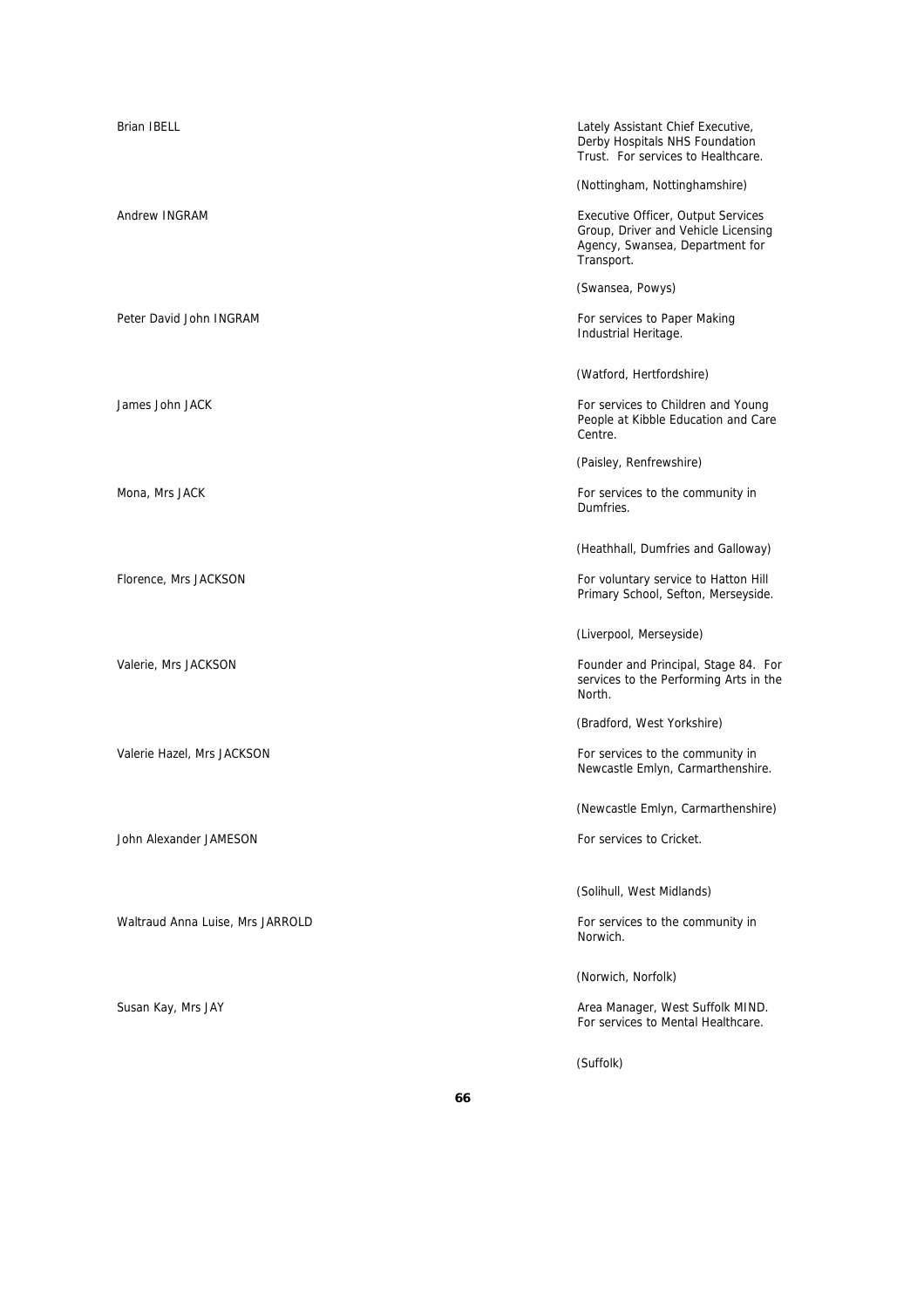Brian IBELL

Lately Assistant Chief Executive, Derby Hospitals NHS Foundation Trust. For services to Healthcare.

(Nottingham, Nottinghamshire)

Andrew INGRAM

Executive Officer, Output Services Group, Driver and Vehicle Licensing Agency, Swansea, Department for Transport.

(Swansea, Powys)

Peter David John INGRAM

For services to Paper Making Industrial Heritage.

(Watford, Hertfordshire)

James John JACK

For services to Children and Young People at Kibble Education and Care Centre.

(Paisley, Renfrewshire)

Mona, Mrs JACK

For services to the community in Dumfries.

(Heathhall, Dumfries and Galloway)

Florence, Mrs JACKSON

For voluntary service to Hatton Hill Primary School, Sefton, Merseyside.

(Liverpool, Merseyside)

Valerie, Mrs JACKSON

Founder and Principal, Stage 84. For services to the Performing Arts in the North.

(Bradford, West Yorkshire)

Valerie Hazel, Mrs JACKSON

For services to the community in Newcastle Emlyn, Carmarthenshire.

(Newcastle Emlyn, Carmarthenshire)

John Alexander JAMESON

For services to Cricket.

(Solihull, West Midlands)

Waltraud Anna Luise, Mrs JARROLD

For services to the community in Norwich.

(Norwich, Norfolk)

Susan Kay, Mrs JAY

Area Manager, West Suffolk MIND. For services to Mental Healthcare.

(Suffolk)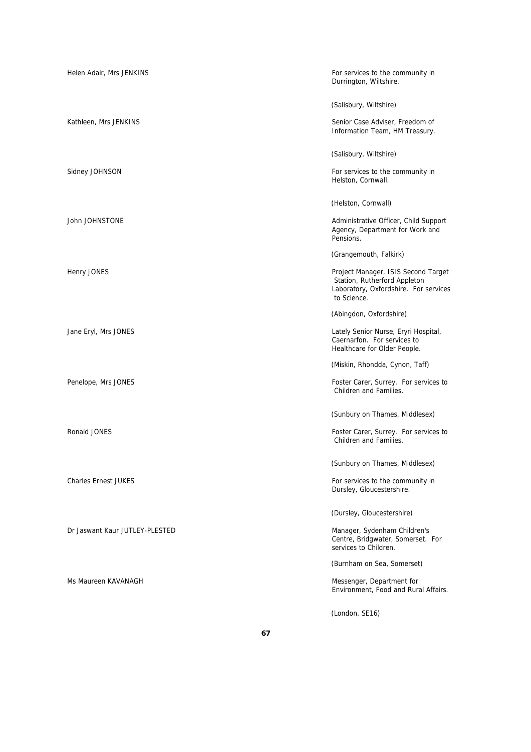Helen Adair, Mrs JENKINS

For services to the community in Durrington, Wiltshire.

(Salisbury, Wiltshire)

Kathleen, Mrs JENKINS

Senior Case Adviser, Freedom of Information Team, HM Treasury.

(Salisbury, Wiltshire)

Sidney JOHNSON

For services to the community in Helston, Cornwall.

(Helston, Cornwall)

John JOHNSTONE

Administrative Officer, Child Support Agency, Department for Work and Pensions.

(Grangemouth, Falkirk)

Henry JONES

Project Manager, ISIS Second Target Station, Rutherford Appleton Laboratory, Oxfordshire. For services to Science.

(Abingdon, Oxfordshire)

Jane Eryl, Mrs JONES

Lately Senior Nurse, Eryri Hospital, Caernarfon. For services to Healthcare for Older People.

(Miskin, Rhondda, Cynon, Taff)

Penelope, Mrs JONES

Foster Carer, Surrey. For services to Children and Families.

(Sunbury on Thames, Middlesex)

Ronald JONES

Foster Carer, Surrey. For services to Children and Families.

(Sunbury on Thames, Middlesex)

Charles Ernest JUKES

For services to the community in Dursley, Gloucestershire.

(Dursley, Gloucestershire)

Dr Jaswant Kaur JUTLEY-PLESTED

Manager, Sydenham Children's Centre, Bridgwater, Somerset. For services to Children.

(Burnham on Sea, Somerset)

Ms Maureen KAVANAGH

Messenger, Department for Environment, Food and Rural Affairs.

(London, SE16)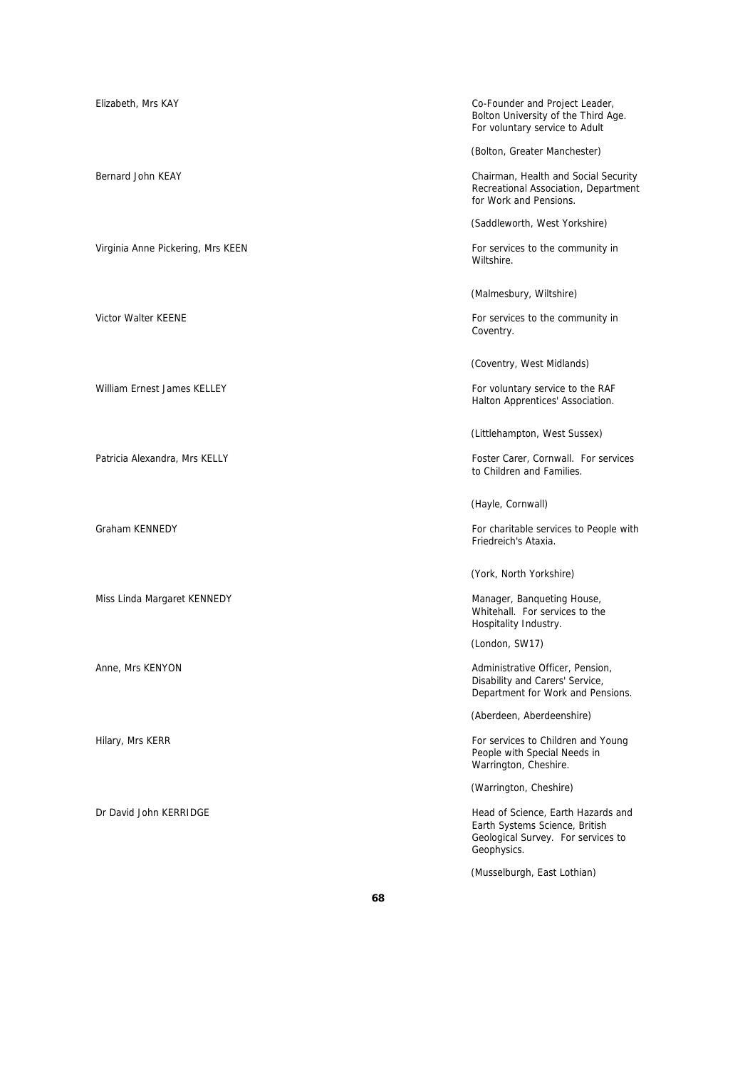Elizabeth, Mrs KAY

Co-Founder and Project Leader, Bolton University of the Third Age. For voluntary service to Adult

(Bolton, Greater Manchester)

Bernard John KEAY

Chairman, Health and Social Security Recreational Association, Department for Work and Pensions.

(Saddleworth, West Yorkshire)

Virginia Anne Pickering, Mrs KEEN

For services to the community in Wiltshire.

(Malmesbury, Wiltshire)

Victor Walter KEENE

For services to the community in Coventry.

(Coventry, West Midlands)

William Ernest James KELLEY

For voluntary service to the RAF Halton Apprentices' Association.

(Littlehampton, West Sussex)

Patricia Alexandra, Mrs KELLY

Foster Carer, Cornwall. For services to Children and Families.

(Hayle, Cornwall)

Graham KENNEDY

For charitable services to People with Friedreich's Ataxia.

(York, North Yorkshire)

Miss Linda Margaret KENNEDY

Manager, Banqueting House, Whitehall. For services to the Hospitality Industry.

(London, SW17)

Anne, Mrs KENYON

Administrative Officer, Pension, Disability and Carers' Service, Department for Work and Pensions.

(Aberdeen, Aberdeenshire)

Hilary, Mrs KERR

For services to Children and Young People with Special Needs in Warrington, Cheshire.

(Warrington, Cheshire)

Dr David John KERRIDGE

Head of Science, Earth Hazards and Earth Systems Science, British Geological Survey. For services to Geophysics.

(Musselburgh, East Lothian)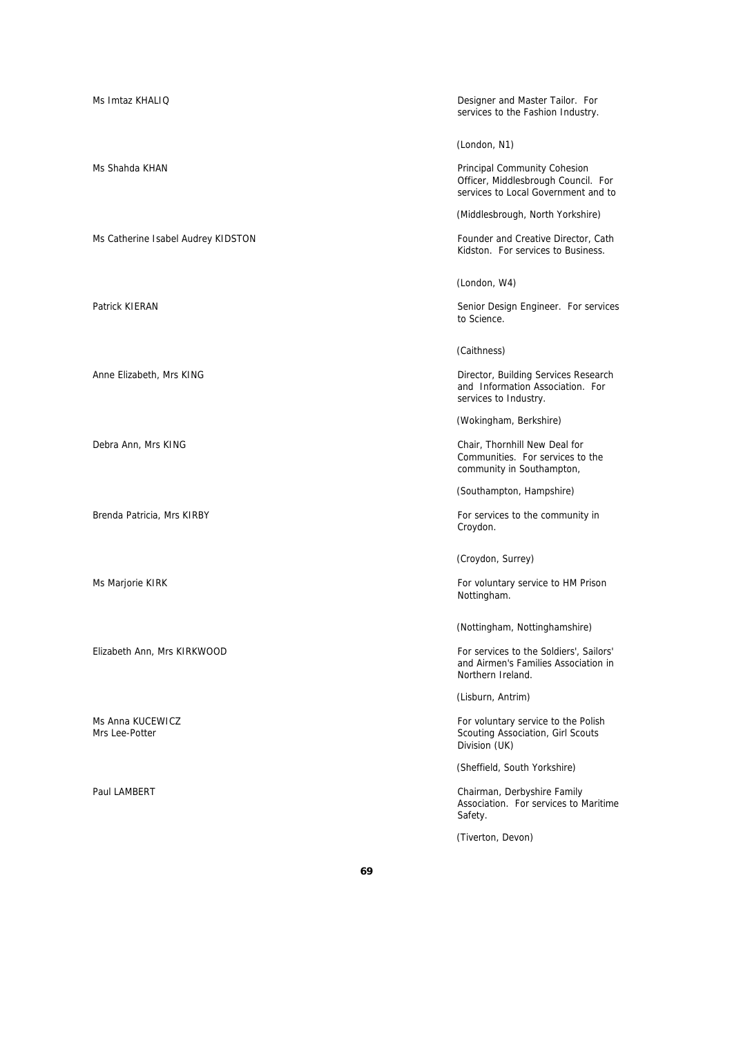Ms Imtaz KHALIQ

Designer and Master Tailor. For services to the Fashion Industry.

(London, N1)

Ms Shahda KHAN

Principal Community Cohesion Officer, Middlesbrough Council. For services to Local Government and to

(Middlesbrough, North Yorkshire)

Ms Catherine Isabel Audrey KIDSTON

Founder and Creative Director, Cath Kidston. For services to Business.

(London, W4)

Patrick KIERAN

Senior Design Engineer. For services to Science.

(Caithness)

Anne Elizabeth, Mrs KING

Director, Building Services Research and Information Association. For services to Industry.

(Wokingham, Berkshire)

Debra Ann, Mrs KING

Chair, Thornhill New Deal for Communities. For services to the community in Southampton,

(Southampton, Hampshire)

Brenda Patricia, Mrs KIRBY

For services to the community in Croydon.

(Croydon, Surrey)

Ms Marjorie KIRK

For voluntary service to HM Prison Nottingham.

(Nottingham, Nottinghamshire)

Elizabeth Ann, Mrs KIRKWOOD

For services to the Soldiers', Sailors' and Airmen's Families Association in Northern Ireland.

(Lisburn, Antrim)

Ms Anna KUCEWICZ
Mrs Lee-Potter

For voluntary service to the Polish Scouting Association, Girl Scouts Division (UK)

(Sheffield, South Yorkshire)

Paul LAMBERT

Chairman, Derbyshire Family Association. For services to Maritime Safety.

(Tiverton, Devon)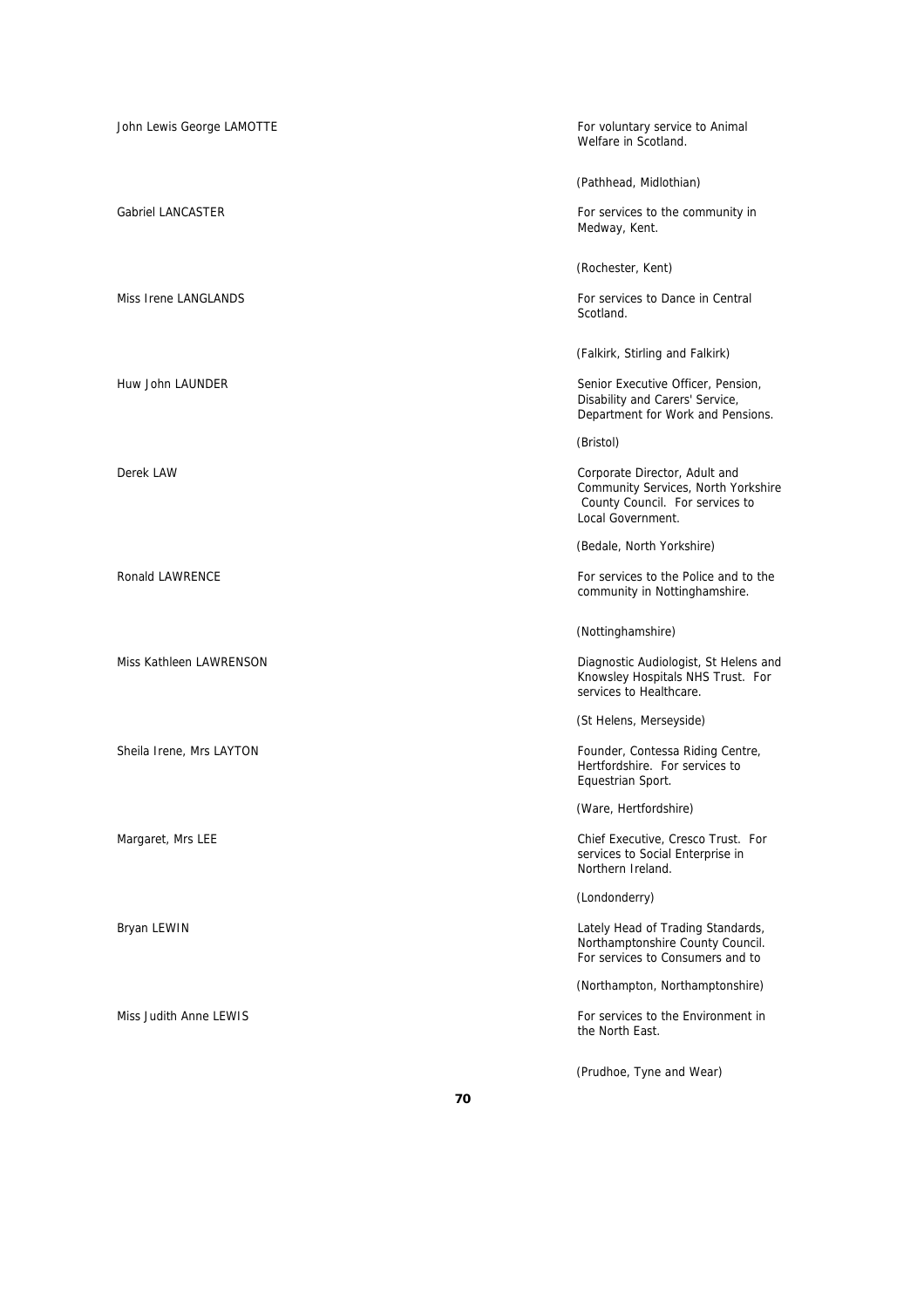| | |
|---|---|
| John Lewis George LAMOTTE | For voluntary service to Animal Welfare in Scotland.<br><br>(Pathhead, Midlothian) |
| Gabriel LANCASTER | For services to the community in Medway, Kent.<br><br>(Rochester, Kent) |
| Miss Irene LANGLANDS | For services to Dance in Central Scotland.<br><br>(Falkirk, Stirling and Falkirk) |
| Huw John LAUNDER | Senior Executive Officer, Pension, Disability and Carers' Service, Department for Work and Pensions.<br><br>(Bristol) |
| Derek LAW | Corporate Director, Adult and Community Services, North Yorkshire County Council. For services to Local Government.<br><br>(Bedale, North Yorkshire) |
| Ronald LAWRENCE | For services to the Police and to the community in Nottinghamshire.<br><br>(Nottinghamshire) |
| Miss Kathleen LAWRENSON | Diagnostic Audiologist, St Helens and Knowsley Hospitals NHS Trust. For services to Healthcare.<br><br>(St Helens, Merseyside) |
| Sheila Irene, Mrs LAYTON | Founder, Contessa Riding Centre, Hertfordshire. For services to Equestrian Sport.<br><br>(Ware, Hertfordshire) |
| Margaret, Mrs LEE | Chief Executive, Cresco Trust. For services to Social Enterprise in Northern Ireland.<br><br>(Londonderry) |
| Bryan LEWIN | Lately Head of Trading Standards, Northamptonshire County Council. For services to Consumers and to<br><br>(Northampton, Northamptonshire) |
| Miss Judith Anne LEWIS | For services to the Environment in the North East.<br><br>(Prudhoe, Tyne and Wear) |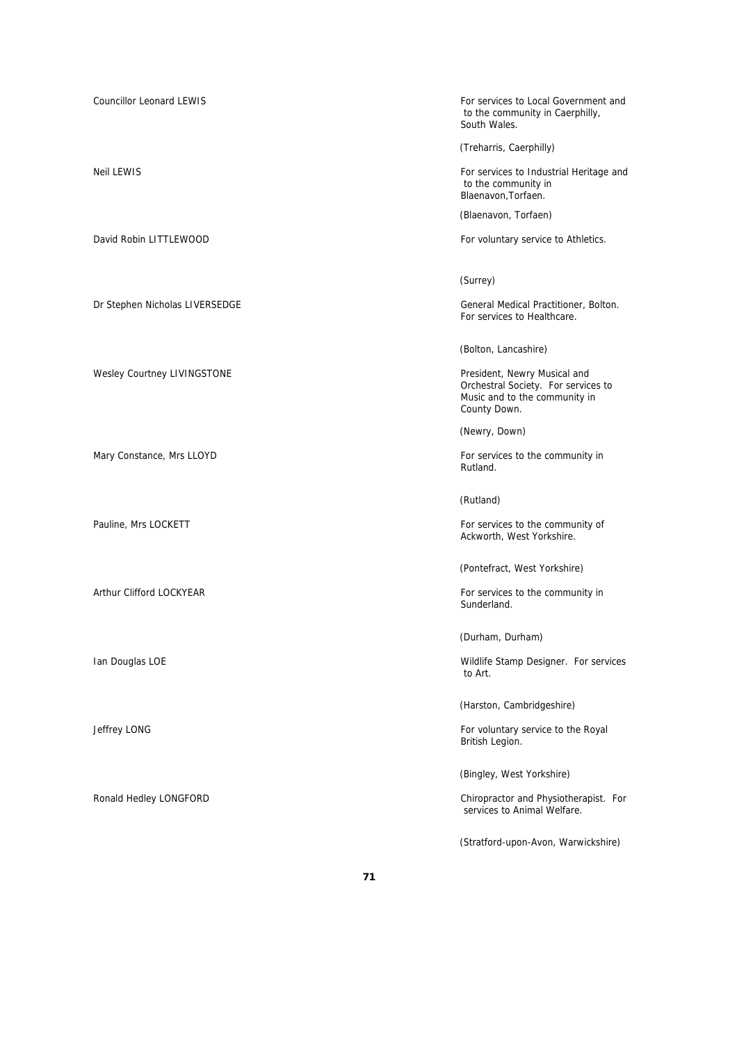Councillor Leonard LEWIS

For services to Local Government and to the community in Caerphilly, South Wales.

(Treharris, Caerphilly)

Neil LEWIS

For services to Industrial Heritage and to the community in Blaenavon,Torfaen.

(Blaenavon, Torfaen)

David Robin LITTLEWOOD

For voluntary service to Athletics.

(Surrey)

Dr Stephen Nicholas LIVERSEDGE

General Medical Practitioner, Bolton. For services to Healthcare.

(Bolton, Lancashire)

Wesley Courtney LIVINGSTONE

President, Newry Musical and Orchestral Society. For services to Music and to the community in County Down.

(Newry, Down)

Mary Constance, Mrs LLOYD

For services to the community in Rutland.

(Rutland)

Pauline, Mrs LOCKETT

For services to the community of Ackworth, West Yorkshire.

(Pontefract, West Yorkshire)

Arthur Clifford LOCKYEAR

For services to the community in Sunderland.

(Durham, Durham)

Ian Douglas LOE

Wildlife Stamp Designer. For services to Art.

(Harston, Cambridgeshire)

Jeffrey LONG

For voluntary service to the Royal British Legion.

(Bingley, West Yorkshire)

Ronald Hedley LONGFORD

Chiropractor and Physiotherapist. For services to Animal Welfare.

(Stratford-upon-Avon, Warwickshire)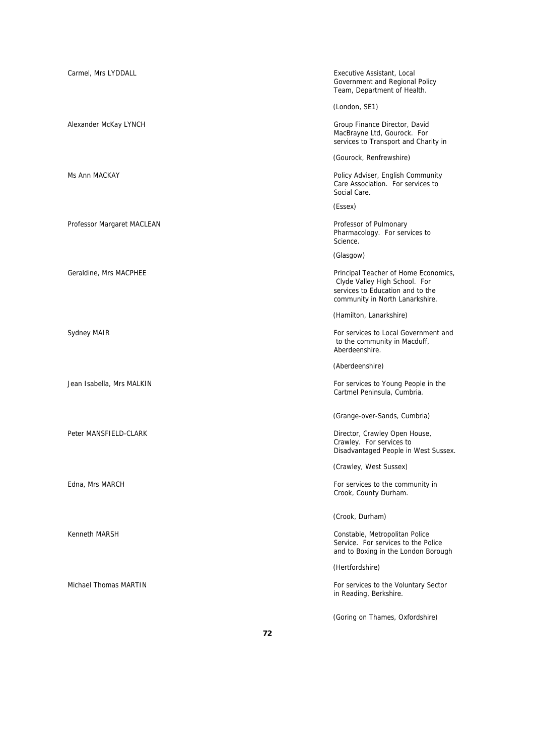Carmel, Mrs LYDDALL

Executive Assistant, Local Government and Regional Policy Team, Department of Health.

(London, SE1)

Alexander McKay LYNCH

Group Finance Director, David MacBrayne Ltd, Gourock. For services to Transport and Charity in

(Gourock, Renfrewshire)

Ms Ann MACKAY

Policy Adviser, English Community Care Association. For services to Social Care.

(Essex)

Professor Margaret MACLEAN

Professor of Pulmonary Pharmacology. For services to Science.

(Glasgow)

Geraldine, Mrs MACPHEE

Principal Teacher of Home Economics, Clyde Valley High School. For services to Education and to the community in North Lanarkshire.

(Hamilton, Lanarkshire)

Sydney MAIR

For services to Local Government and to the community in Macduff, Aberdeenshire.

(Aberdeenshire)

Jean Isabella, Mrs MALKIN

For services to Young People in the Cartmel Peninsula, Cumbria.

(Grange-over-Sands, Cumbria)

Peter MANSFIELD-CLARK

Director, Crawley Open House, Crawley. For services to Disadvantaged People in West Sussex.

(Crawley, West Sussex)

Edna, Mrs MARCH

For services to the community in Crook, County Durham.

(Crook, Durham)

Kenneth MARSH

Constable, Metropolitan Police Service. For services to the Police and to Boxing in the London Borough

(Hertfordshire)

Michael Thomas MARTIN

For services to the Voluntary Sector in Reading, Berkshire.

(Goring on Thames, Oxfordshire)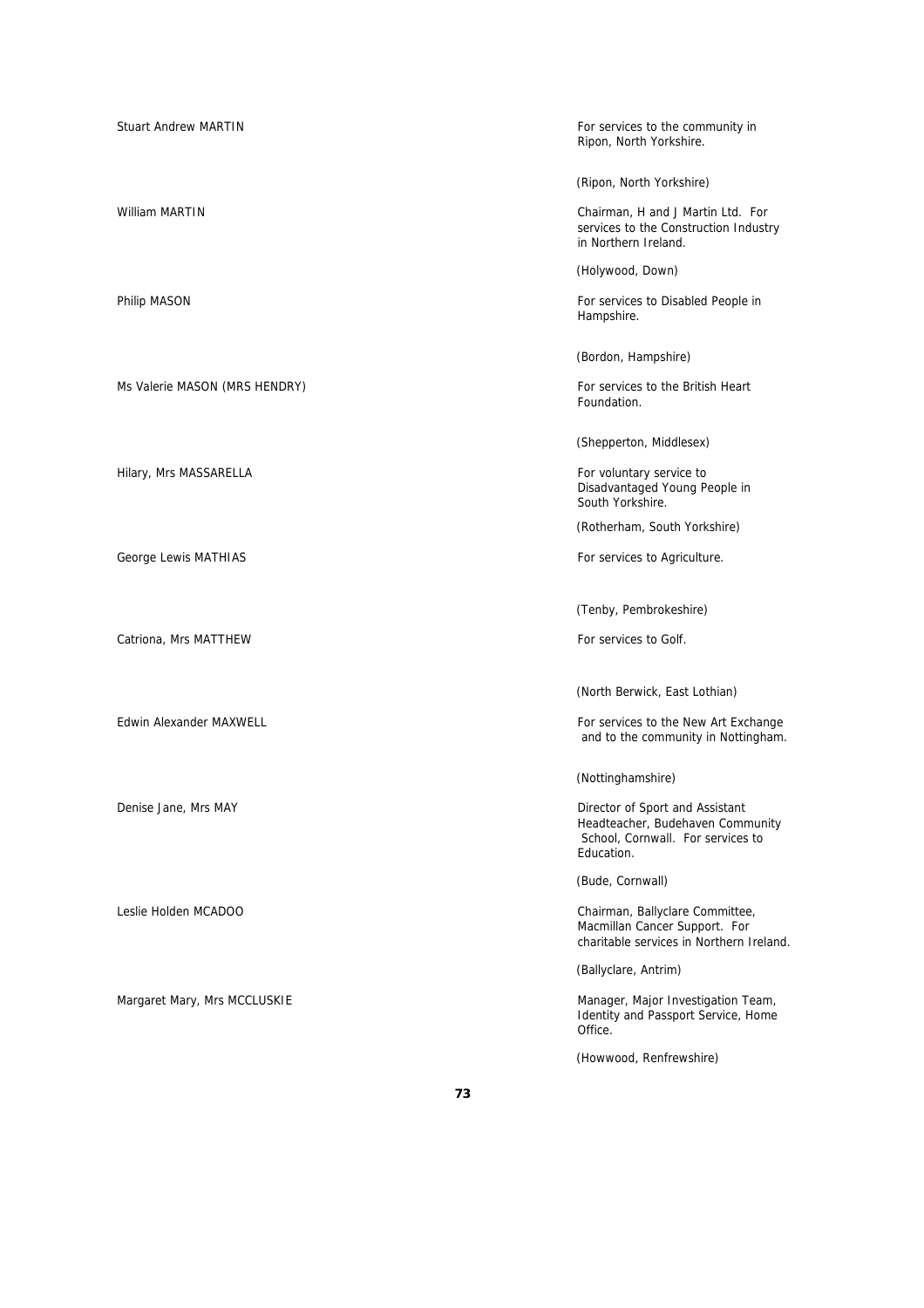| | |
|---|---|
| Stuart Andrew MARTIN | For services to the community in Ripon, North Yorkshire.<br><br>(Ripon, North Yorkshire) |
| William MARTIN | Chairman, H and J Martin Ltd. For services to the Construction Industry in Northern Ireland.<br><br>(Holywood, Down) |
| Philip MASON | For services to Disabled People in Hampshire.<br><br>(Bordon, Hampshire) |
| Ms Valerie MASON (MRS HENDRY) | For services to the British Heart Foundation.<br><br>(Shepperton, Middlesex) |
| Hilary, Mrs MASSARELLA | For voluntary service to Disadvantaged Young People in South Yorkshire.<br><br>(Rotherham, South Yorkshire) |
| George Lewis MATHIAS | For services to Agriculture.<br><br>(Tenby, Pembrokeshire) |
| Catriona, Mrs MATTHEW | For services to Golf.<br><br>(North Berwick, East Lothian) |
| Edwin Alexander MAXWELL | For services to the New Art Exchange and to the community in Nottingham.<br><br>(Nottinghamshire) |
| Denise Jane, Mrs MAY | Director of Sport and Assistant Headteacher, Budehaven Community School, Cornwall. For services to Education.<br><br>(Bude, Cornwall) |
| Leslie Holden MCADOO | Chairman, Ballyclare Committee, Macmillan Cancer Support. For charitable services in Northern Ireland.<br><br>(Ballyclare, Antrim) |
| Margaret Mary, Mrs MCCLUSKIE | Manager, Major Investigation Team, Identity and Passport Service, Home Office.<br><br>(Howwood, Renfrewshire) |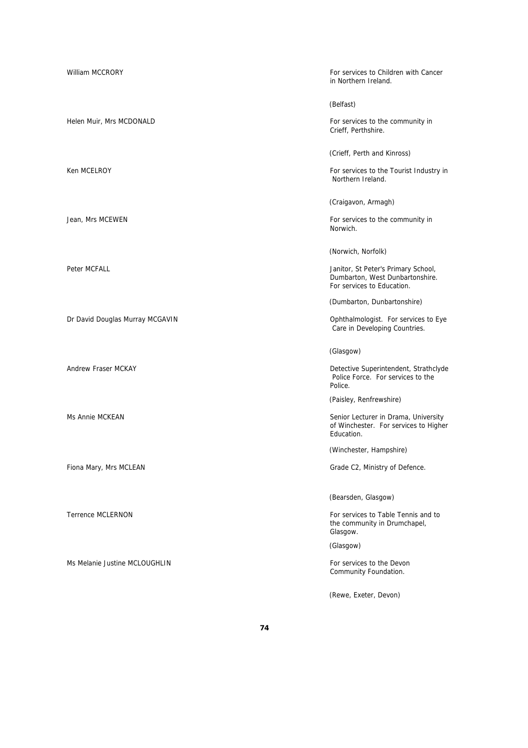| | |
|---|---|
| William MCCRORY | For services to Children with Cancer in Northern Ireland. (Belfast) |
| Helen Muir, Mrs MCDONALD | For services to the community in Crieff, Perthshire. (Crieff, Perth and Kinross) |
| Ken MCELROY | For services to the Tourist Industry in Northern Ireland. (Craigavon, Armagh) |
| Jean, Mrs MCEWEN | For services to the community in Norwich. (Norwich, Norfolk) |
| Peter MCFALL | Janitor, St Peter's Primary School, Dumbarton, West Dunbartonshire. For services to Education. (Dumbarton, Dunbartonshire) |
| Dr David Douglas Murray MCGAVIN | Ophthalmologist. For services to Eye Care in Developing Countries. (Glasgow) |
| Andrew Fraser MCKAY | Detective Superintendent, Strathclyde Police Force. For services to the Police. (Paisley, Renfrewshire) |
| Ms Annie MCKEAN | Senior Lecturer in Drama, University of Winchester. For services to Higher Education. (Winchester, Hampshire) |
| Fiona Mary, Mrs MCLEAN | Grade C2, Ministry of Defence. (Bearsden, Glasgow) |
| Terrence MCLERNON | For services to Table Tennis and to the community in Drumchapel, Glasgow. (Glasgow) |
| Ms Melanie Justine MCLOUGHLIN | For services to the Devon Community Foundation. (Rewe, Exeter, Devon) |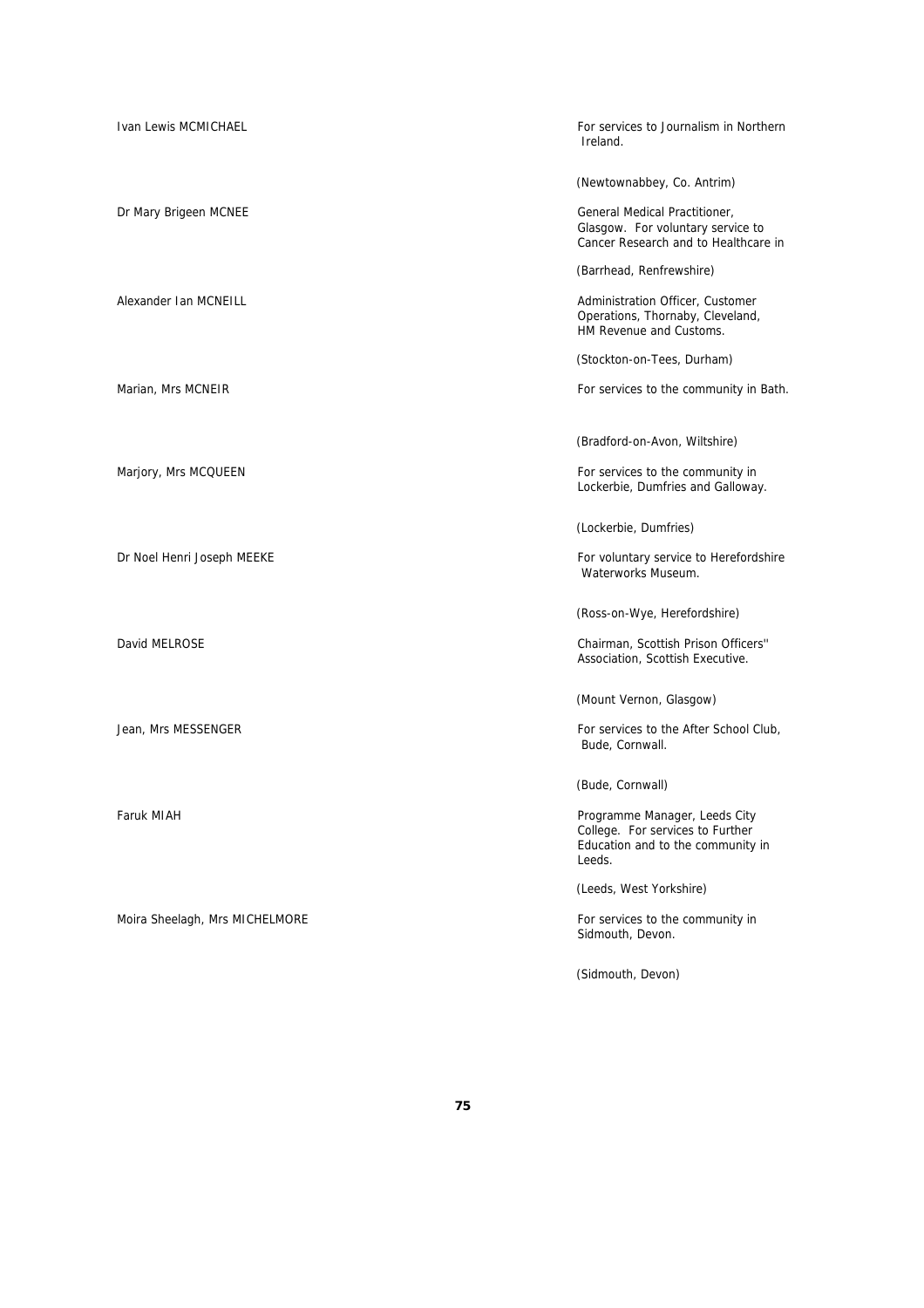| | |
|---|---|
| Ivan Lewis MCMICHAEL | For services to Journalism in Northern Ireland.<br><br>(Newtownabbey, Co. Antrim) |
| Dr Mary Brigeen MCNEE | General Medical Practitioner, Glasgow. For voluntary service to Cancer Research and to Healthcare in<br><br>(Barrhead, Renfrewshire) |
| Alexander Ian MCNEILL | Administration Officer, Customer Operations, Thornaby, Cleveland, HM Revenue and Customs.<br><br>(Stockton-on-Tees, Durham) |
| Marian, Mrs MCNEIR | For services to the community in Bath.<br><br>(Bradford-on-Avon, Wiltshire) |
| Marjory, Mrs MCQUEEN | For services to the community in Lockerbie, Dumfries and Galloway.<br><br>(Lockerbie, Dumfries) |
| Dr Noel Henri Joseph MEEKE | For voluntary service to Herefordshire Waterworks Museum.<br><br>(Ross-on-Wye, Herefordshire) |
| David MELROSE | Chairman, Scottish Prison Officers'' Association, Scottish Executive.<br><br>(Mount Vernon, Glasgow) |
| Jean, Mrs MESSENGER | For services to the After School Club, Bude, Cornwall.<br><br>(Bude, Cornwall) |
| Faruk MIAH | Programme Manager, Leeds City College. For services to Further Education and to the community in Leeds.<br><br>(Leeds, West Yorkshire) |
| Moira Sheelagh, Mrs MICHELMORE | For services to the community in Sidmouth, Devon.<br><br>(Sidmouth, Devon) |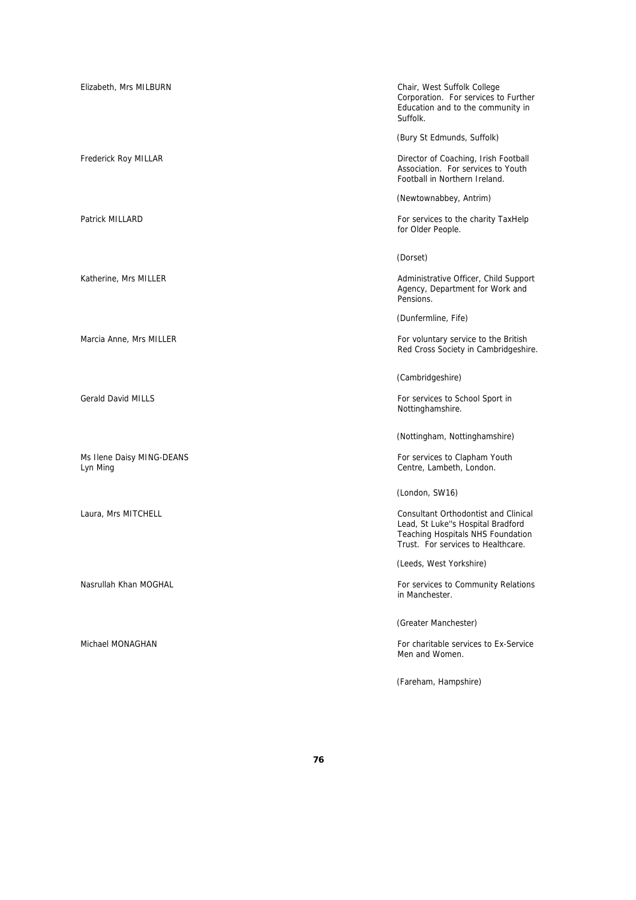Elizabeth, Mrs MILBURN

Chair, West Suffolk College Corporation. For services to Further Education and to the community in Suffolk.

(Bury St Edmunds, Suffolk)

Frederick Roy MILLAR

Director of Coaching, Irish Football Association. For services to Youth Football in Northern Ireland.

(Newtownabbey, Antrim)

Patrick MILLARD

For services to the charity TaxHelp for Older People.

(Dorset)

Katherine, Mrs MILLER

Administrative Officer, Child Support Agency, Department for Work and Pensions.

(Dunfermline, Fife)

Marcia Anne, Mrs MILLER

For voluntary service to the British Red Cross Society in Cambridgeshire.

(Cambridgeshire)

Gerald David MILLS

For services to School Sport in Nottinghamshire.

(Nottingham, Nottinghamshire)

Ms Ilene Daisy MING-DEANS
Lyn Ming

For services to Clapham Youth Centre, Lambeth, London.

(London, SW16)

Laura, Mrs MITCHELL

Consultant Orthodontist and Clinical Lead, St Luke''s Hospital Bradford Teaching Hospitals NHS Foundation Trust. For services to Healthcare.

(Leeds, West Yorkshire)

Nasrullah Khan MOGHAL

For services to Community Relations in Manchester.

(Greater Manchester)

Michael MONAGHAN

For charitable services to Ex-Service Men and Women.

(Fareham, Hampshire)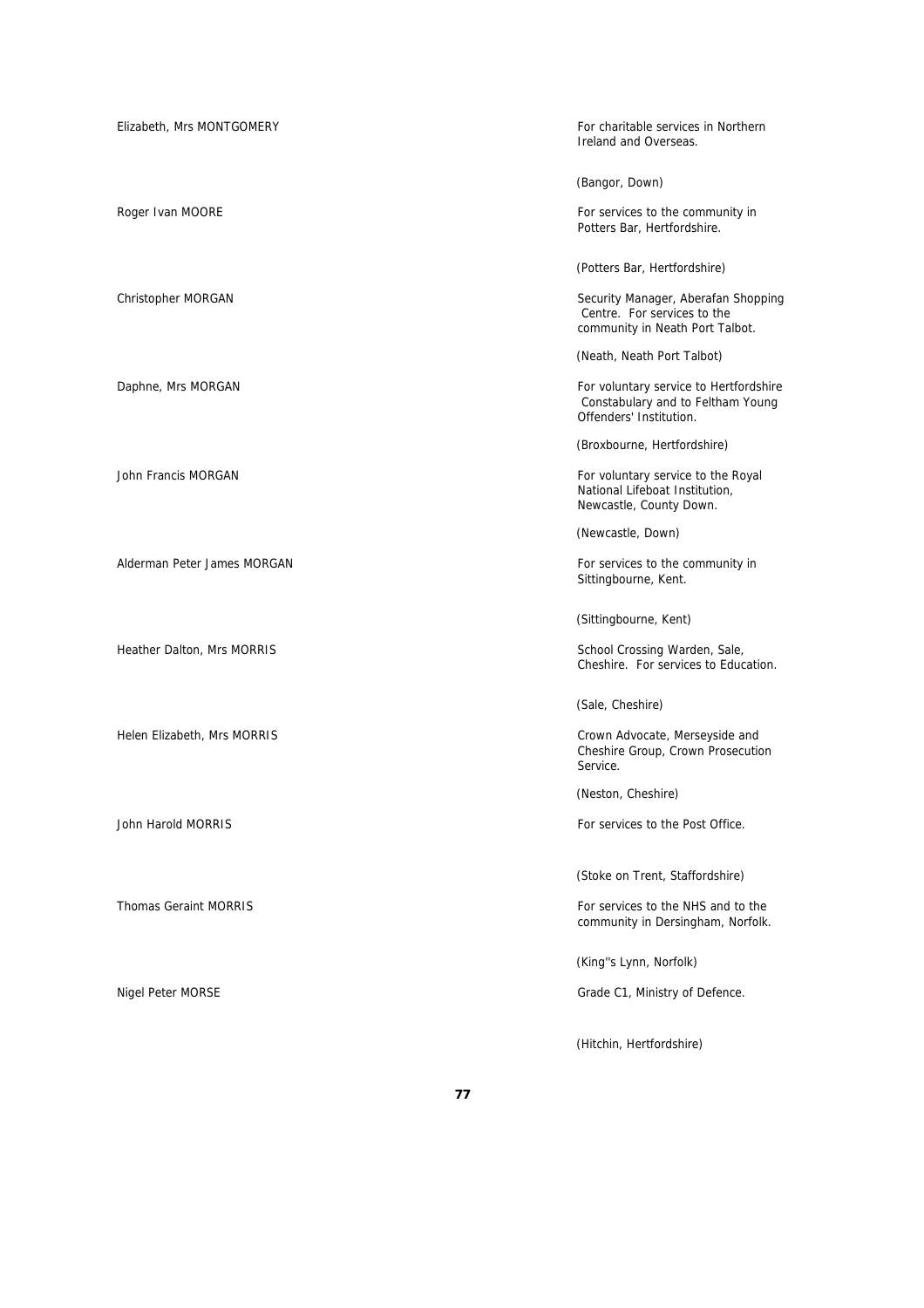| | |
|---|---|
| Elizabeth, Mrs MONTGOMERY | For charitable services in Northern Ireland and Overseas. |
| | (Bangor, Down) |
| Roger Ivan MOORE | For services to the community in Potters Bar, Hertfordshire. |
| | (Potters Bar, Hertfordshire) |
| Christopher MORGAN | Security Manager, Aberafan Shopping Centre. For services to the community in Neath Port Talbot. |
| | (Neath, Neath Port Talbot) |
| Daphne, Mrs MORGAN | For voluntary service to Hertfordshire Constabulary and to Feltham Young Offenders' Institution. |
| | (Broxbourne, Hertfordshire) |
| John Francis MORGAN | For voluntary service to the Royal National Lifeboat Institution, Newcastle, County Down. |
| | (Newcastle, Down) |
| Alderman Peter James MORGAN | For services to the community in Sittingbourne, Kent. |
| | (Sittingbourne, Kent) |
| Heather Dalton, Mrs MORRIS | School Crossing Warden, Sale, Cheshire. For services to Education. |
| | (Sale, Cheshire) |
| Helen Elizabeth, Mrs MORRIS | Crown Advocate, Merseyside and Cheshire Group, Crown Prosecution Service. |
| | (Neston, Cheshire) |
| John Harold MORRIS | For services to the Post Office. |
| | (Stoke on Trent, Staffordshire) |
| Thomas Geraint MORRIS | For services to the NHS and to the community in Dersingham, Norfolk. |
| | (King''s Lynn, Norfolk) |
| Nigel Peter MORSE | Grade C1, Ministry of Defence. |
| | (Hitchin, Hertfordshire) |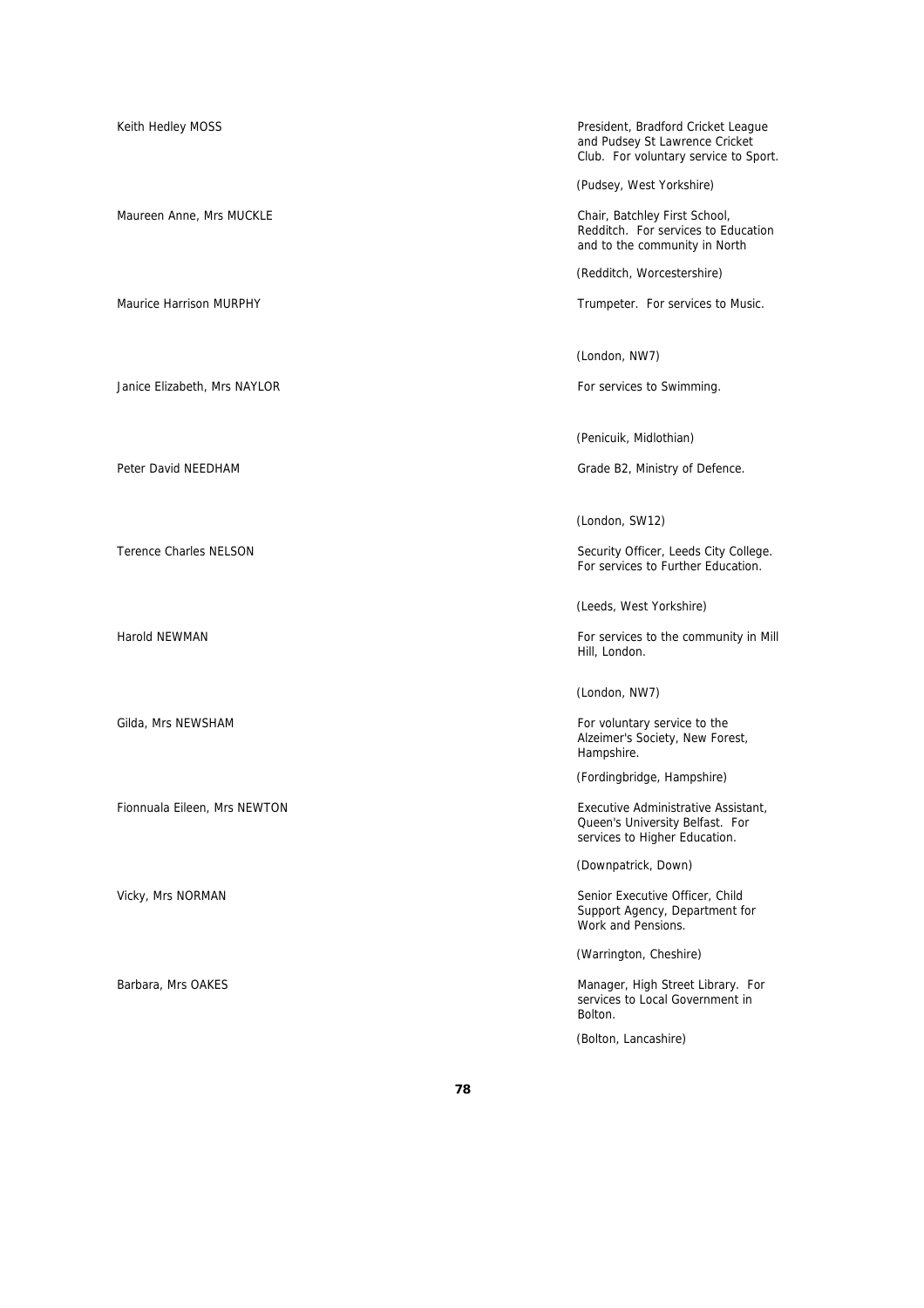Keith Hedley MOSS

President, Bradford Cricket League and Pudsey St Lawrence Cricket Club. For voluntary service to Sport.

(Pudsey, West Yorkshire)

Maureen Anne, Mrs MUCKLE

Chair, Batchley First School, Redditch. For services to Education and to the community in North

(Redditch, Worcestershire)

Maurice Harrison MURPHY

Trumpeter. For services to Music.

(London, NW7)

Janice Elizabeth, Mrs NAYLOR

For services to Swimming.

(Penicuik, Midlothian)

Peter David NEEDHAM

Grade B2, Ministry of Defence.

(London, SW12)

Terence Charles NELSON

Security Officer, Leeds City College. For services to Further Education.

(Leeds, West Yorkshire)

Harold NEWMAN

For services to the community in Mill Hill, London.

(London, NW7)

Gilda, Mrs NEWSHAM

For voluntary service to the Alzeimer's Society, New Forest, Hampshire.

(Fordingbridge, Hampshire)

Fionnuala Eileen, Mrs NEWTON

Executive Administrative Assistant, Queen's University Belfast. For services to Higher Education.

(Downpatrick, Down)

Vicky, Mrs NORMAN

Senior Executive Officer, Child Support Agency, Department for Work and Pensions.

(Warrington, Cheshire)

Barbara, Mrs OAKES

Manager, High Street Library. For services to Local Government in Bolton.

(Bolton, Lancashire)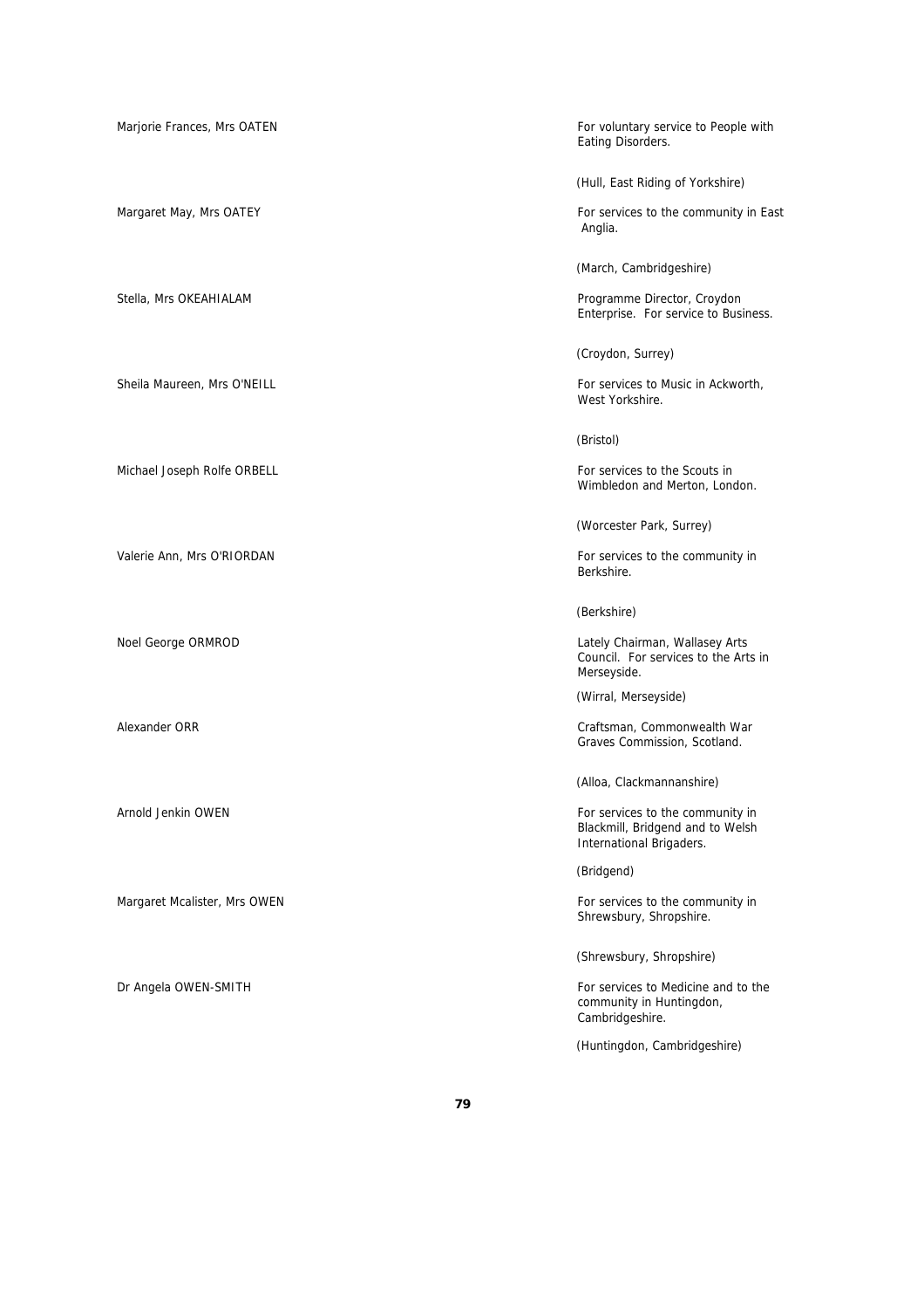| | |
|---|---|
| Marjorie Frances, Mrs OATEN | For voluntary service to People with Eating Disorders.<br><br>(Hull, East Riding of Yorkshire) |
| Margaret May, Mrs OATEY | For services to the community in East Anglia.<br><br>(March, Cambridgeshire) |
| Stella, Mrs OKEAHIALAM | Programme Director, Croydon Enterprise. For service to Business.<br><br>(Croydon, Surrey) |
| Sheila Maureen, Mrs O'NEILL | For services to Music in Ackworth, West Yorkshire.<br><br>(Bristol) |
| Michael Joseph Rolfe ORBELL | For services to the Scouts in Wimbledon and Merton, London.<br><br>(Worcester Park, Surrey) |
| Valerie Ann, Mrs O'RIORDAN | For services to the community in Berkshire.<br><br>(Berkshire) |
| Noel George ORMROD | Lately Chairman, Wallasey Arts Council. For services to the Arts in Merseyside.<br><br>(Wirral, Merseyside) |
| Alexander ORR | Craftsman, Commonwealth War Graves Commission, Scotland.<br><br>(Alloa, Clackmannanshire) |
| Arnold Jenkin OWEN | For services to the community in Blackmill, Bridgend and to Welsh International Brigaders.<br><br>(Bridgend) |
| Margaret Mcalister, Mrs OWEN | For services to the community in Shrewsbury, Shropshire.<br><br>(Shrewsbury, Shropshire) |
| Dr Angela OWEN-SMITH | For services to Medicine and to the community in Huntingdon, Cambridgeshire.<br><br>(Huntingdon, Cambridgeshire) |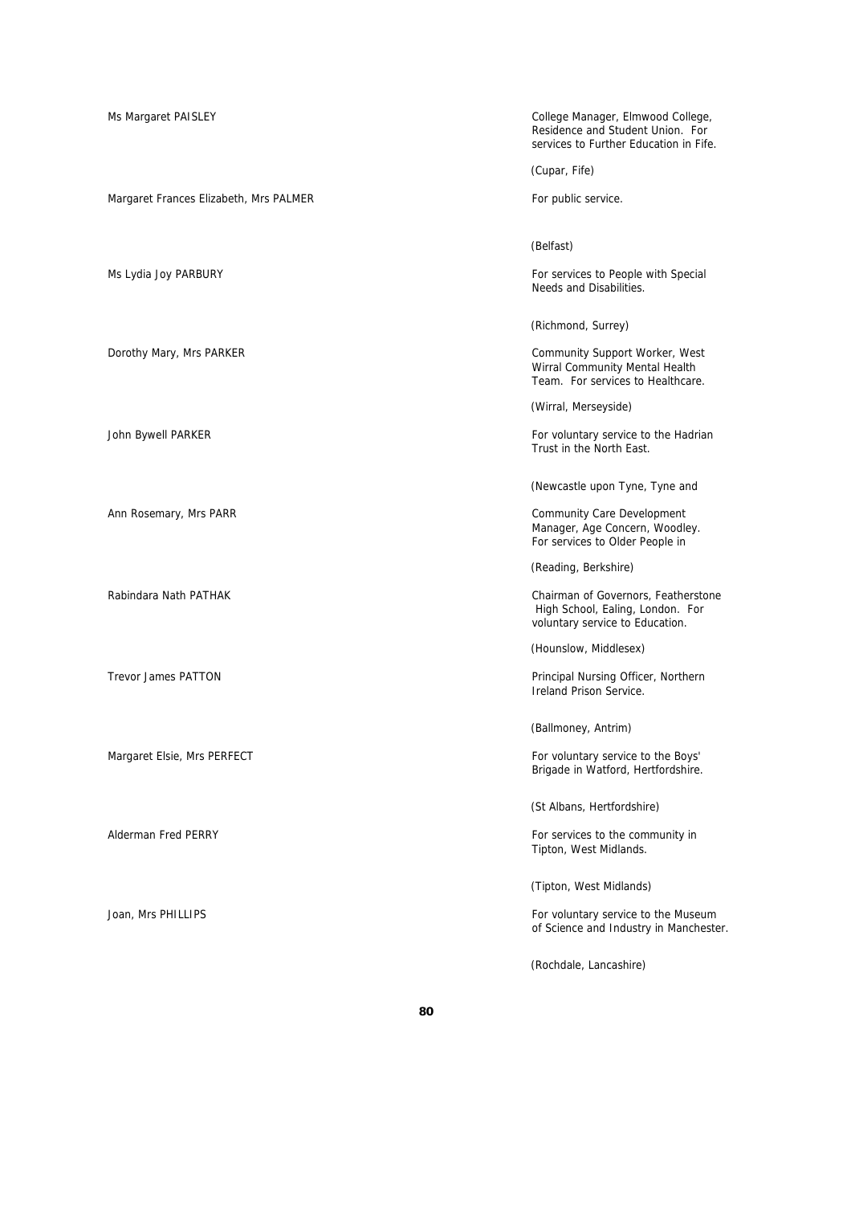Ms Margaret PAISLEY

College Manager, Elmwood College, Residence and Student Union. For services to Further Education in Fife.

(Cupar, Fife)

Margaret Frances Elizabeth, Mrs PALMER

For public service.

(Belfast)

Ms Lydia Joy PARBURY

For services to People with Special Needs and Disabilities.

(Richmond, Surrey)

Dorothy Mary, Mrs PARKER

Community Support Worker, West Wirral Community Mental Health Team. For services to Healthcare.

(Wirral, Merseyside)

John Bywell PARKER

For voluntary service to the Hadrian Trust in the North East.

(Newcastle upon Tyne, Tyne and

Ann Rosemary, Mrs PARR

Community Care Development Manager, Age Concern, Woodley. For services to Older People in

(Reading, Berkshire)

Rabindara Nath PATHAK

Chairman of Governors, Featherstone High School, Ealing, London. For voluntary service to Education.

(Hounslow, Middlesex)

Trevor James PATTON

Principal Nursing Officer, Northern Ireland Prison Service.

(Ballmoney, Antrim)

Margaret Elsie, Mrs PERFECT

For voluntary service to the Boys' Brigade in Watford, Hertfordshire.

(St Albans, Hertfordshire)

Alderman Fred PERRY

For services to the community in Tipton, West Midlands.

(Tipton, West Midlands)

Joan, Mrs PHILLIPS

For voluntary service to the Museum of Science and Industry in Manchester.

(Rochdale, Lancashire)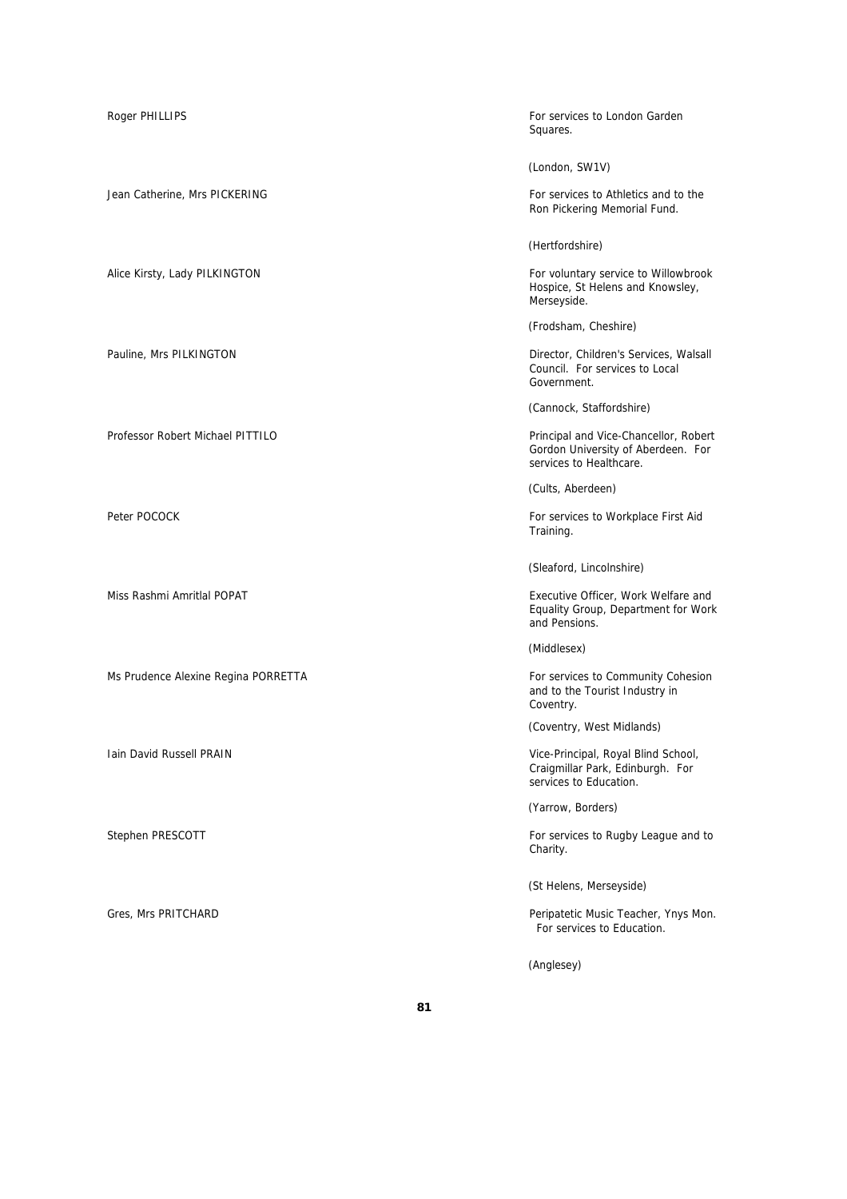Roger PHILLIPS

For services to London Garden Squares.

(London, SW1V)

Jean Catherine, Mrs PICKERING

For services to Athletics and to the Ron Pickering Memorial Fund.

(Hertfordshire)

Alice Kirsty, Lady PILKINGTON

For voluntary service to Willowbrook Hospice, St Helens and Knowsley, Merseyside.

(Frodsham, Cheshire)

Pauline, Mrs PILKINGTON

Director, Children's Services, Walsall Council. For services to Local Government.

(Cannock, Staffordshire)

Professor Robert Michael PITTILO

Principal and Vice-Chancellor, Robert Gordon University of Aberdeen. For services to Healthcare.

(Cults, Aberdeen)

Peter POCOCK

For services to Workplace First Aid Training.

(Sleaford, Lincolnshire)

Miss Rashmi Amritlal POPAT

Executive Officer, Work Welfare and Equality Group, Department for Work and Pensions.

(Middlesex)

Ms Prudence Alexine Regina PORRETTA

For services to Community Cohesion and to the Tourist Industry in Coventry.

(Coventry, West Midlands)

Iain David Russell PRAIN

Vice-Principal, Royal Blind School, Craigmillar Park, Edinburgh. For services to Education.

(Yarrow, Borders)

Stephen PRESCOTT

For services to Rugby League and to Charity.

(St Helens, Merseyside)

Gres, Mrs PRITCHARD

Peripatetic Music Teacher, Ynys Mon. For services to Education.

(Anglesey)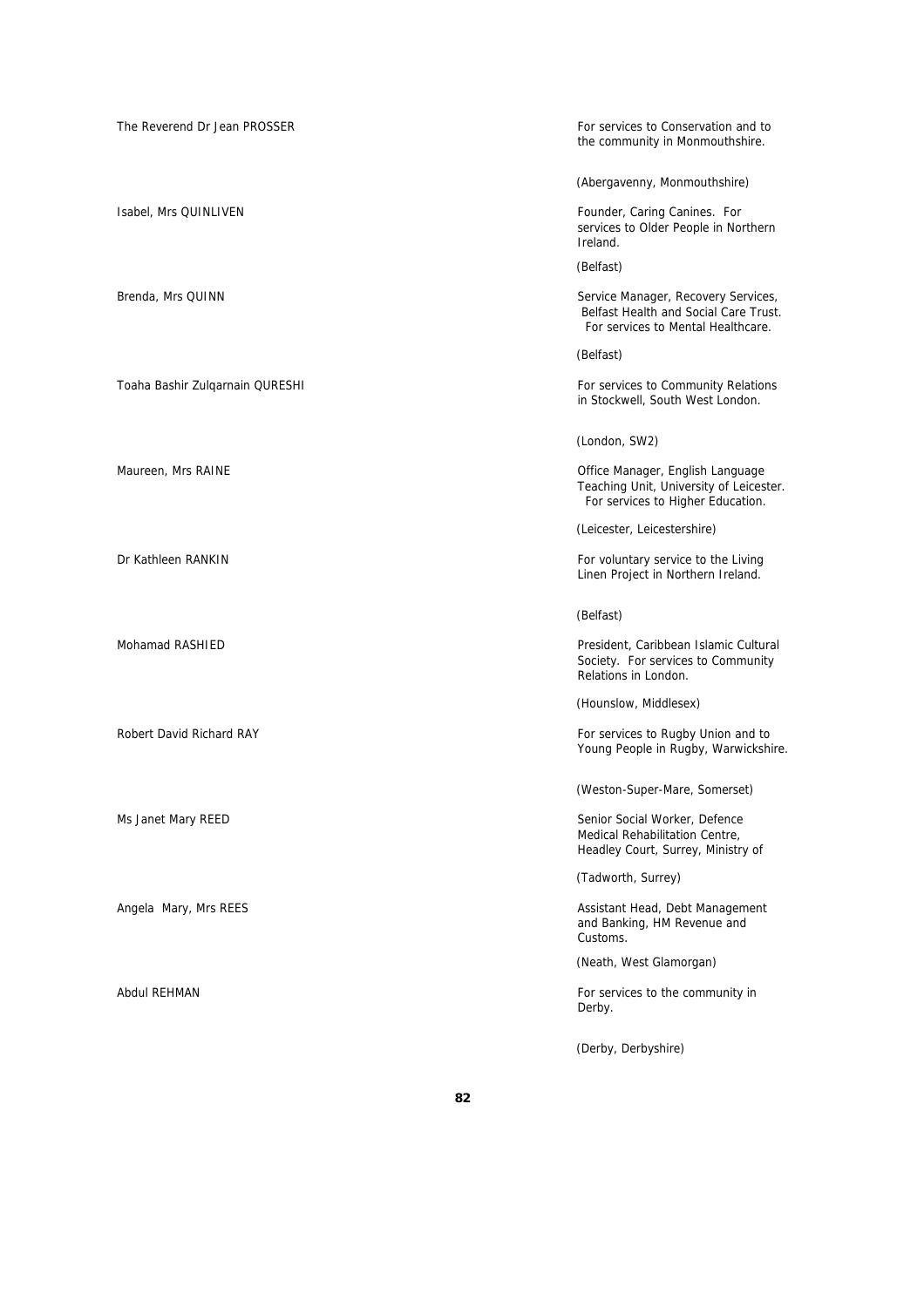| | |
|---|---|
| The Reverend Dr Jean PROSSER | For services to Conservation and to the community in Monmouthshire.<br><br>(Abergavenny, Monmouthshire) |
| Isabel, Mrs QUINLIVEN | Founder, Caring Canines. For services to Older People in Northern Ireland.<br><br>(Belfast) |
| Brenda, Mrs QUINN | Service Manager, Recovery Services, Belfast Health and Social Care Trust. For services to Mental Healthcare.<br><br>(Belfast) |
| Toaha Bashir Zulqarnain QURESHI | For services to Community Relations in Stockwell, South West London.<br><br>(London, SW2) |
| Maureen, Mrs RAINE | Office Manager, English Language Teaching Unit, University of Leicester. For services to Higher Education.<br><br>(Leicester, Leicestershire) |
| Dr Kathleen RANKIN | For voluntary service to the Living Linen Project in Northern Ireland.<br><br>(Belfast) |
| Mohamad RASHIED | President, Caribbean Islamic Cultural Society. For services to Community Relations in London.<br><br>(Hounslow, Middlesex) |
| Robert David Richard RAY | For services to Rugby Union and to Young People in Rugby, Warwickshire.<br><br>(Weston-Super-Mare, Somerset) |
| Ms Janet Mary REED | Senior Social Worker, Defence Medical Rehabilitation Centre, Headley Court, Surrey, Ministry of<br><br>(Tadworth, Surrey) |
| Angela Mary, Mrs REES | Assistant Head, Debt Management and Banking, HM Revenue and Customs.<br><br>(Neath, West Glamorgan) |
| Abdul REHMAN | For services to the community in Derby.<br><br>(Derby, Derbyshire) |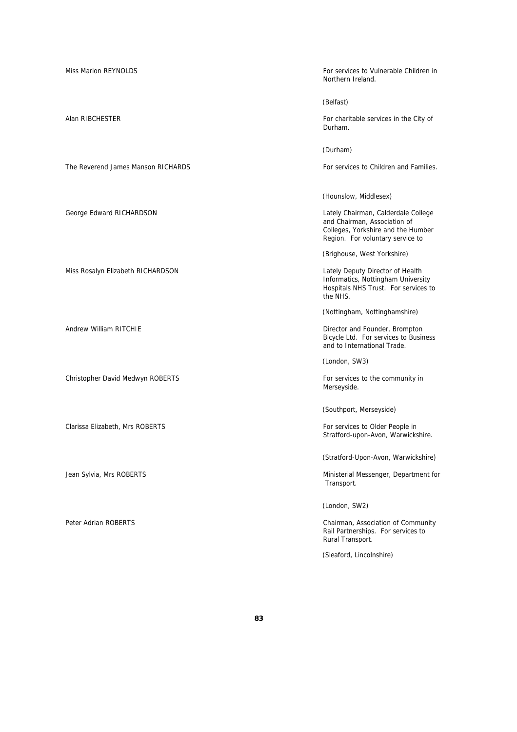| | |
|---|---|
| Miss Marion REYNOLDS | For services to Vulnerable Children in Northern Ireland.<br><br>(Belfast) |
| Alan RIBCHESTER | For charitable services in the City of Durham.<br><br>(Durham) |
| The Reverend James Manson RICHARDS | For services to Children and Families.<br><br>(Hounslow, Middlesex) |
| George Edward RICHARDSON | Lately Chairman, Calderdale College and Chairman, Association of Colleges, Yorkshire and the Humber Region. For voluntary service to<br><br>(Brighouse, West Yorkshire) |
| Miss Rosalyn Elizabeth RICHARDSON | Lately Deputy Director of Health Informatics, Nottingham University Hospitals NHS Trust. For services to the NHS.<br><br>(Nottingham, Nottinghamshire) |
| Andrew William RITCHIE | Director and Founder, Brompton Bicycle Ltd. For services to Business and to International Trade.<br><br>(London, SW3) |
| Christopher David Medwyn ROBERTS | For services to the community in Merseyside.<br><br>(Southport, Merseyside) |
| Clarissa Elizabeth, Mrs ROBERTS | For services to Older People in Stratford-upon-Avon, Warwickshire.<br><br>(Stratford-Upon-Avon, Warwickshire) |
| Jean Sylvia, Mrs ROBERTS | Ministerial Messenger, Department for Transport.<br><br>(London, SW2) |
| Peter Adrian ROBERTS | Chairman, Association of Community Rail Partnerships. For services to Rural Transport.<br><br>(Sleaford, Lincolnshire) |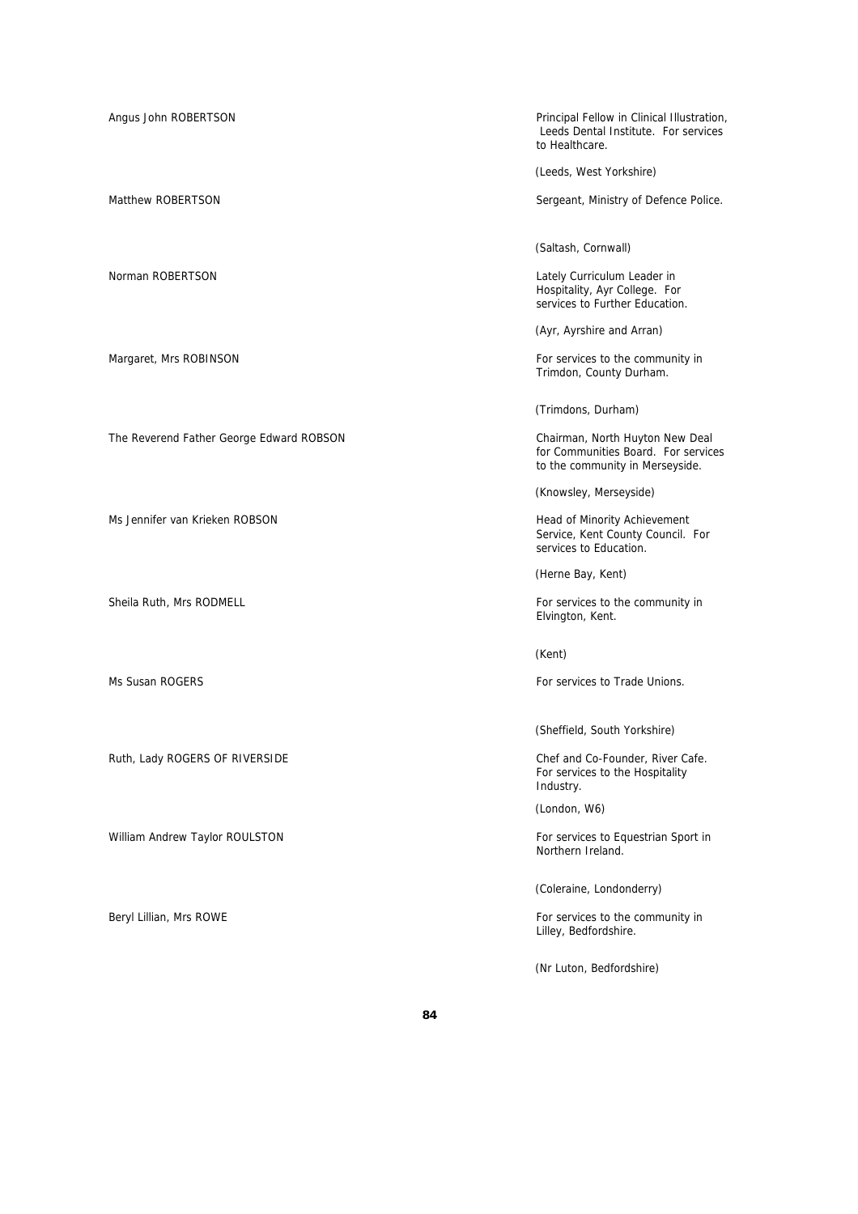| Name | Citation |
| --- | --- |
| Angus John ROBERTSON | Principal Fellow in Clinical Illustration, Leeds Dental Institute. For services to Healthcare.<br><br>(Leeds, West Yorkshire) |
| Matthew ROBERTSON | Sergeant, Ministry of Defence Police.<br><br>(Saltash, Cornwall) |
| Norman ROBERTSON | Lately Curriculum Leader in Hospitality, Ayr College. For services to Further Education.<br><br>(Ayr, Ayrshire and Arran) |
| Margaret, Mrs ROBINSON | For services to the community in Trimdon, County Durham.<br><br>(Trimdons, Durham) |
| The Reverend Father George Edward ROBSON | Chairman, North Huyton New Deal for Communities Board. For services to the community in Merseyside.<br><br>(Knowsley, Merseyside) |
| Ms Jennifer van Krieken ROBSON | Head of Minority Achievement Service, Kent County Council. For services to Education.<br><br>(Herne Bay, Kent) |
| Sheila Ruth, Mrs RODMELL | For services to the community in Elvington, Kent.<br><br>(Kent) |
| Ms Susan ROGERS | For services to Trade Unions.<br><br>(Sheffield, South Yorkshire) |
| Ruth, Lady ROGERS OF RIVERSIDE | Chef and Co-Founder, River Cafe. For services to the Hospitality Industry.<br><br>(London, W6) |
| William Andrew Taylor ROULSTON | For services to Equestrian Sport in Northern Ireland.<br><br>(Coleraine, Londonderry) |
| Beryl Lillian, Mrs ROWE | For services to the community in Lilley, Bedfordshire.<br><br>(Nr Luton, Bedfordshire) |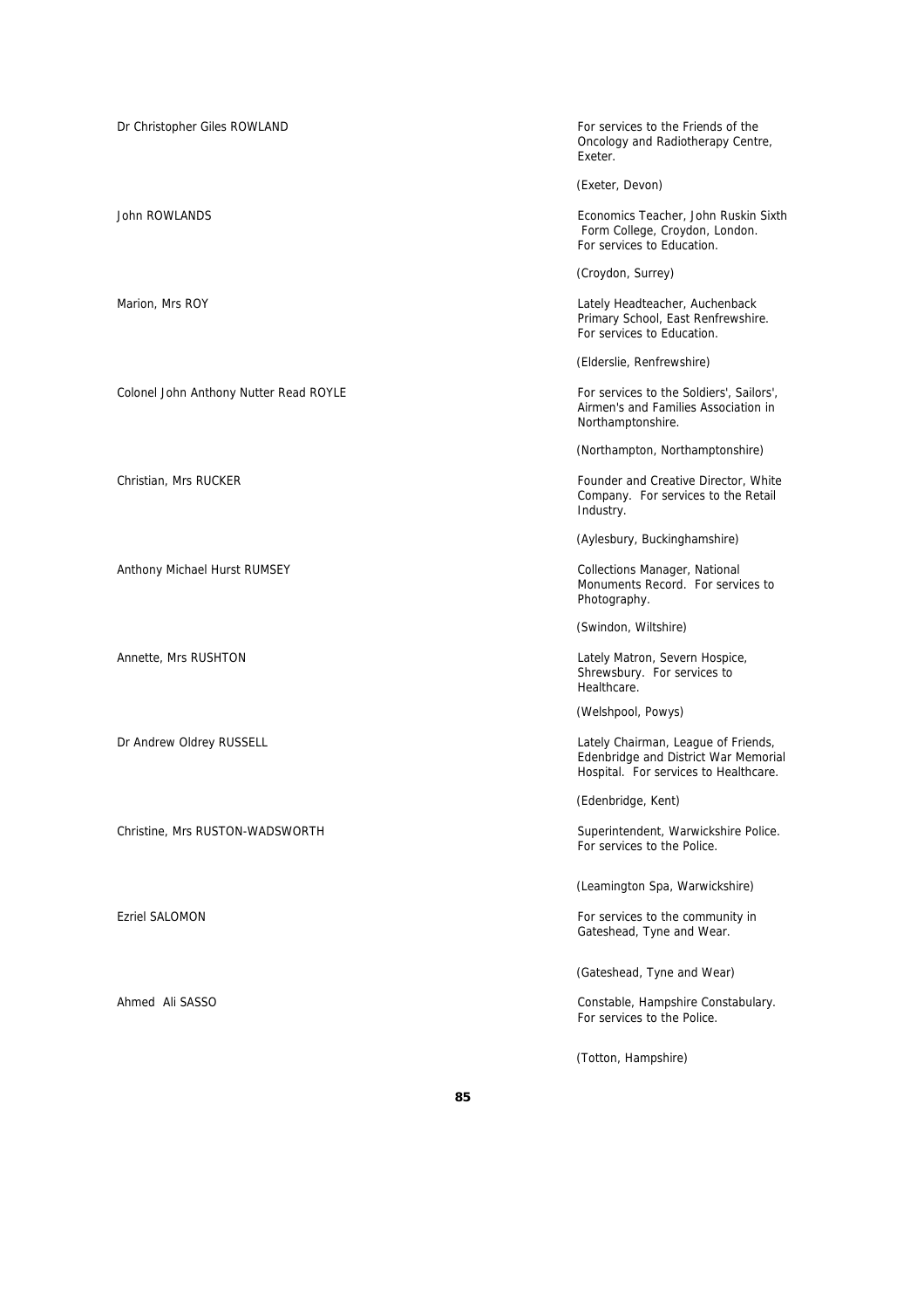| | |
|---|---|
| Dr Christopher Giles ROWLAND | For services to the Friends of the Oncology and Radiotherapy Centre, Exeter.<br><br>(Exeter, Devon) |
| John ROWLANDS | Economics Teacher, John Ruskin Sixth Form College, Croydon, London. For services to Education.<br><br>(Croydon, Surrey) |
| Marion, Mrs ROY | Lately Headteacher, Auchenback Primary School, East Renfrewshire. For services to Education.<br><br>(Elderslie, Renfrewshire) |
| Colonel John Anthony Nutter Read ROYLE | For services to the Soldiers', Sailors', Airmen's and Families Association in Northamptonshire.<br><br>(Northampton, Northamptonshire) |
| Christian, Mrs RUCKER | Founder and Creative Director, White Company. For services to the Retail Industry.<br><br>(Aylesbury, Buckinghamshire) |
| Anthony Michael Hurst RUMSEY | Collections Manager, National Monuments Record. For services to Photography.<br><br>(Swindon, Wiltshire) |
| Annette, Mrs RUSHTON | Lately Matron, Severn Hospice, Shrewsbury. For services to Healthcare.<br><br>(Welshpool, Powys) |
| Dr Andrew Oldrey RUSSELL | Lately Chairman, League of Friends, Edenbridge and District War Memorial Hospital. For services to Healthcare.<br><br>(Edenbridge, Kent) |
| Christine, Mrs RUSTON-WADSWORTH | Superintendent, Warwickshire Police. For services to the Police.<br><br>(Leamington Spa, Warwickshire) |
| Ezriel SALOMON | For services to the community in Gateshead, Tyne and Wear.<br><br>(Gateshead, Tyne and Wear) |
| Ahmed Ali SASSO | Constable, Hampshire Constabulary. For services to the Police.<br><br>(Totton, Hampshire) |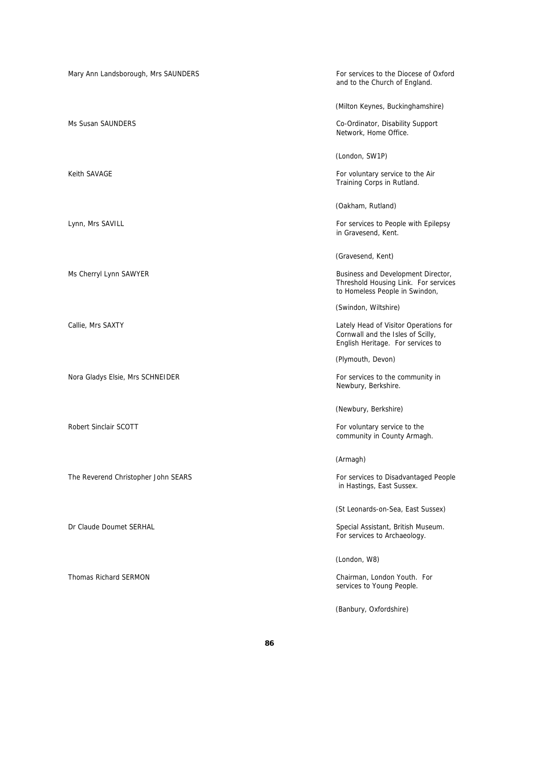Mary Ann Landsborough, Mrs SAUNDERS

For services to the Diocese of Oxford and to the Church of England.

(Milton Keynes, Buckinghamshire)

Ms Susan SAUNDERS

Co-Ordinator, Disability Support Network, Home Office.

(London, SW1P)

Keith SAVAGE

For voluntary service to the Air Training Corps in Rutland.

(Oakham, Rutland)

Lynn, Mrs SAVILL

For services to People with Epilepsy in Gravesend, Kent.

(Gravesend, Kent)

Ms Cherryl Lynn SAWYER

Business and Development Director, Threshold Housing Link. For services to Homeless People in Swindon,

(Swindon, Wiltshire)

Callie, Mrs SAXTY

Lately Head of Visitor Operations for Cornwall and the Isles of Scilly, English Heritage. For services to

(Plymouth, Devon)

Nora Gladys Elsie, Mrs SCHNEIDER

For services to the community in Newbury, Berkshire.

(Newbury, Berkshire)

Robert Sinclair SCOTT

For voluntary service to the community in County Armagh.

(Armagh)

The Reverend Christopher John SEARS

For services to Disadvantaged People in Hastings, East Sussex.

(St Leonards-on-Sea, East Sussex)

Dr Claude Doumet SERHAL

Special Assistant, British Museum. For services to Archaeology.

(London, W8)

Thomas Richard SERMON

Chairman, London Youth. For services to Young People.

(Banbury, Oxfordshire)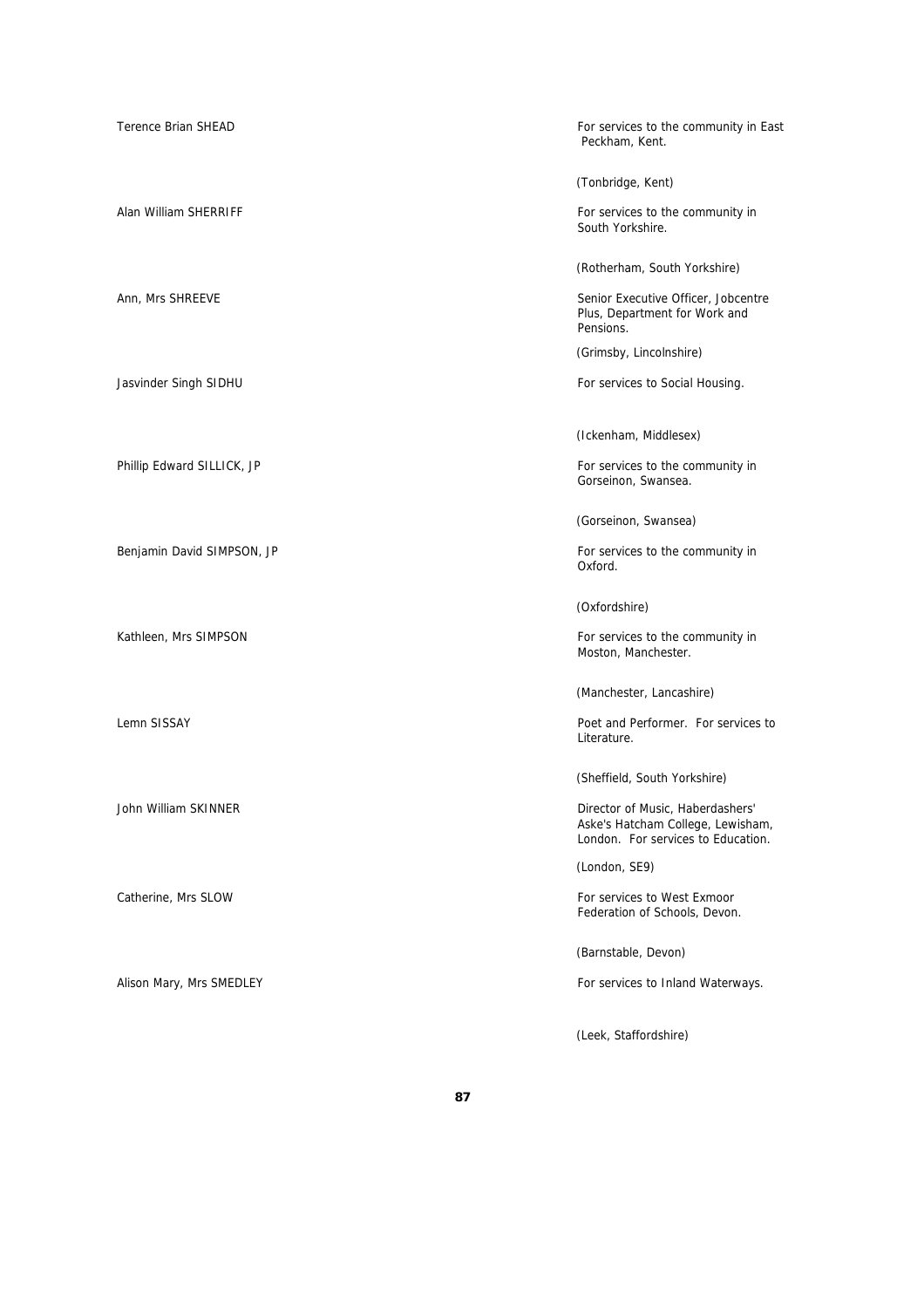Terence Brian SHEAD

For services to the community in East Peckham, Kent.

(Tonbridge, Kent)

Alan William SHERRIFF

For services to the community in South Yorkshire.

(Rotherham, South Yorkshire)

Ann, Mrs SHREEVE

Senior Executive Officer, Jobcentre Plus, Department for Work and Pensions.

(Grimsby, Lincolnshire)

Jasvinder Singh SIDHU

For services to Social Housing.

(Ickenham, Middlesex)

Phillip Edward SILLICK, JP

For services to the community in Gorseinon, Swansea.

(Gorseinon, Swansea)

Benjamin David SIMPSON, JP

For services to the community in Oxford.

(Oxfordshire)

Kathleen, Mrs SIMPSON

For services to the community in Moston, Manchester.

(Manchester, Lancashire)

Lemn SISSAY

Poet and Performer. For services to Literature.

(Sheffield, South Yorkshire)

John William SKINNER

Director of Music, Haberdashers' Aske's Hatcham College, Lewisham, London. For services to Education.

(London, SE9)

Catherine, Mrs SLOW

For services to West Exmoor Federation of Schools, Devon.

(Barnstable, Devon)

Alison Mary, Mrs SMEDLEY

For services to Inland Waterways.

(Leek, Staffordshire)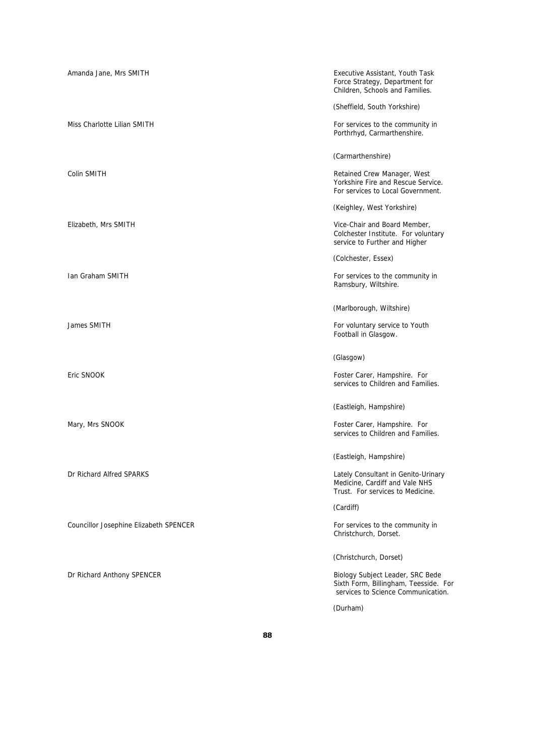Amanda Jane, Mrs SMITH

Executive Assistant, Youth Task Force Strategy, Department for Children, Schools and Families.

(Sheffield, South Yorkshire)

Miss Charlotte Lilian SMITH

For services to the community in Porthrhyd, Carmarthenshire.

(Carmarthenshire)

Colin SMITH

Retained Crew Manager, West Yorkshire Fire and Rescue Service. For services to Local Government.

(Keighley, West Yorkshire)

Elizabeth, Mrs SMITH

Vice-Chair and Board Member, Colchester Institute. For voluntary service to Further and Higher

(Colchester, Essex)

Ian Graham SMITH

For services to the community in Ramsbury, Wiltshire.

(Marlborough, Wiltshire)

James SMITH

For voluntary service to Youth Football in Glasgow.

(Glasgow)

Eric SNOOK

Foster Carer, Hampshire. For services to Children and Families.

(Eastleigh, Hampshire)

Mary, Mrs SNOOK

Foster Carer, Hampshire. For services to Children and Families.

(Eastleigh, Hampshire)

Dr Richard Alfred SPARKS

Lately Consultant in Genito-Urinary Medicine, Cardiff and Vale NHS Trust. For services to Medicine.

(Cardiff)

Councillor Josephine Elizabeth SPENCER

For services to the community in Christchurch, Dorset.

(Christchurch, Dorset)

Dr Richard Anthony SPENCER

Biology Subject Leader, SRC Bede Sixth Form, Billingham, Teesside. For services to Science Communication.

(Durham)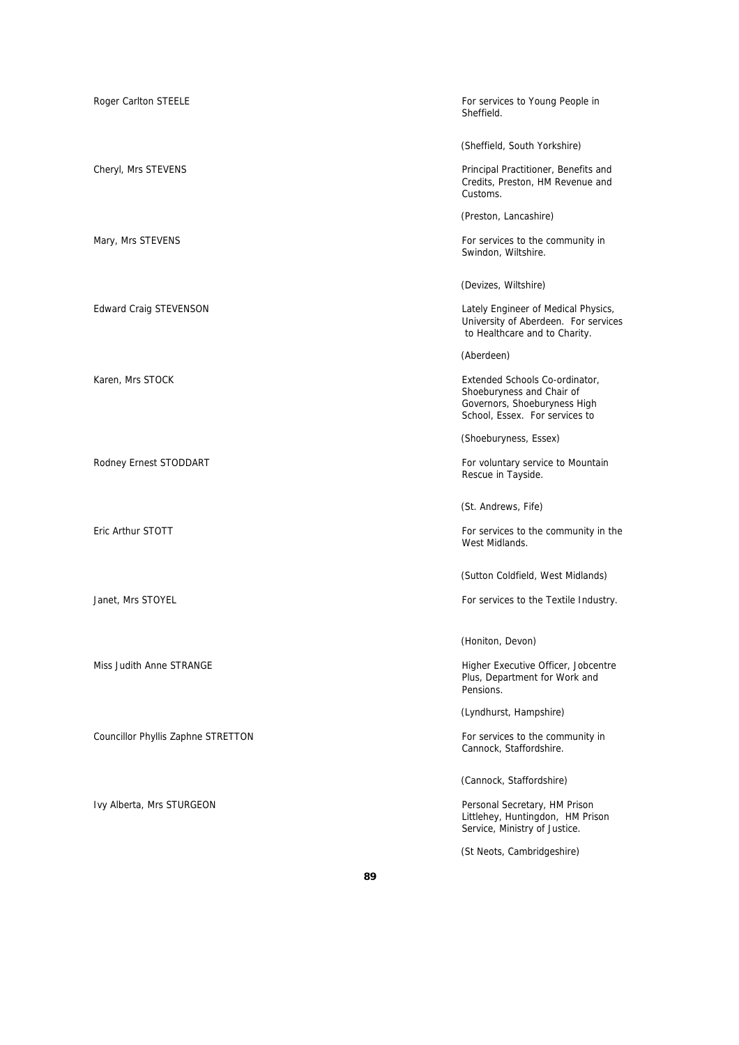Roger Carlton STEELE

For services to Young People in Sheffield.

(Sheffield, South Yorkshire)

Cheryl, Mrs STEVENS

Principal Practitioner, Benefits and Credits, Preston, HM Revenue and Customs.

(Preston, Lancashire)

Mary, Mrs STEVENS

For services to the community in Swindon, Wiltshire.

(Devizes, Wiltshire)

Edward Craig STEVENSON

Lately Engineer of Medical Physics, University of Aberdeen. For services to Healthcare and to Charity.

(Aberdeen)

Karen, Mrs STOCK

Extended Schools Co-ordinator, Shoeburyness and Chair of Governors, Shoeburyness High School, Essex. For services to

(Shoeburyness, Essex)

Rodney Ernest STODDART

For voluntary service to Mountain Rescue in Tayside.

(St. Andrews, Fife)

Eric Arthur STOTT

For services to the community in the West Midlands.

(Sutton Coldfield, West Midlands)

Janet, Mrs STOYEL

For services to the Textile Industry.

(Honiton, Devon)

Miss Judith Anne STRANGE

Higher Executive Officer, Jobcentre Plus, Department for Work and Pensions.

(Lyndhurst, Hampshire)

Councillor Phyllis Zaphne STRETTON

For services to the community in Cannock, Staffordshire.

(Cannock, Staffordshire)

Ivy Alberta, Mrs STURGEON

Personal Secretary, HM Prison Littlehey, Huntingdon, HM Prison Service, Ministry of Justice.

(St Neots, Cambridgeshire)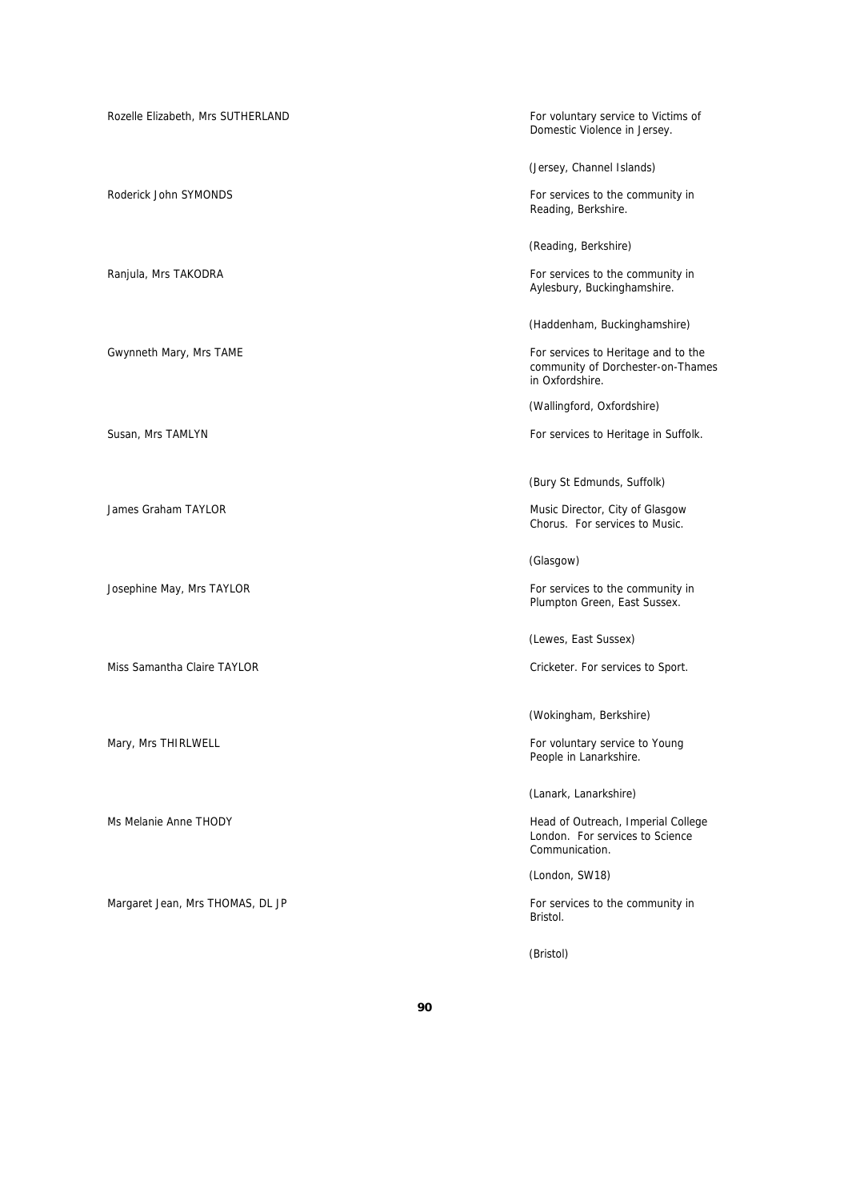| | |
|---|---|
| Rozelle Elizabeth, Mrs SUTHERLAND | For voluntary service to Victims of Domestic Violence in Jersey.<br><br>(Jersey, Channel Islands) |
| Roderick John SYMONDS | For services to the community in Reading, Berkshire.<br><br>(Reading, Berkshire) |
| Ranjula, Mrs TAKODRA | For services to the community in Aylesbury, Buckinghamshire.<br><br>(Haddenham, Buckinghamshire) |
| Gwynneth Mary, Mrs TAME | For services to Heritage and to the community of Dorchester-on-Thames in Oxfordshire.<br><br>(Wallingford, Oxfordshire) |
| Susan, Mrs TAMLYN | For services to Heritage in Suffolk.<br><br>(Bury St Edmunds, Suffolk) |
| James Graham TAYLOR | Music Director, City of Glasgow Chorus. For services to Music.<br><br>(Glasgow) |
| Josephine May, Mrs TAYLOR | For services to the community in Plumpton Green, East Sussex.<br><br>(Lewes, East Sussex) |
| Miss Samantha Claire TAYLOR | Cricketer. For services to Sport.<br><br>(Wokingham, Berkshire) |
| Mary, Mrs THIRLWELL | For voluntary service to Young People in Lanarkshire.<br><br>(Lanark, Lanarkshire) |
| Ms Melanie Anne THODY | Head of Outreach, Imperial College London. For services to Science Communication.<br><br>(London, SW18) |
| Margaret Jean, Mrs THOMAS, DL JP | For services to the community in Bristol.<br><br>(Bristol) |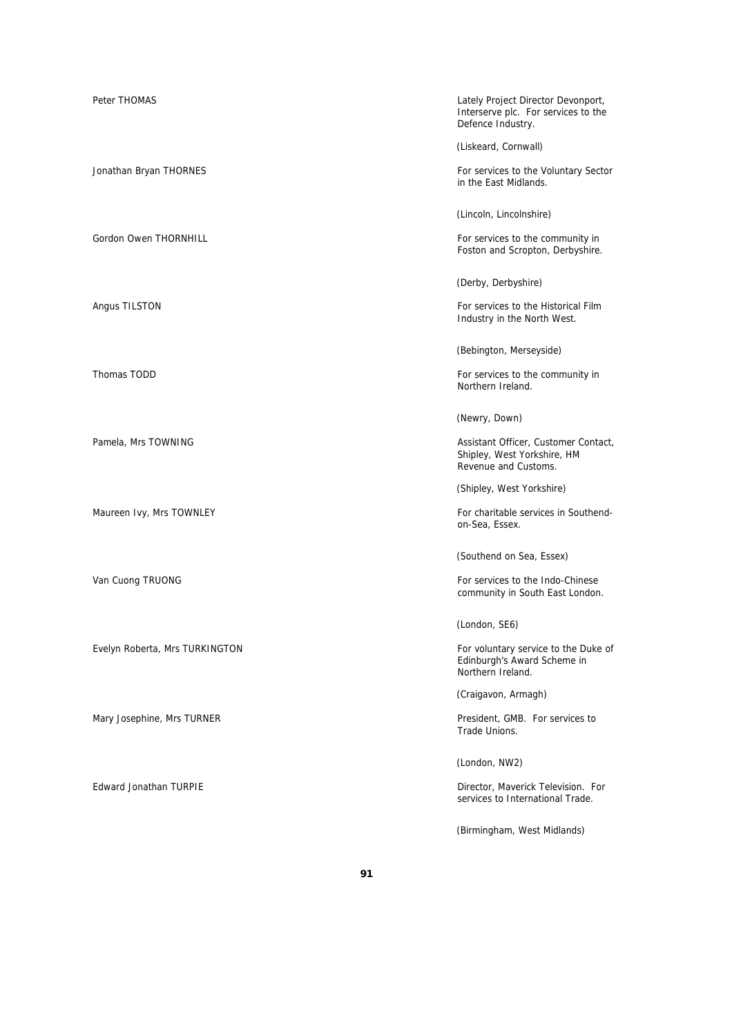Peter THOMAS

Lately Project Director Devonport, Interserve plc. For services to the Defence Industry.

(Liskeard, Cornwall)

Jonathan Bryan THORNES

For services to the Voluntary Sector in the East Midlands.

(Lincoln, Lincolnshire)

Gordon Owen THORNHILL

For services to the community in Foston and Scropton, Derbyshire.

(Derby, Derbyshire)

Angus TILSTON

For services to the Historical Film Industry in the North West.

(Bebington, Merseyside)

Thomas TODD

For services to the community in Northern Ireland.

(Newry, Down)

Pamela, Mrs TOWNING

Assistant Officer, Customer Contact, Shipley, West Yorkshire, HM Revenue and Customs.

(Shipley, West Yorkshire)

Maureen Ivy, Mrs TOWNLEY

For charitable services in Southend-on-Sea, Essex.

(Southend on Sea, Essex)

Van Cuong TRUONG

For services to the Indo-Chinese community in South East London.

(London, SE6)

Evelyn Roberta, Mrs TURKINGTON

For voluntary service to the Duke of Edinburgh's Award Scheme in Northern Ireland.

(Craigavon, Armagh)

Mary Josephine, Mrs TURNER

President, GMB. For services to Trade Unions.

(London, NW2)

Edward Jonathan TURPIE

Director, Maverick Television. For services to International Trade.

(Birmingham, West Midlands)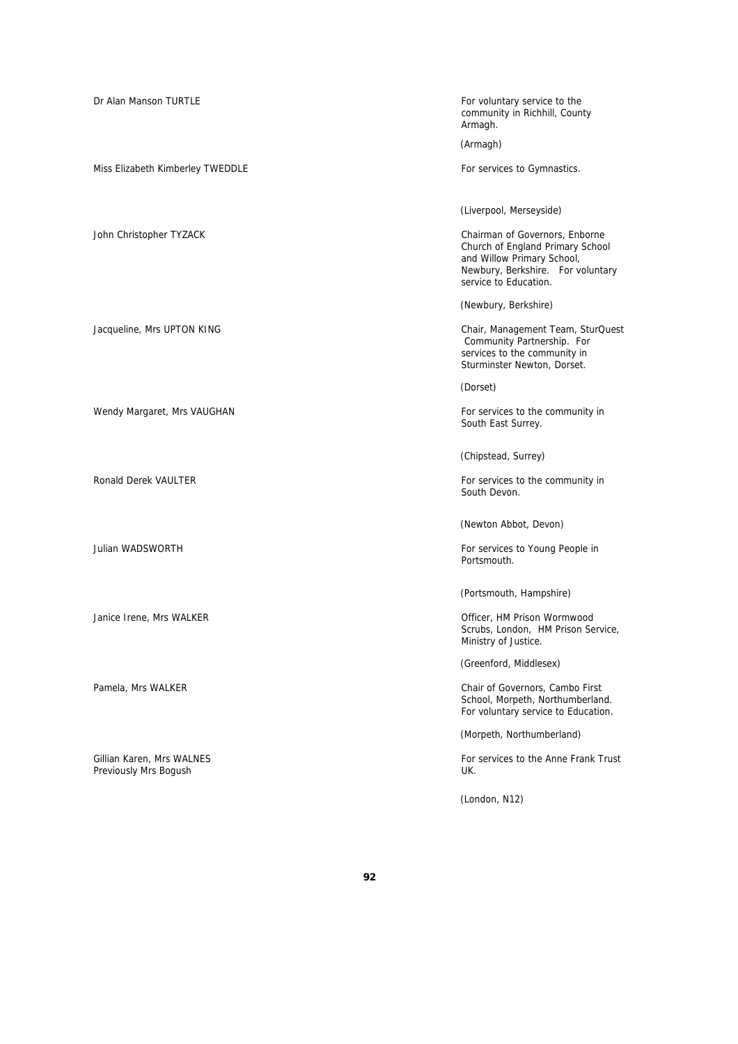| | |
|---|---|
| Dr Alan Manson TURTLE | For voluntary service to the community in Richhill, County Armagh.<br><br>(Armagh) |
| Miss Elizabeth Kimberley TWEDDLE | For services to Gymnastics.<br><br>(Liverpool, Merseyside) |
| John Christopher TYZACK | Chairman of Governors, Enborne Church of England Primary School and Willow Primary School, Newbury, Berkshire. For voluntary service to Education.<br><br>(Newbury, Berkshire) |
| Jacqueline, Mrs UPTON KING | Chair, Management Team, SturQuest Community Partnership. For services to the community in Sturminster Newton, Dorset.<br><br>(Dorset) |
| Wendy Margaret, Mrs VAUGHAN | For services to the community in South East Surrey.<br><br>(Chipstead, Surrey) |
| Ronald Derek VAULTER | For services to the community in South Devon.<br><br>(Newton Abbot, Devon) |
| Julian WADSWORTH | For services to Young People in Portsmouth.<br><br>(Portsmouth, Hampshire) |
| Janice Irene, Mrs WALKER | Officer, HM Prison Wormwood Scrubs, London, HM Prison Service, Ministry of Justice.<br><br>(Greenford, Middlesex) |
| Pamela, Mrs WALKER | Chair of Governors, Cambo First School, Morpeth, Northumberland. For voluntary service to Education.<br><br>(Morpeth, Northumberland) |
| Gillian Karen, Mrs WALNES<br>Previously Mrs Bogush | For services to the Anne Frank Trust UK.<br><br>(London, N12) |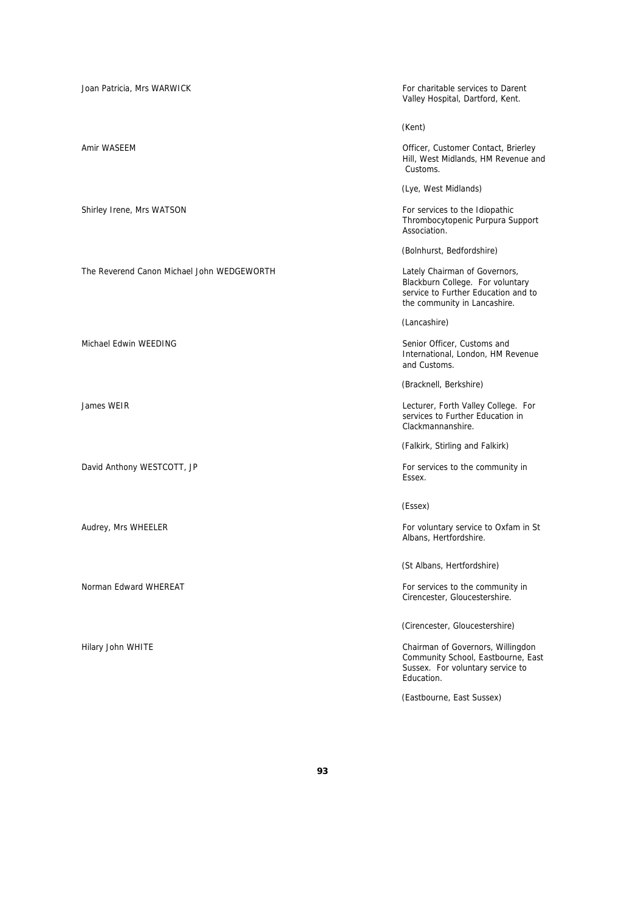| | |
|---|---|
| Joan Patricia, Mrs WARWICK | For charitable services to Darent Valley Hospital, Dartford, Kent.<br><br>(Kent) |
| Amir WASEEM | Officer, Customer Contact, Brierley Hill, West Midlands, HM Revenue and Customs.<br><br>(Lye, West Midlands) |
| Shirley Irene, Mrs WATSON | For services to the Idiopathic Thrombocytopenic Purpura Support Association.<br><br>(Bolnhurst, Bedfordshire) |
| The Reverend Canon Michael John WEDGEWORTH | Lately Chairman of Governors, Blackburn College. For voluntary service to Further Education and to the community in Lancashire.<br><br>(Lancashire) |
| Michael Edwin WEEDING | Senior Officer, Customs and International, London, HM Revenue and Customs.<br><br>(Bracknell, Berkshire) |
| James WEIR | Lecturer, Forth Valley College. For services to Further Education in Clackmannanshire.<br><br>(Falkirk, Stirling and Falkirk) |
| David Anthony WESTCOTT, JP | For services to the community in Essex.<br><br>(Essex) |
| Audrey, Mrs WHEELER | For voluntary service to Oxfam in St Albans, Hertfordshire.<br><br>(St Albans, Hertfordshire) |
| Norman Edward WHEREAT | For services to the community in Cirencester, Gloucestershire.<br><br>(Cirencester, Gloucestershire) |
| Hilary John WHITE | Chairman of Governors, Willingdon Community School, Eastbourne, East Sussex. For voluntary service to Education.<br><br>(Eastbourne, East Sussex) |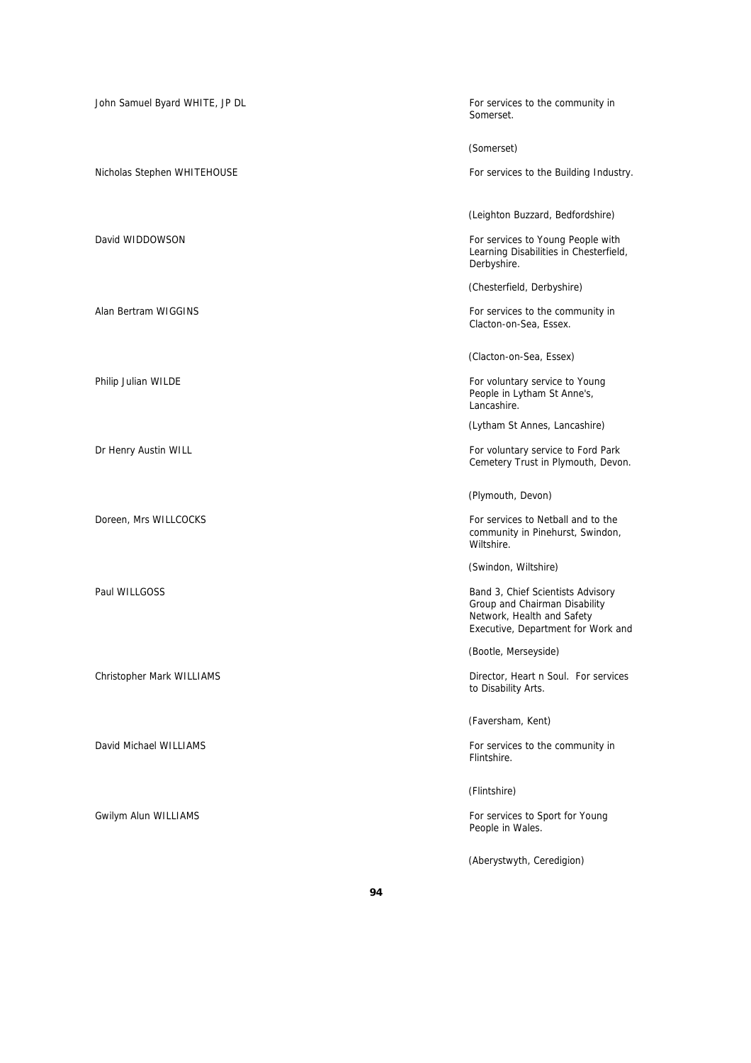| | |
|---|---|
| John Samuel Byard WHITE, JP DL | For services to the community in Somerset. |
| | (Somerset) |
| Nicholas Stephen WHITEHOUSE | For services to the Building Industry. |
| | (Leighton Buzzard, Bedfordshire) |
| David WIDDOWSON | For services to Young People with Learning Disabilities in Chesterfield, Derbyshire. |
| | (Chesterfield, Derbyshire) |
| Alan Bertram WIGGINS | For services to the community in Clacton-on-Sea, Essex. |
| | (Clacton-on-Sea, Essex) |
| Philip Julian WILDE | For voluntary service to Young People in Lytham St Anne's, Lancashire. |
| | (Lytham St Annes, Lancashire) |
| Dr Henry Austin WILL | For voluntary service to Ford Park Cemetery Trust in Plymouth, Devon. |
| | (Plymouth, Devon) |
| Doreen, Mrs WILLCOCKS | For services to Netball and to the community in Pinehurst, Swindon, Wiltshire. |
| | (Swindon, Wiltshire) |
| Paul WILLGOSS | Band 3, Chief Scientists Advisory Group and Chairman Disability Network, Health and Safety Executive, Department for Work and |
| | (Bootle, Merseyside) |
| Christopher Mark WILLIAMS | Director, Heart n Soul. For services to Disability Arts. |
| | (Faversham, Kent) |
| David Michael WILLIAMS | For services to the community in Flintshire. |
| | (Flintshire) |
| Gwilym Alun WILLIAMS | For services to Sport for Young People in Wales. |
| | (Aberystwyth, Ceredigion) |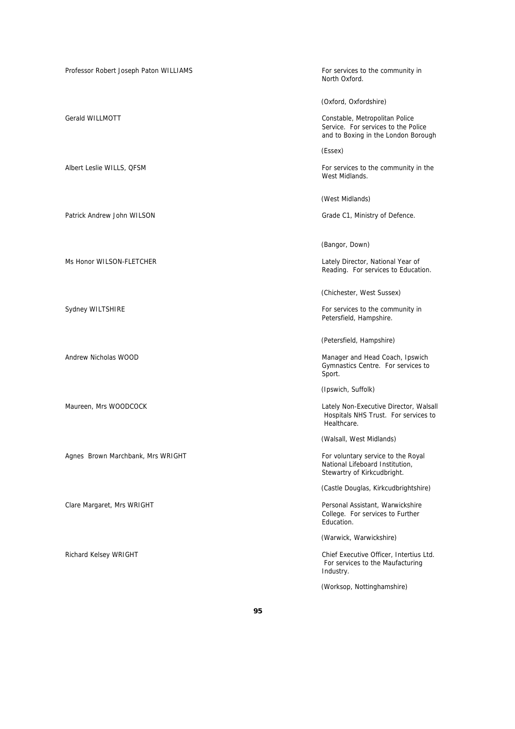Professor Robert Joseph Paton WILLIAMS

For services to the community in North Oxford.

(Oxford, Oxfordshire)

Gerald WILLMOTT

Constable, Metropolitan Police Service. For services to the Police and to Boxing in the London Borough

(Essex)

Albert Leslie WILLS, QFSM

For services to the community in the West Midlands.

(West Midlands)

Patrick Andrew John WILSON

Grade C1, Ministry of Defence.

(Bangor, Down)

Ms Honor WILSON-FLETCHER

Lately Director, National Year of Reading. For services to Education.

(Chichester, West Sussex)

Sydney WILTSHIRE

For services to the community in Petersfield, Hampshire.

(Petersfield, Hampshire)

Andrew Nicholas WOOD

Manager and Head Coach, Ipswich Gymnastics Centre. For services to Sport.

(Ipswich, Suffolk)

Maureen, Mrs WOODCOCK

Lately Non-Executive Director, Walsall Hospitals NHS Trust. For services to Healthcare.

(Walsall, West Midlands)

Agnes Brown Marchbank, Mrs WRIGHT

For voluntary service to the Royal National Lifeboard Institution, Stewartry of Kirkcudbright.

(Castle Douglas, Kirkcudbrightshire)

Clare Margaret, Mrs WRIGHT

Personal Assistant, Warwickshire College. For services to Further Education.

(Warwick, Warwickshire)

Richard Kelsey WRIGHT

Chief Executive Officer, Intertius Ltd. For services to the Maufacturing Industry.

(Worksop, Nottinghamshire)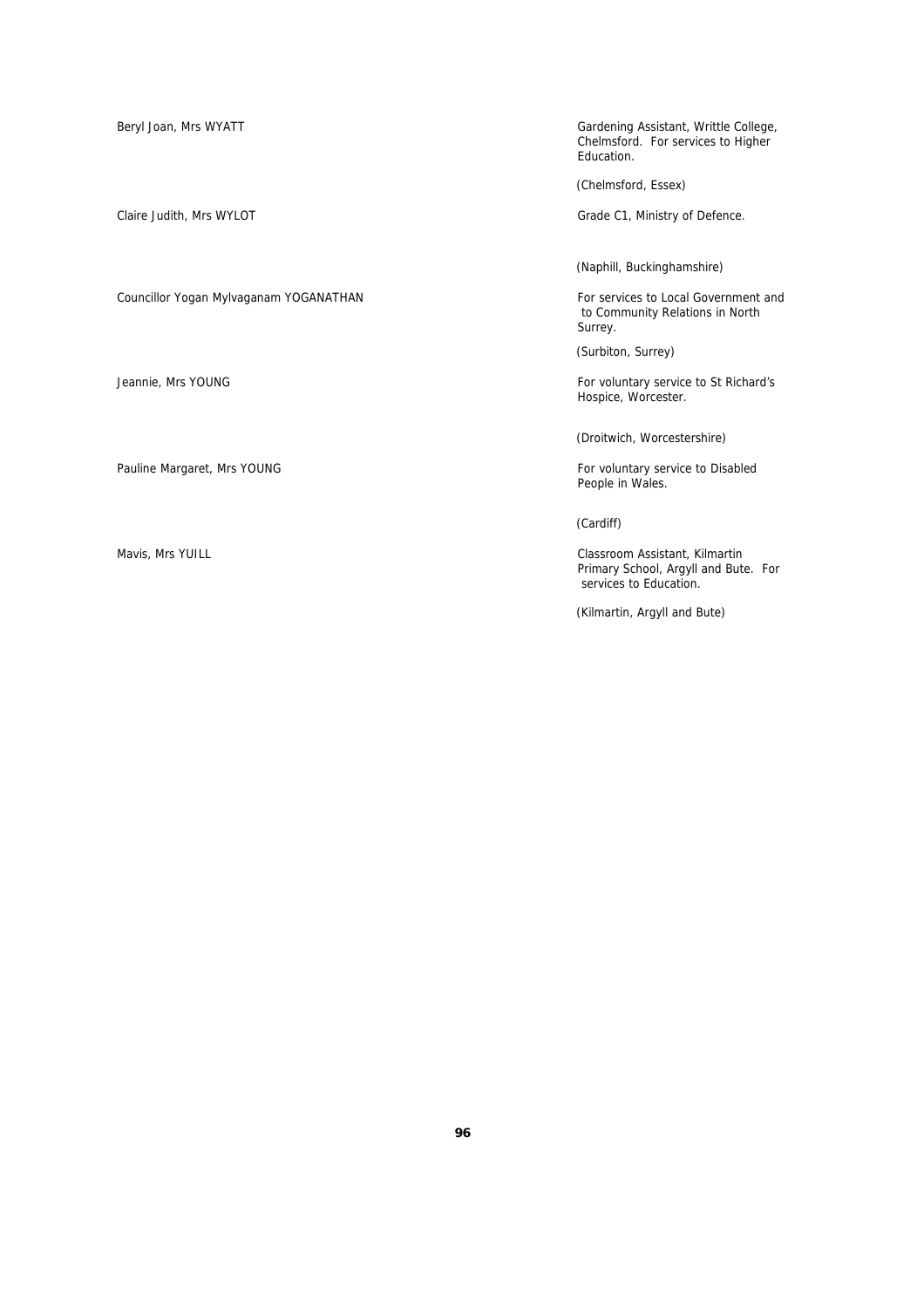| | |
|---|---|
| Beryl Joan, Mrs WYATT | Gardening Assistant, Writtle College, Chelmsford. For services to Higher Education.<br><br>*(Chelmsford, Essex)* |
| Claire Judith, Mrs WYLOT | Grade C1, Ministry of Defence.<br><br>*(Naphill, Buckinghamshire)* |
| Councillor Yogan Mylvaganam YOGANATHAN | For services to Local Government and to Community Relations in North Surrey.<br><br>*(Surbiton, Surrey)* |
| Jeannie, Mrs YOUNG | For voluntary service to St Richard's Hospice, Worcester.<br><br>*(Droitwich, Worcestershire)* |
| Pauline Margaret, Mrs YOUNG | For voluntary service to Disabled People in Wales.<br><br>*(Cardiff)* |
| Mavis, Mrs YUILL | Classroom Assistant, Kilmartin Primary School, Argyll and Bute. For services to Education.<br><br>*(Kilmartin, Argyll and Bute)* |